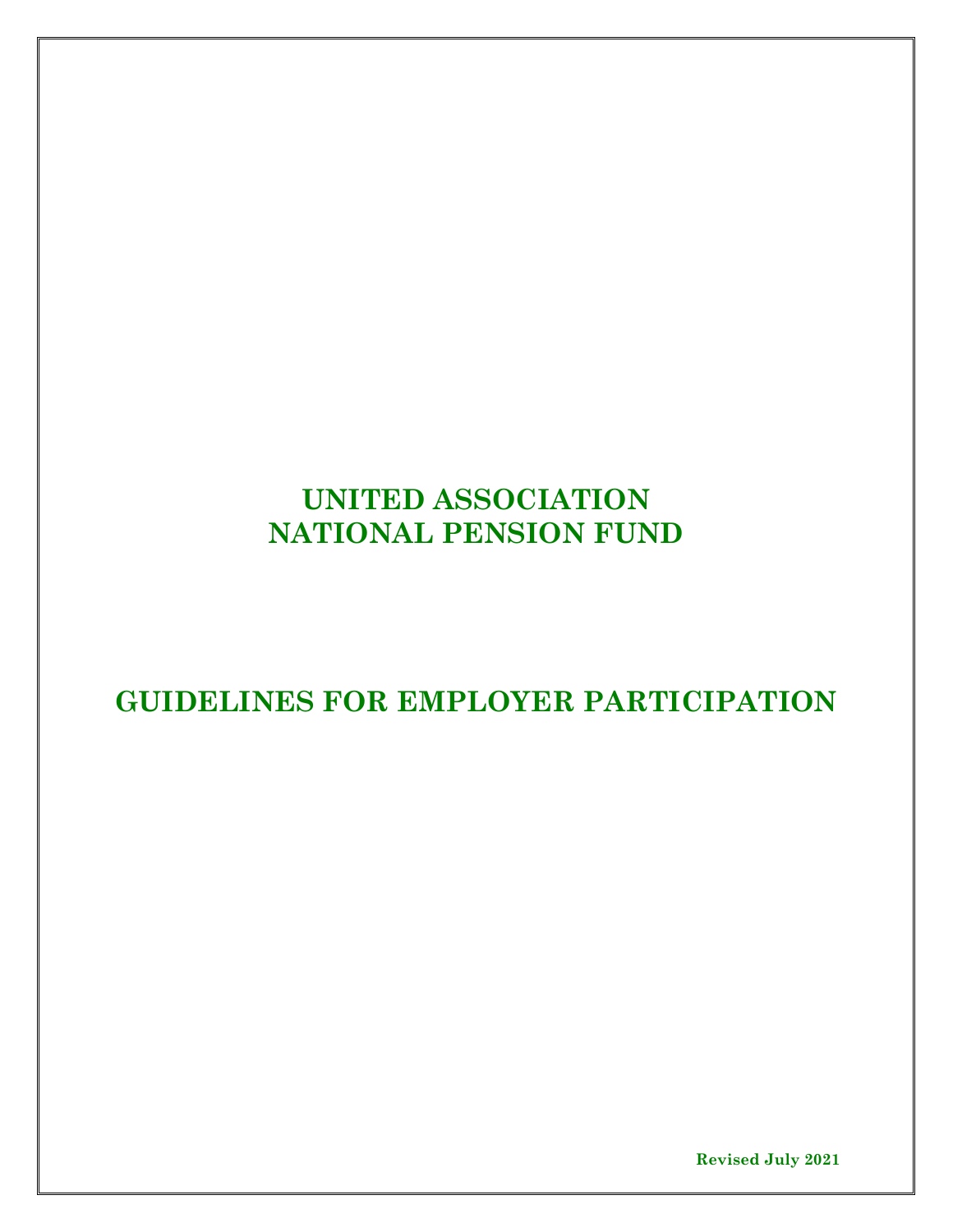# UNITED ASSOCIATION
# NATIONAL PENSION FUND

# GUIDELINES FOR EMPLOYER PARTICIPATION

**Revised July 2021**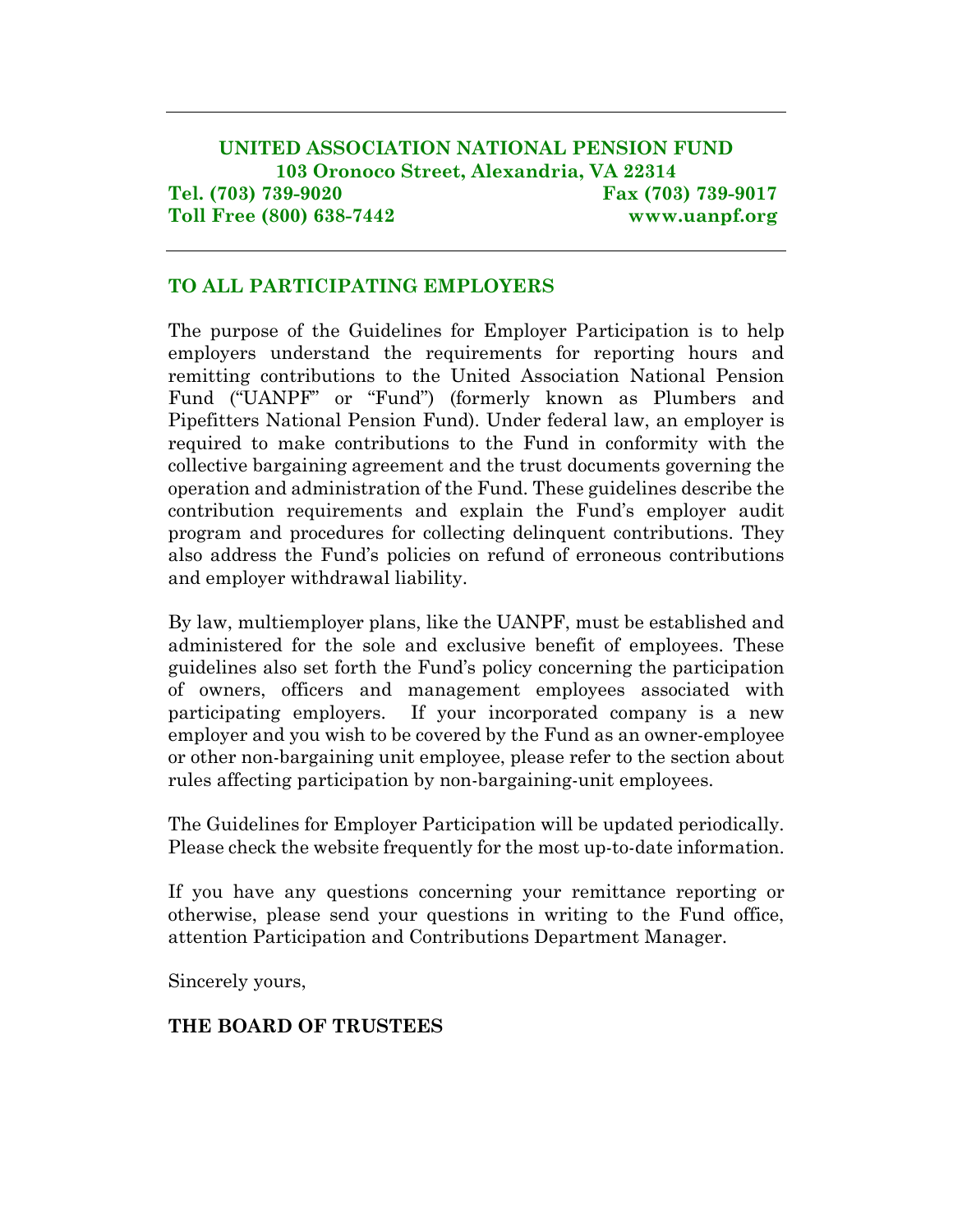**UNITED ASSOCIATION NATIONAL PENSION FUND**
**103 Oronoco Street, Alexandria, VA 22314**
**Tel. (703) 739-9020** | **Fax (703) 739-9017**
**Toll Free (800) 638-7442** | **www.uanpf.org**

---

## TO ALL PARTICIPATING EMPLOYERS

The purpose of the Guidelines for Employer Participation is to help employers understand the requirements for reporting hours and remitting contributions to the United Association National Pension Fund ("UANPF" or "Fund") (formerly known as Plumbers and Pipefitters National Pension Fund). Under federal law, an employer is required to make contributions to the Fund in conformity with the collective bargaining agreement and the trust documents governing the operation and administration of the Fund. These guidelines describe the contribution requirements and explain the Fund's employer audit program and procedures for collecting delinquent contributions. They also address the Fund's policies on refund of erroneous contributions and employer withdrawal liability.

By law, multiemployer plans, like the UANPF, must be established and administered for the sole and exclusive benefit of employees. These guidelines also set forth the Fund's policy concerning the participation of owners, officers and management employees associated with participating employers. If your incorporated company is a new employer and you wish to be covered by the Fund as an owner-employee or other non-bargaining unit employee, please refer to the section about rules affecting participation by non-bargaining-unit employees.

The Guidelines for Employer Participation will be updated periodically. Please check the website frequently for the most up-to-date information.

If you have any questions concerning your remittance reporting or otherwise, please send your questions in writing to the Fund office, attention Participation and Contributions Department Manager.

Sincerely yours,

**THE BOARD OF TRUSTEES**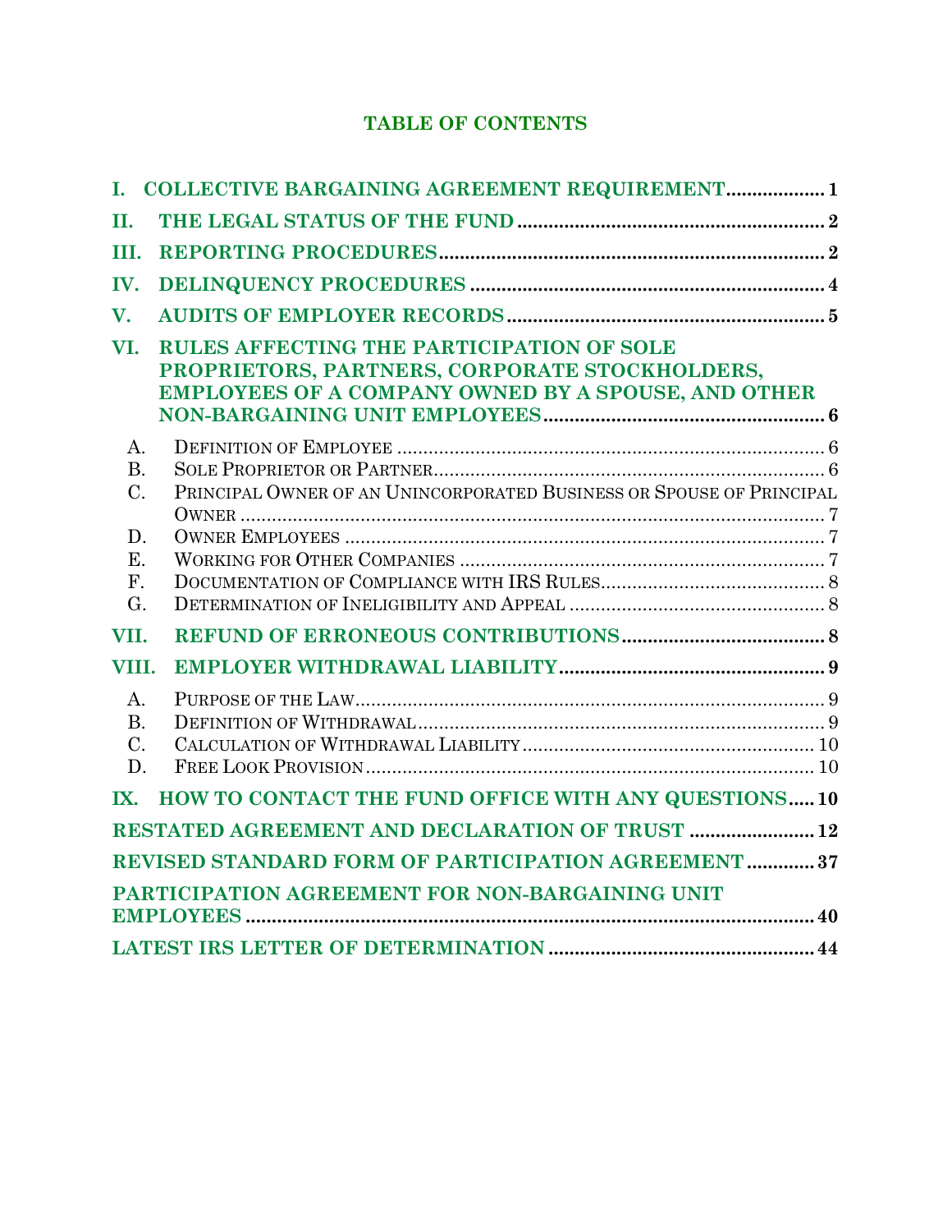# TABLE OF CONTENTS

**I. COLLECTIVE BARGAINING AGREEMENT REQUIREMENT** .................. 1

**II. THE LEGAL STATUS OF THE FUND** .................. 2

**III. REPORTING PROCEDURES** .................. 2

**IV. DELINQUENCY PROCEDURES** .................. 4

**V. AUDITS OF EMPLOYER RECORDS** .................. 5

**VI. RULES AFFECTING THE PARTICIPATION OF SOLE PROPRIETORS, PARTNERS, CORPORATE STOCKHOLDERS, EMPLOYEES OF A COMPANY OWNED BY A SPOUSE, AND OTHER NON-BARGAINING UNIT EMPLOYEES** .................. 6

- A. Definition of Employee .................. 6
- B. Sole Proprietor or Partner .................. 6
- C. Principal Owner of an Unincorporated Business or Spouse of Principal Owner .................. 7
- D. Owner Employees .................. 7
- E. Working for Other Companies .................. 7
- F. Documentation of Compliance with IRS Rules .................. 8
- G. Determination of Ineligibility and Appeal .................. 8

**VII. REFUND OF ERRONEOUS CONTRIBUTIONS** .................. 8

**VIII. EMPLOYER WITHDRAWAL LIABILITY** .................. 9

- A. Purpose of the Law .................. 9
- B. Definition of Withdrawal .................. 9
- C. Calculation of Withdrawal Liability .................. 10
- D. Free Look Provision .................. 10

**IX. HOW TO CONTACT THE FUND OFFICE WITH ANY QUESTIONS** .................. 10

**RESTATED AGREEMENT AND DECLARATION OF TRUST** .................. 12

**REVISED STANDARD FORM OF PARTICIPATION AGREEMENT** .................. 37

**PARTICIPATION AGREEMENT FOR NON-BARGAINING UNIT EMPLOYEES** .................. 40

**LATEST IRS LETTER OF DETERMINATION** .................. 44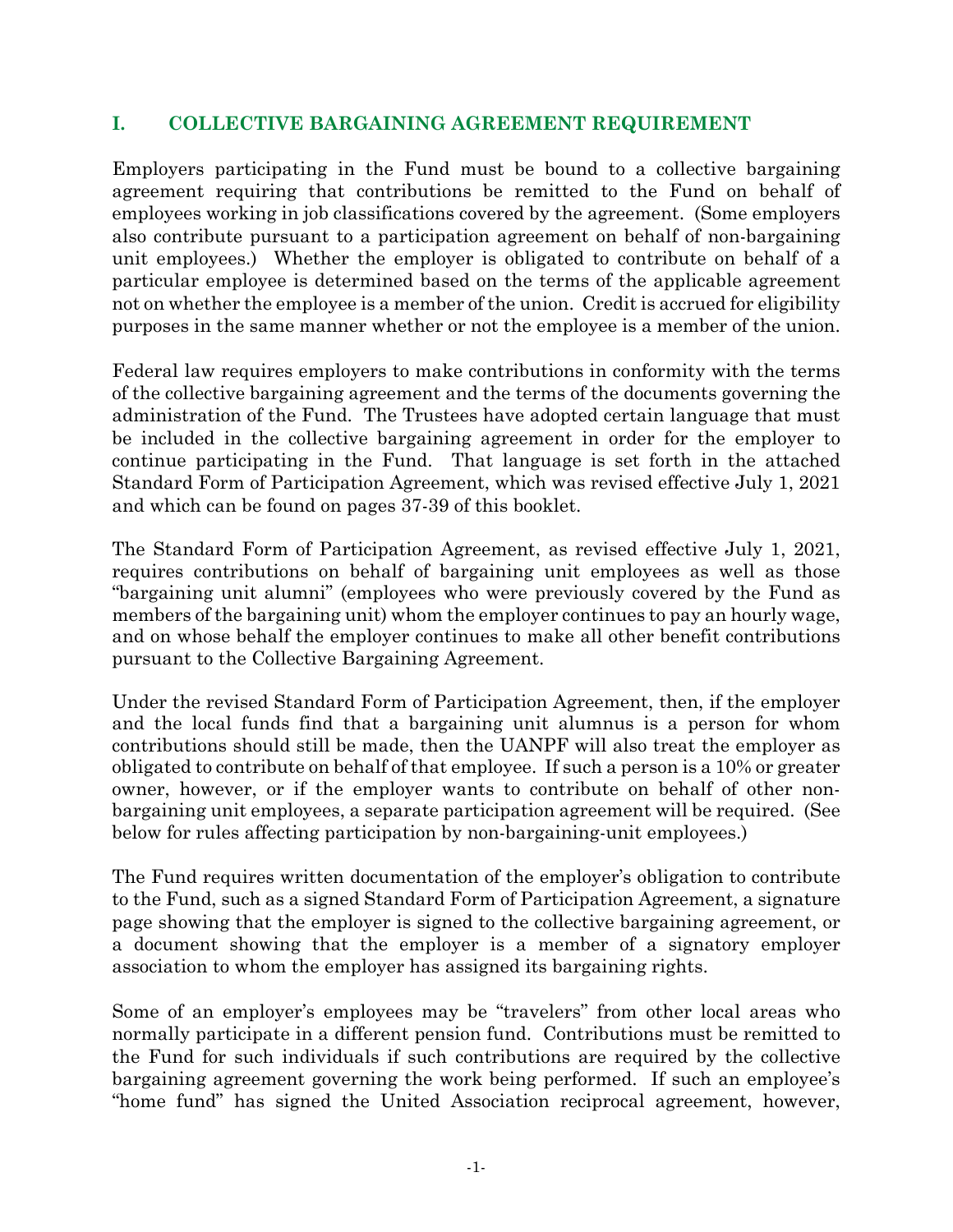## I. COLLECTIVE BARGAINING AGREEMENT REQUIREMENT

Employers participating in the Fund must be bound to a collective bargaining agreement requiring that contributions be remitted to the Fund on behalf of employees working in job classifications covered by the agreement. (Some employers also contribute pursuant to a participation agreement on behalf of non-bargaining unit employees.) Whether the employer is obligated to contribute on behalf of a particular employee is determined based on the terms of the applicable agreement not on whether the employee is a member of the union. Credit is accrued for eligibility purposes in the same manner whether or not the employee is a member of the union.

Federal law requires employers to make contributions in conformity with the terms of the collective bargaining agreement and the terms of the documents governing the administration of the Fund. The Trustees have adopted certain language that must be included in the collective bargaining agreement in order for the employer to continue participating in the Fund. That language is set forth in the attached Standard Form of Participation Agreement, which was revised effective July 1, 2021 and which can be found on pages 37-39 of this booklet.

The Standard Form of Participation Agreement, as revised effective July 1, 2021, requires contributions on behalf of bargaining unit employees as well as those "bargaining unit alumni" (employees who were previously covered by the Fund as members of the bargaining unit) whom the employer continues to pay an hourly wage, and on whose behalf the employer continues to make all other benefit contributions pursuant to the Collective Bargaining Agreement.

Under the revised Standard Form of Participation Agreement, then, if the employer and the local funds find that a bargaining unit alumnus is a person for whom contributions should still be made, then the UANPF will also treat the employer as obligated to contribute on behalf of that employee. If such a person is a 10% or greater owner, however, or if the employer wants to contribute on behalf of other non-bargaining unit employees, a separate participation agreement will be required. (See below for rules affecting participation by non-bargaining-unit employees.)

The Fund requires written documentation of the employer's obligation to contribute to the Fund, such as a signed Standard Form of Participation Agreement, a signature page showing that the employer is signed to the collective bargaining agreement, or a document showing that the employer is a member of a signatory employer association to whom the employer has assigned its bargaining rights.

Some of an employer's employees may be "travelers" from other local areas who normally participate in a different pension fund. Contributions must be remitted to the Fund for such individuals if such contributions are required by the collective bargaining agreement governing the work being performed. If such an employee's "home fund" has signed the United Association reciprocal agreement, however,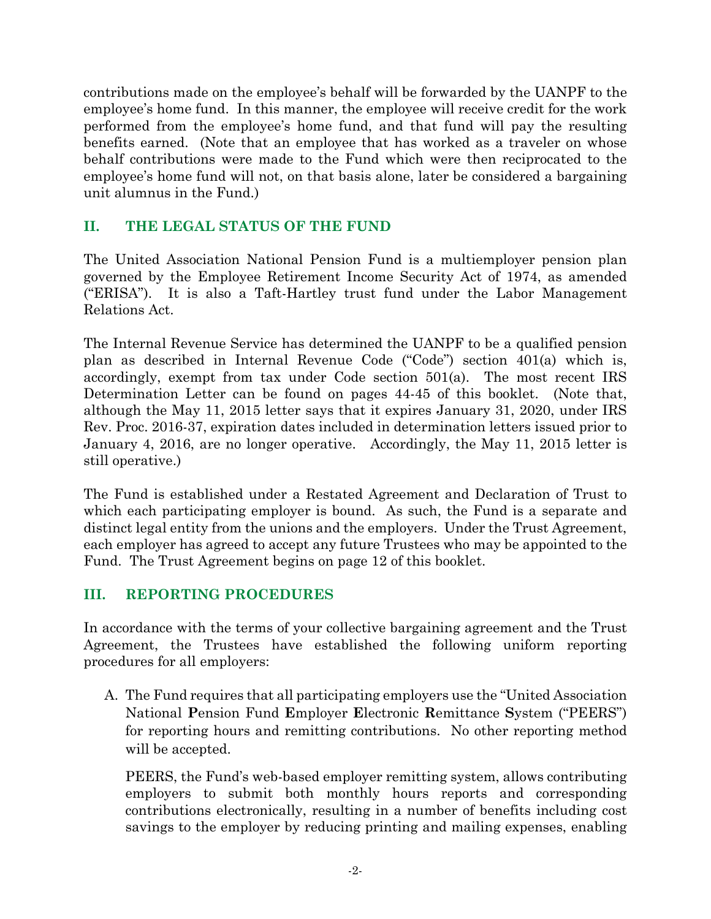contributions made on the employee's behalf will be forwarded by the UANPF to the employee's home fund. In this manner, the employee will receive credit for the work performed from the employee's home fund, and that fund will pay the resulting benefits earned. (Note that an employee that has worked as a traveler on whose behalf contributions were made to the Fund which were then reciprocated to the employee's home fund will not, on that basis alone, later be considered a bargaining unit alumnus in the Fund.)

## II. THE LEGAL STATUS OF THE FUND

The United Association National Pension Fund is a multiemployer pension plan governed by the Employee Retirement Income Security Act of 1974, as amended ("ERISA"). It is also a Taft-Hartley trust fund under the Labor Management Relations Act.

The Internal Revenue Service has determined the UANPF to be a qualified pension plan as described in Internal Revenue Code ("Code") section 401(a) which is, accordingly, exempt from tax under Code section 501(a). The most recent IRS Determination Letter can be found on pages 44-45 of this booklet. (Note that, although the May 11, 2015 letter says that it expires January 31, 2020, under IRS Rev. Proc. 2016-37, expiration dates included in determination letters issued prior to January 4, 2016, are no longer operative. Accordingly, the May 11, 2015 letter is still operative.)

The Fund is established under a Restated Agreement and Declaration of Trust to which each participating employer is bound. As such, the Fund is a separate and distinct legal entity from the unions and the employers. Under the Trust Agreement, each employer has agreed to accept any future Trustees who may be appointed to the Fund. The Trust Agreement begins on page 12 of this booklet.

## III. REPORTING PROCEDURES

In accordance with the terms of your collective bargaining agreement and the Trust Agreement, the Trustees have established the following uniform reporting procedures for all employers:

A. The Fund requires that all participating employers use the "United Association National **P**ension Fund **E**mployer **E**lectronic **R**emittance **S**ystem ("PEERS") for reporting hours and remitting contributions. No other reporting method will be accepted.

   PEERS, the Fund's web-based employer remitting system, allows contributing employers to submit both monthly hours reports and corresponding contributions electronically, resulting in a number of benefits including cost savings to the employer by reducing printing and mailing expenses, enabling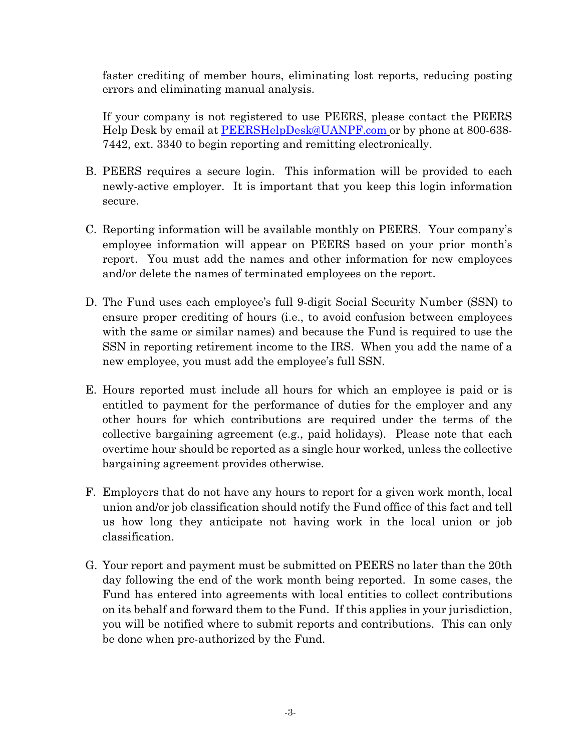faster crediting of member hours, eliminating lost reports, reducing posting errors and eliminating manual analysis.

If your company is not registered to use PEERS, please contact the PEERS Help Desk by email at PEERSHelpDesk@UANPF.com or by phone at 800-638-7442, ext. 3340 to begin reporting and remitting electronically.

B. PEERS requires a secure login. This information will be provided to each newly-active employer. It is important that you keep this login information secure.

C. Reporting information will be available monthly on PEERS. Your company's employee information will appear on PEERS based on your prior month's report. You must add the names and other information for new employees and/or delete the names of terminated employees on the report.

D. The Fund uses each employee's full 9-digit Social Security Number (SSN) to ensure proper crediting of hours (i.e., to avoid confusion between employees with the same or similar names) and because the Fund is required to use the SSN in reporting retirement income to the IRS. When you add the name of a new employee, you must add the employee's full SSN.

E. Hours reported must include all hours for which an employee is paid or is entitled to payment for the performance of duties for the employer and any other hours for which contributions are required under the terms of the collective bargaining agreement (e.g., paid holidays). Please note that each overtime hour should be reported as a single hour worked, unless the collective bargaining agreement provides otherwise.

F. Employers that do not have any hours to report for a given work month, local union and/or job classification should notify the Fund office of this fact and tell us how long they anticipate not having work in the local union or job classification.

G. Your report and payment must be submitted on PEERS no later than the 20th day following the end of the work month being reported. In some cases, the Fund has entered into agreements with local entities to collect contributions on its behalf and forward them to the Fund. If this applies in your jurisdiction, you will be notified where to submit reports and contributions. This can only be done when pre-authorized by the Fund.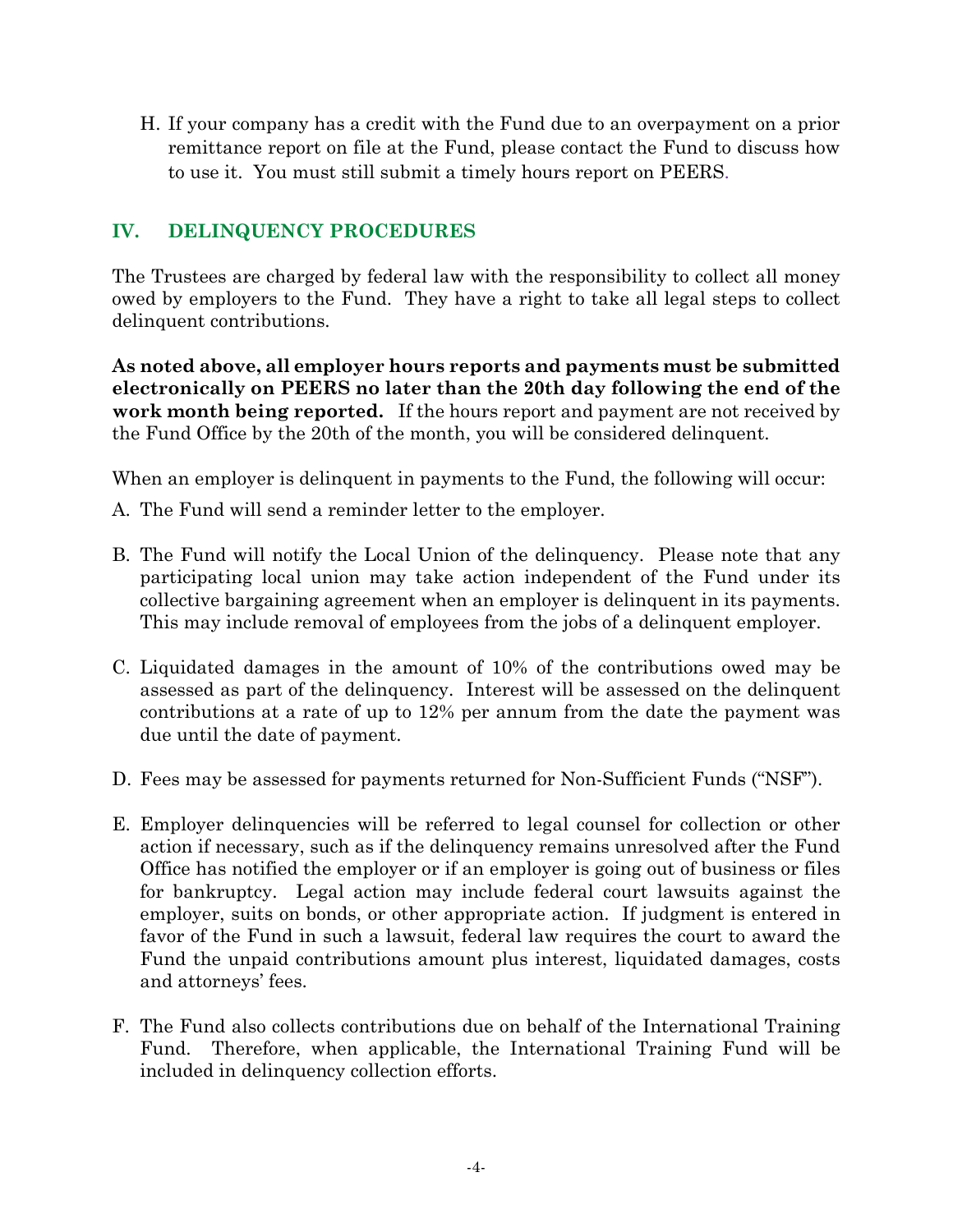H. If your company has a credit with the Fund due to an overpayment on a prior remittance report on file at the Fund, please contact the Fund to discuss how to use it. You must still submit a timely hours report on PEERS.

## IV. DELINQUENCY PROCEDURES

The Trustees are charged by federal law with the responsibility to collect all money owed by employers to the Fund. They have a right to take all legal steps to collect delinquent contributions.

**As noted above, all employer hours reports and payments must be submitted electronically on PEERS no later than the 20th day following the end of the work month being reported.** If the hours report and payment are not received by the Fund Office by the 20th of the month, you will be considered delinquent.

When an employer is delinquent in payments to the Fund, the following will occur:

A. The Fund will send a reminder letter to the employer.

B. The Fund will notify the Local Union of the delinquency. Please note that any participating local union may take action independent of the Fund under its collective bargaining agreement when an employer is delinquent in its payments. This may include removal of employees from the jobs of a delinquent employer.

C. Liquidated damages in the amount of 10% of the contributions owed may be assessed as part of the delinquency. Interest will be assessed on the delinquent contributions at a rate of up to 12% per annum from the date the payment was due until the date of payment.

D. Fees may be assessed for payments returned for Non-Sufficient Funds ("NSF").

E. Employer delinquencies will be referred to legal counsel for collection or other action if necessary, such as if the delinquency remains unresolved after the Fund Office has notified the employer or if an employer is going out of business or files for bankruptcy. Legal action may include federal court lawsuits against the employer, suits on bonds, or other appropriate action. If judgment is entered in favor of the Fund in such a lawsuit, federal law requires the court to award the Fund the unpaid contributions amount plus interest, liquidated damages, costs and attorneys' fees.

F. The Fund also collects contributions due on behalf of the International Training Fund. Therefore, when applicable, the International Training Fund will be included in delinquency collection efforts.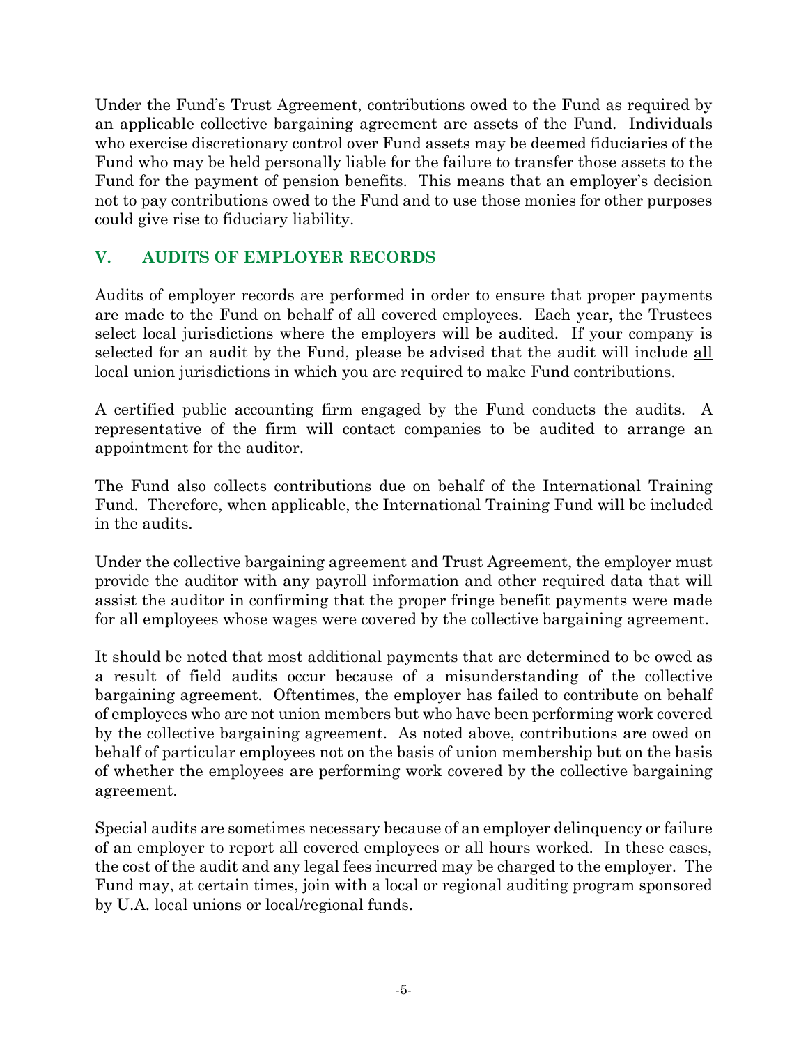Under the Fund's Trust Agreement, contributions owed to the Fund as required by an applicable collective bargaining agreement are assets of the Fund. Individuals who exercise discretionary control over Fund assets may be deemed fiduciaries of the Fund who may be held personally liable for the failure to transfer those assets to the Fund for the payment of pension benefits. This means that an employer's decision not to pay contributions owed to the Fund and to use those monies for other purposes could give rise to fiduciary liability.

## V. AUDITS OF EMPLOYER RECORDS

Audits of employer records are performed in order to ensure that proper payments are made to the Fund on behalf of all covered employees. Each year, the Trustees select local jurisdictions where the employers will be audited. If your company is selected for an audit by the Fund, please be advised that the audit will include <u>all</u> local union jurisdictions in which you are required to make Fund contributions.

A certified public accounting firm engaged by the Fund conducts the audits. A representative of the firm will contact companies to be audited to arrange an appointment for the auditor.

The Fund also collects contributions due on behalf of the International Training Fund. Therefore, when applicable, the International Training Fund will be included in the audits.

Under the collective bargaining agreement and Trust Agreement, the employer must provide the auditor with any payroll information and other required data that will assist the auditor in confirming that the proper fringe benefit payments were made for all employees whose wages were covered by the collective bargaining agreement.

It should be noted that most additional payments that are determined to be owed as a result of field audits occur because of a misunderstanding of the collective bargaining agreement. Oftentimes, the employer has failed to contribute on behalf of employees who are not union members but who have been performing work covered by the collective bargaining agreement. As noted above, contributions are owed on behalf of particular employees not on the basis of union membership but on the basis of whether the employees are performing work covered by the collective bargaining agreement.

Special audits are sometimes necessary because of an employer delinquency or failure of an employer to report all covered employees or all hours worked. In these cases, the cost of the audit and any legal fees incurred may be charged to the employer. The Fund may, at certain times, join with a local or regional auditing program sponsored by U.A. local unions or local/regional funds.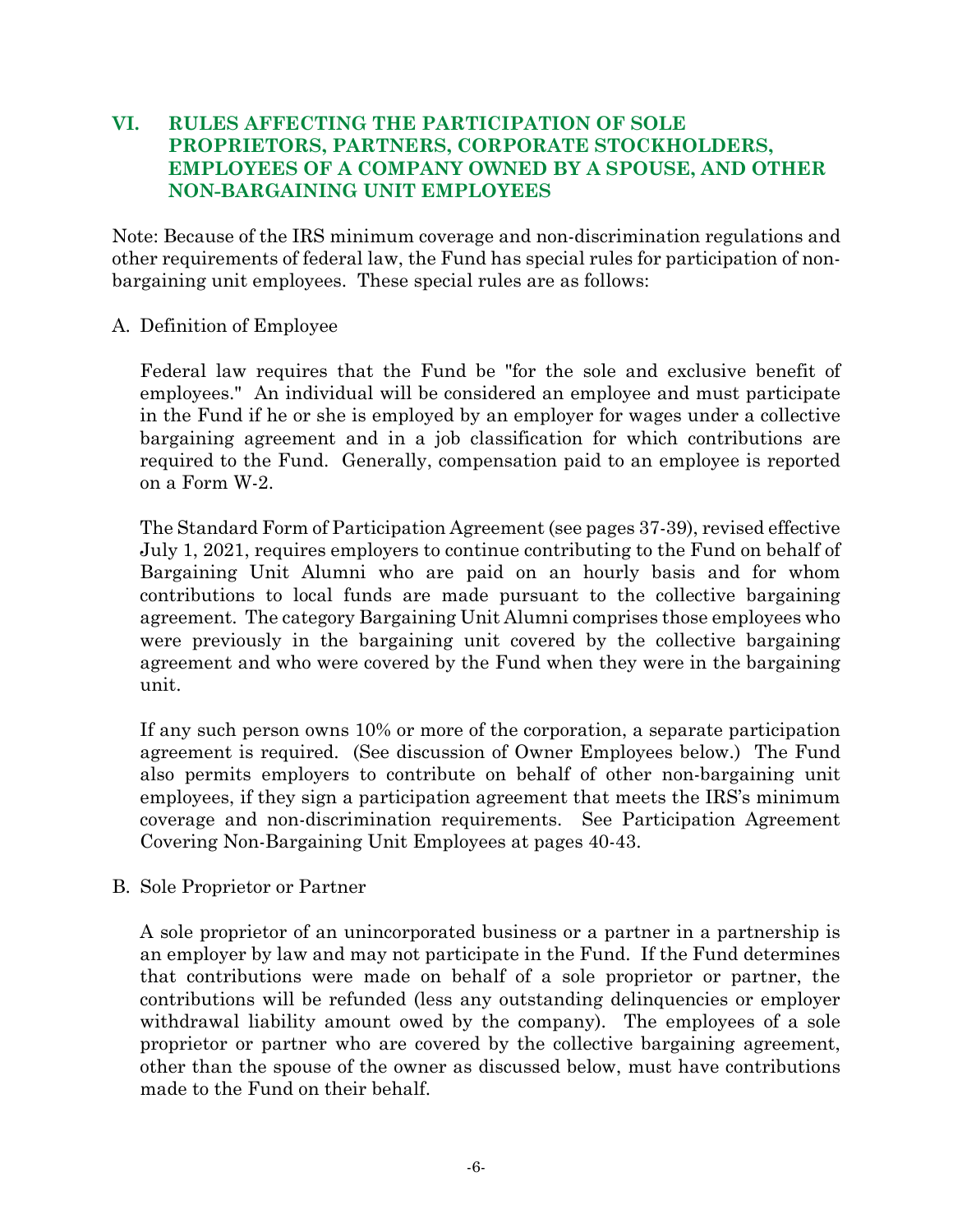## VI. RULES AFFECTING THE PARTICIPATION OF SOLE PROPRIETORS, PARTNERS, CORPORATE STOCKHOLDERS, EMPLOYEES OF A COMPANY OWNED BY A SPOUSE, AND OTHER NON-BARGAINING UNIT EMPLOYEES

Note: Because of the IRS minimum coverage and non-discrimination regulations and other requirements of federal law, the Fund has special rules for participation of non-bargaining unit employees. These special rules are as follows:

A. Definition of Employee

Federal law requires that the Fund be "for the sole and exclusive benefit of employees." An individual will be considered an employee and must participate in the Fund if he or she is employed by an employer for wages under a collective bargaining agreement and in a job classification for which contributions are required to the Fund. Generally, compensation paid to an employee is reported on a Form W-2.

The Standard Form of Participation Agreement (see pages 37-39), revised effective July 1, 2021, requires employers to continue contributing to the Fund on behalf of Bargaining Unit Alumni who are paid on an hourly basis and for whom contributions to local funds are made pursuant to the collective bargaining agreement. The category Bargaining Unit Alumni comprises those employees who were previously in the bargaining unit covered by the collective bargaining agreement and who were covered by the Fund when they were in the bargaining unit.

If any such person owns 10% or more of the corporation, a separate participation agreement is required. (See discussion of Owner Employees below.) The Fund also permits employers to contribute on behalf of other non-bargaining unit employees, if they sign a participation agreement that meets the IRS's minimum coverage and non-discrimination requirements. See Participation Agreement Covering Non-Bargaining Unit Employees at pages 40-43.

B. Sole Proprietor or Partner

A sole proprietor of an unincorporated business or a partner in a partnership is an employer by law and may not participate in the Fund. If the Fund determines that contributions were made on behalf of a sole proprietor or partner, the contributions will be refunded (less any outstanding delinquencies or employer withdrawal liability amount owed by the company). The employees of a sole proprietor or partner who are covered by the collective bargaining agreement, other than the spouse of the owner as discussed below, must have contributions made to the Fund on their behalf.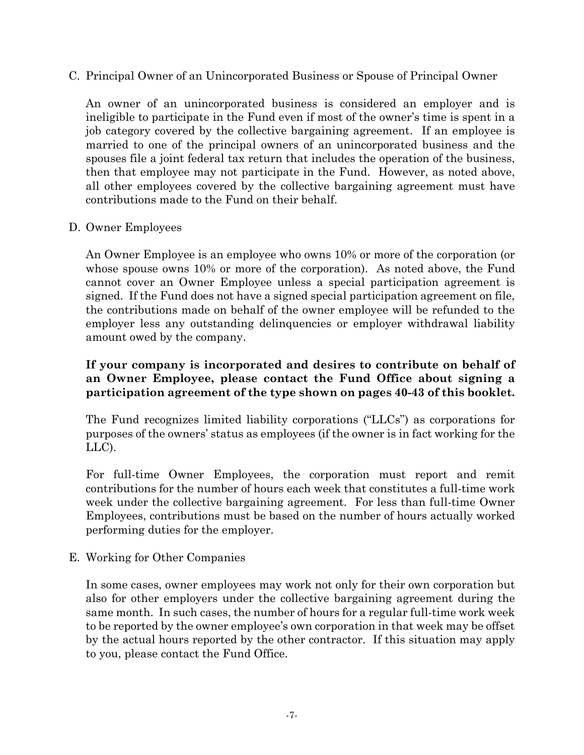C. Principal Owner of an Unincorporated Business or Spouse of Principal Owner

An owner of an unincorporated business is considered an employer and is ineligible to participate in the Fund even if most of the owner's time is spent in a job category covered by the collective bargaining agreement. If an employee is married to one of the principal owners of an unincorporated business and the spouses file a joint federal tax return that includes the operation of the business, then that employee may not participate in the Fund. However, as noted above, all other employees covered by the collective bargaining agreement must have contributions made to the Fund on their behalf.

D. Owner Employees

An Owner Employee is an employee who owns 10% or more of the corporation (or whose spouse owns 10% or more of the corporation). As noted above, the Fund cannot cover an Owner Employee unless a special participation agreement is signed. If the Fund does not have a signed special participation agreement on file, the contributions made on behalf of the owner employee will be refunded to the employer less any outstanding delinquencies or employer withdrawal liability amount owed by the company.

**If your company is incorporated and desires to contribute on behalf of an Owner Employee, please contact the Fund Office about signing a participation agreement of the type shown on pages 40-43 of this booklet.**

The Fund recognizes limited liability corporations ("LLCs") as corporations for purposes of the owners' status as employees (if the owner is in fact working for the LLC).

For full-time Owner Employees, the corporation must report and remit contributions for the number of hours each week that constitutes a full-time work week under the collective bargaining agreement. For less than full-time Owner Employees, contributions must be based on the number of hours actually worked performing duties for the employer.

E. Working for Other Companies

In some cases, owner employees may work not only for their own corporation but also for other employers under the collective bargaining agreement during the same month. In such cases, the number of hours for a regular full-time work week to be reported by the owner employee's own corporation in that week may be offset by the actual hours reported by the other contractor. If this situation may apply to you, please contact the Fund Office.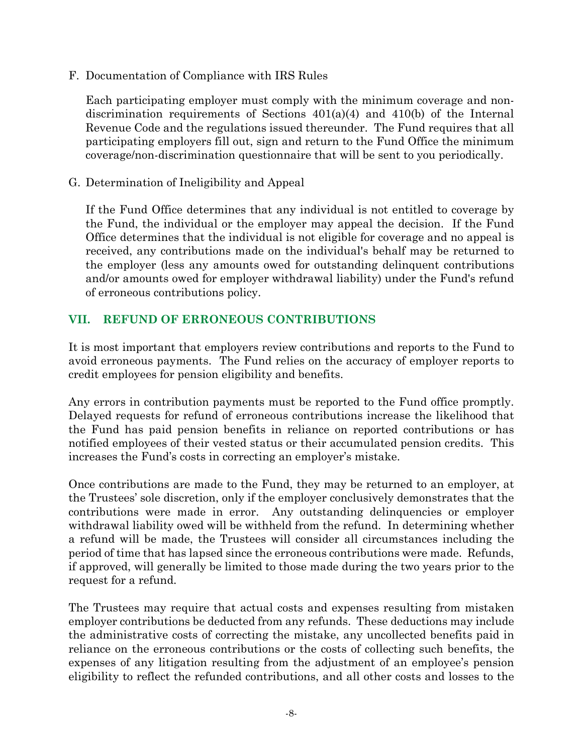F. Documentation of Compliance with IRS Rules

Each participating employer must comply with the minimum coverage and non-discrimination requirements of Sections 401(a)(4) and 410(b) of the Internal Revenue Code and the regulations issued thereunder. The Fund requires that all participating employers fill out, sign and return to the Fund Office the minimum coverage/non-discrimination questionnaire that will be sent to you periodically.

G. Determination of Ineligibility and Appeal

If the Fund Office determines that any individual is not entitled to coverage by the Fund, the individual or the employer may appeal the decision. If the Fund Office determines that the individual is not eligible for coverage and no appeal is received, any contributions made on the individual's behalf may be returned to the employer (less any amounts owed for outstanding delinquent contributions and/or amounts owed for employer withdrawal liability) under the Fund's refund of erroneous contributions policy.

## VII. REFUND OF ERRONEOUS CONTRIBUTIONS

It is most important that employers review contributions and reports to the Fund to avoid erroneous payments. The Fund relies on the accuracy of employer reports to credit employees for pension eligibility and benefits.

Any errors in contribution payments must be reported to the Fund office promptly. Delayed requests for refund of erroneous contributions increase the likelihood that the Fund has paid pension benefits in reliance on reported contributions or has notified employees of their vested status or their accumulated pension credits. This increases the Fund's costs in correcting an employer's mistake.

Once contributions are made to the Fund, they may be returned to an employer, at the Trustees' sole discretion, only if the employer conclusively demonstrates that the contributions were made in error. Any outstanding delinquencies or employer withdrawal liability owed will be withheld from the refund. In determining whether a refund will be made, the Trustees will consider all circumstances including the period of time that has lapsed since the erroneous contributions were made. Refunds, if approved, will generally be limited to those made during the two years prior to the request for a refund.

The Trustees may require that actual costs and expenses resulting from mistaken employer contributions be deducted from any refunds. These deductions may include the administrative costs of correcting the mistake, any uncollected benefits paid in reliance on the erroneous contributions or the costs of collecting such benefits, the expenses of any litigation resulting from the adjustment of an employee's pension eligibility to reflect the refunded contributions, and all other costs and losses to the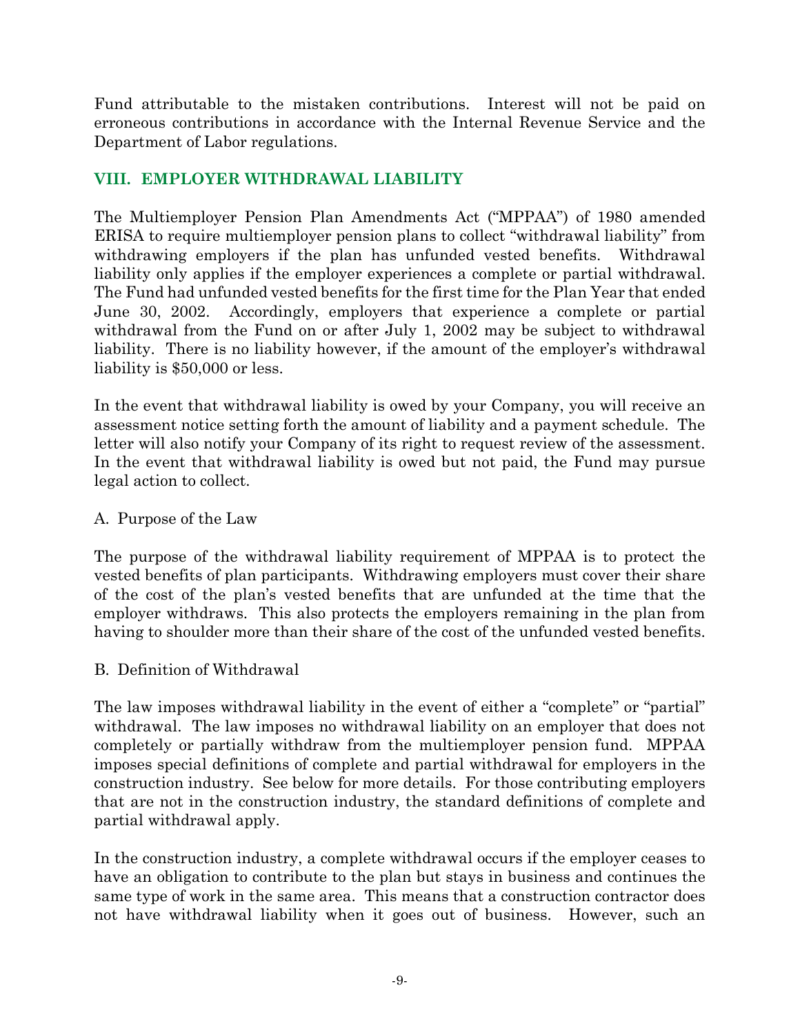Fund attributable to the mistaken contributions. Interest will not be paid on erroneous contributions in accordance with the Internal Revenue Service and the Department of Labor regulations.

## VIII. EMPLOYER WITHDRAWAL LIABILITY

The Multiemployer Pension Plan Amendments Act ("MPPAA") of 1980 amended ERISA to require multiemployer pension plans to collect "withdrawal liability" from withdrawing employers if the plan has unfunded vested benefits. Withdrawal liability only applies if the employer experiences a complete or partial withdrawal. The Fund had unfunded vested benefits for the first time for the Plan Year that ended June 30, 2002. Accordingly, employers that experience a complete or partial withdrawal from the Fund on or after July 1, 2002 may be subject to withdrawal liability. There is no liability however, if the amount of the employer's withdrawal liability is $50,000 or less.

In the event that withdrawal liability is owed by your Company, you will receive an assessment notice setting forth the amount of liability and a payment schedule. The letter will also notify your Company of its right to request review of the assessment. In the event that withdrawal liability is owed but not paid, the Fund may pursue legal action to collect.

A. Purpose of the Law

The purpose of the withdrawal liability requirement of MPPAA is to protect the vested benefits of plan participants. Withdrawing employers must cover their share of the cost of the plan's vested benefits that are unfunded at the time that the employer withdraws. This also protects the employers remaining in the plan from having to shoulder more than their share of the cost of the unfunded vested benefits.

B. Definition of Withdrawal

The law imposes withdrawal liability in the event of either a "complete" or "partial" withdrawal. The law imposes no withdrawal liability on an employer that does not completely or partially withdraw from the multiemployer pension fund. MPPAA imposes special definitions of complete and partial withdrawal for employers in the construction industry. See below for more details. For those contributing employers that are not in the construction industry, the standard definitions of complete and partial withdrawal apply.

In the construction industry, a complete withdrawal occurs if the employer ceases to have an obligation to contribute to the plan but stays in business and continues the same type of work in the same area. This means that a construction contractor does not have withdrawal liability when it goes out of business. However, such an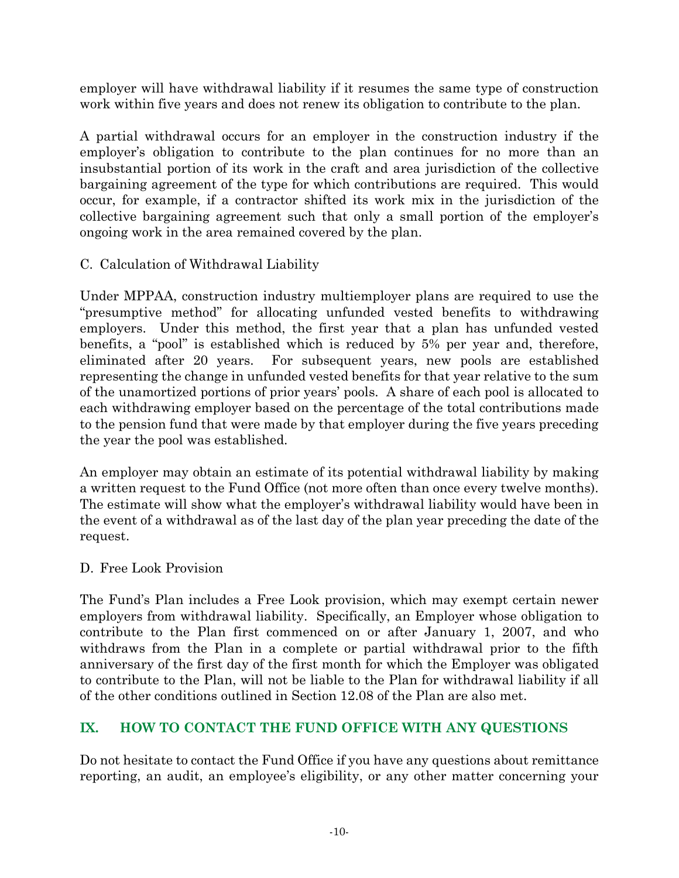employer will have withdrawal liability if it resumes the same type of construction work within five years and does not renew its obligation to contribute to the plan.

A partial withdrawal occurs for an employer in the construction industry if the employer's obligation to contribute to the plan continues for no more than an insubstantial portion of its work in the craft and area jurisdiction of the collective bargaining agreement of the type for which contributions are required. This would occur, for example, if a contractor shifted its work mix in the jurisdiction of the collective bargaining agreement such that only a small portion of the employer's ongoing work in the area remained covered by the plan.

### C. Calculation of Withdrawal Liability

Under MPPAA, construction industry multiemployer plans are required to use the "presumptive method" for allocating unfunded vested benefits to withdrawing employers. Under this method, the first year that a plan has unfunded vested benefits, a "pool" is established which is reduced by 5% per year and, therefore, eliminated after 20 years. For subsequent years, new pools are established representing the change in unfunded vested benefits for that year relative to the sum of the unamortized portions of prior years' pools. A share of each pool is allocated to each withdrawing employer based on the percentage of the total contributions made to the pension fund that were made by that employer during the five years preceding the year the pool was established.

An employer may obtain an estimate of its potential withdrawal liability by making a written request to the Fund Office (not more often than once every twelve months). The estimate will show what the employer's withdrawal liability would have been in the event of a withdrawal as of the last day of the plan year preceding the date of the request.

### D. Free Look Provision

The Fund's Plan includes a Free Look provision, which may exempt certain newer employers from withdrawal liability. Specifically, an Employer whose obligation to contribute to the Plan first commenced on or after January 1, 2007, and who withdraws from the Plan in a complete or partial withdrawal prior to the fifth anniversary of the first day of the first month for which the Employer was obligated to contribute to the Plan, will not be liable to the Plan for withdrawal liability if all of the other conditions outlined in Section 12.08 of the Plan are also met.

## IX. HOW TO CONTACT THE FUND OFFICE WITH ANY QUESTIONS

Do not hesitate to contact the Fund Office if you have any questions about remittance reporting, an audit, an employee's eligibility, or any other matter concerning your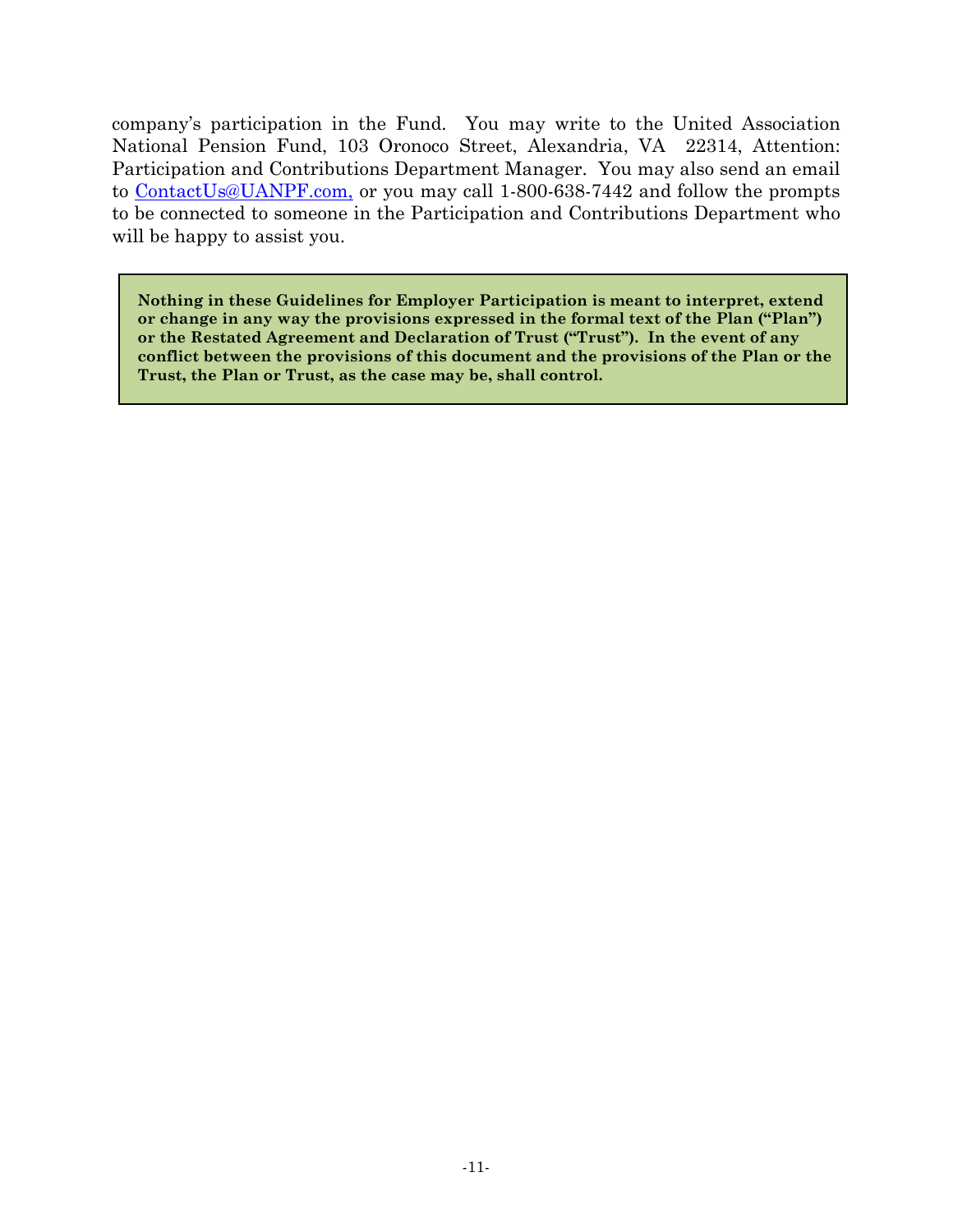company's participation in the Fund. You may write to the United Association National Pension Fund, 103 Oronoco Street, Alexandria, VA 22314, Attention: Participation and Contributions Department Manager. You may also send an email to ContactUs@UANPF.com, or you may call 1-800-638-7442 and follow the prompts to be connected to someone in the Participation and Contributions Department who will be happy to assist you.

**Nothing in these Guidelines for Employer Participation is meant to interpret, extend or change in any way the provisions expressed in the formal text of the Plan ("Plan") or the Restated Agreement and Declaration of Trust ("Trust"). In the event of any conflict between the provisions of this document and the provisions of the Plan or the Trust, the Plan or Trust, as the case may be, shall control.**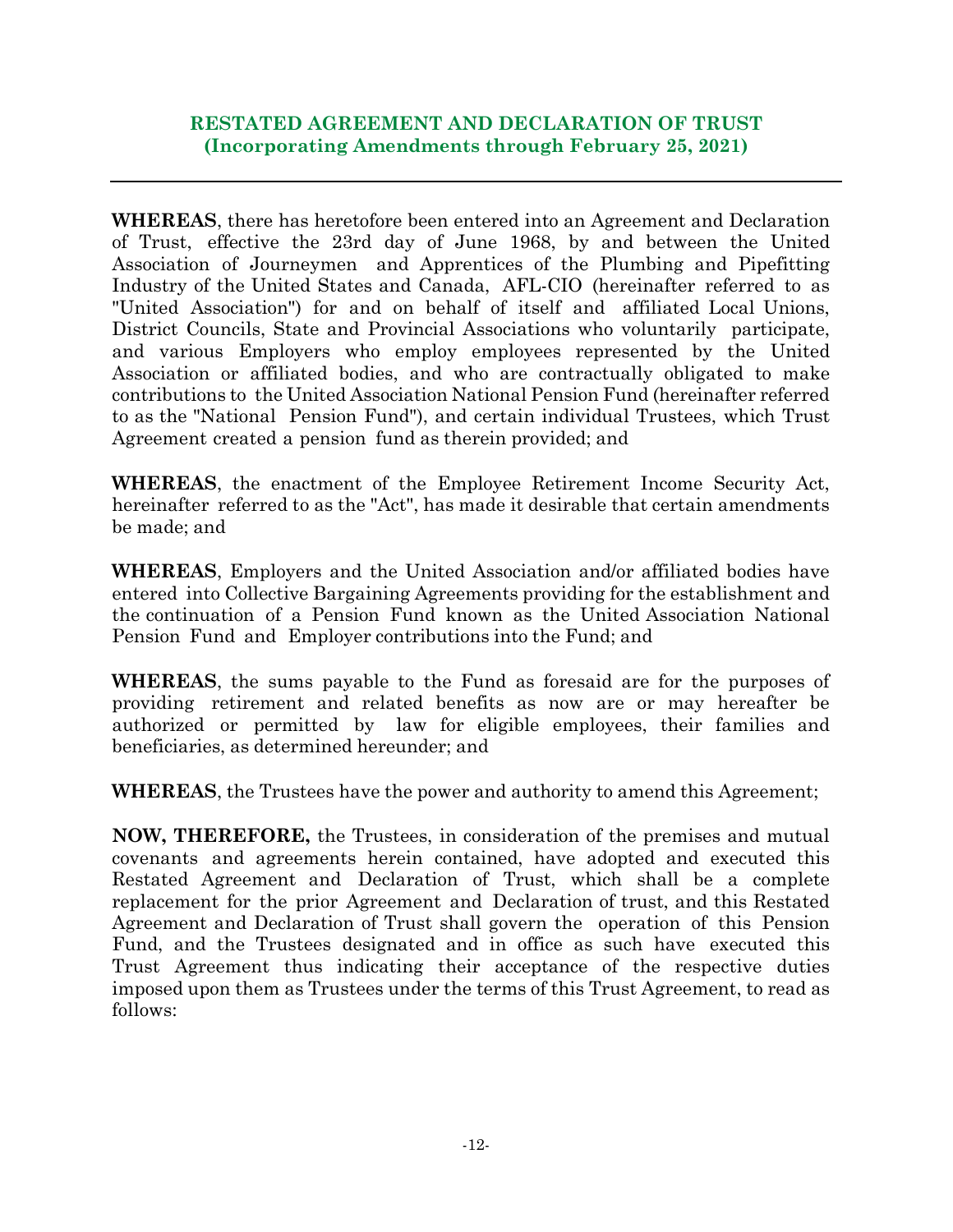## RESTATED AGREEMENT AND DECLARATION OF TRUST
## (Incorporating Amendments through February 25, 2021)

---

**WHEREAS**, there has heretofore been entered into an Agreement and Declaration of Trust, effective the 23rd day of June 1968, by and between the United Association of Journeymen and Apprentices of the Plumbing and Pipefitting Industry of the United States and Canada, AFL-CIO (hereinafter referred to as "United Association") for and on behalf of itself and affiliated Local Unions, District Councils, State and Provincial Associations who voluntarily participate, and various Employers who employ employees represented by the United Association or affiliated bodies, and who are contractually obligated to make contributions to the United Association National Pension Fund (hereinafter referred to as the "National Pension Fund"), and certain individual Trustees, which Trust Agreement created a pension fund as therein provided; and

**WHEREAS**, the enactment of the Employee Retirement Income Security Act, hereinafter referred to as the "Act", has made it desirable that certain amendments be made; and

**WHEREAS**, Employers and the United Association and/or affiliated bodies have entered into Collective Bargaining Agreements providing for the establishment and the continuation of a Pension Fund known as the United Association National Pension Fund and Employer contributions into the Fund; and

**WHEREAS**, the sums payable to the Fund as foresaid are for the purposes of providing retirement and related benefits as now are or may hereafter be authorized or permitted by law for eligible employees, their families and beneficiaries, as determined hereunder; and

**WHEREAS**, the Trustees have the power and authority to amend this Agreement;

**NOW, THEREFORE,** the Trustees, in consideration of the premises and mutual covenants and agreements herein contained, have adopted and executed this Restated Agreement and Declaration of Trust, which shall be a complete replacement for the prior Agreement and Declaration of trust, and this Restated Agreement and Declaration of Trust shall govern the operation of this Pension Fund, and the Trustees designated and in office as such have executed this Trust Agreement thus indicating their acceptance of the respective duties imposed upon them as Trustees under the terms of this Trust Agreement, to read as follows: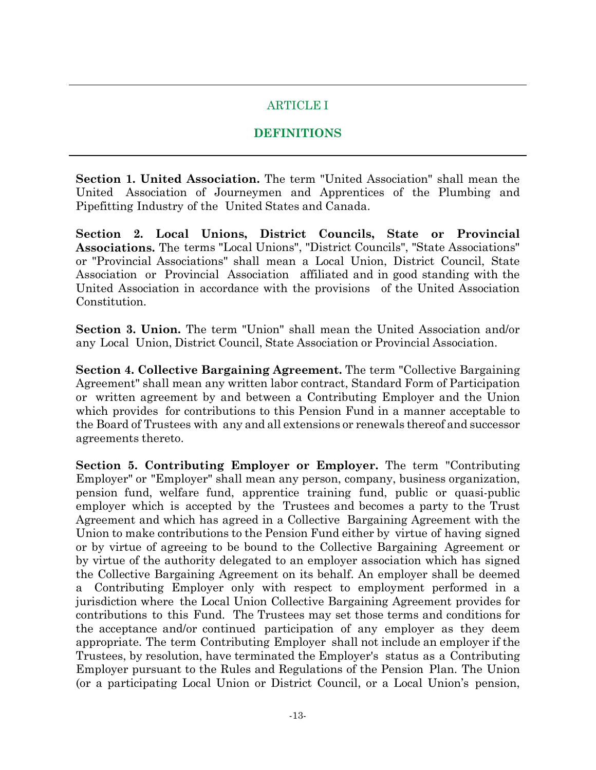# ARTICLE I

## DEFINITIONS

**Section 1. United Association.** The term "United Association" shall mean the United Association of Journeymen and Apprentices of the Plumbing and Pipefitting Industry of the United States and Canada.

**Section 2. Local Unions, District Councils, State or Provincial Associations.** The terms "Local Unions", "District Councils", "State Associations" or "Provincial Associations" shall mean a Local Union, District Council, State Association or Provincial Association affiliated and in good standing with the United Association in accordance with the provisions of the United Association Constitution.

**Section 3. Union.** The term "Union" shall mean the United Association and/or any Local Union, District Council, State Association or Provincial Association.

**Section 4. Collective Bargaining Agreement.** The term "Collective Bargaining Agreement" shall mean any written labor contract, Standard Form of Participation or written agreement by and between a Contributing Employer and the Union which provides for contributions to this Pension Fund in a manner acceptable to the Board of Trustees with any and all extensions or renewals thereof and successor agreements thereto.

**Section 5. Contributing Employer or Employer.** The term "Contributing Employer" or "Employer" shall mean any person, company, business organization, pension fund, welfare fund, apprentice training fund, public or quasi-public employer which is accepted by the Trustees and becomes a party to the Trust Agreement and which has agreed in a Collective Bargaining Agreement with the Union to make contributions to the Pension Fund either by virtue of having signed or by virtue of agreeing to be bound to the Collective Bargaining Agreement or by virtue of the authority delegated to an employer association which has signed the Collective Bargaining Agreement on its behalf. An employer shall be deemed a Contributing Employer only with respect to employment performed in a jurisdiction where the Local Union Collective Bargaining Agreement provides for contributions to this Fund. The Trustees may set those terms and conditions for the acceptance and/or continued participation of any employer as they deem appropriate. The term Contributing Employer shall not include an employer if the Trustees, by resolution, have terminated the Employer's status as a Contributing Employer pursuant to the Rules and Regulations of the Pension Plan. The Union (or a participating Local Union or District Council, or a Local Union's pension,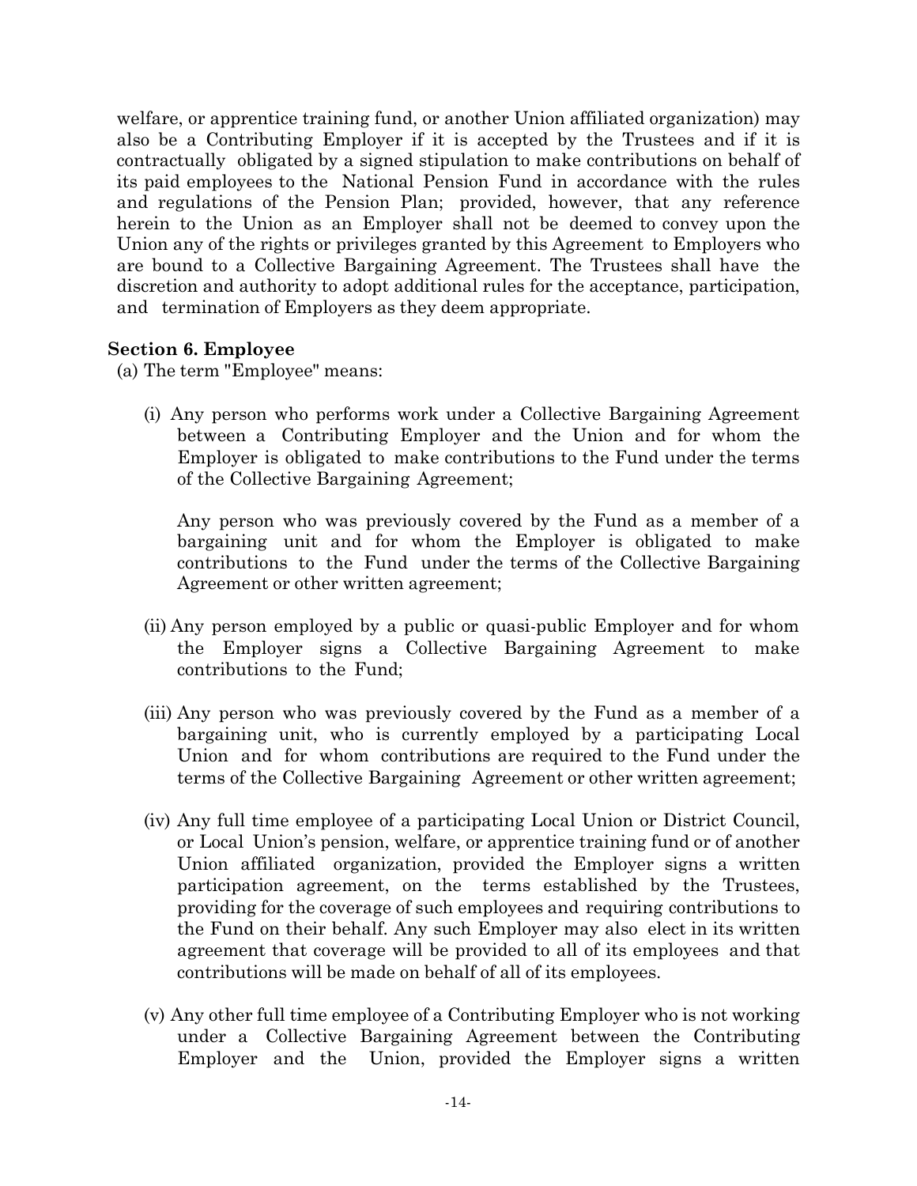welfare, or apprentice training fund, or another Union affiliated organization) may also be a Contributing Employer if it is accepted by the Trustees and if it is contractually obligated by a signed stipulation to make contributions on behalf of its paid employees to the National Pension Fund in accordance with the rules and regulations of the Pension Plan; provided, however, that any reference herein to the Union as an Employer shall not be deemed to convey upon the Union any of the rights or privileges granted by this Agreement to Employers who are bound to a Collective Bargaining Agreement. The Trustees shall have the discretion and authority to adopt additional rules for the acceptance, participation, and termination of Employers as they deem appropriate.

**Section 6. Employee**

(a) The term "Employee" means:

(i) Any person who performs work under a Collective Bargaining Agreement between a Contributing Employer and the Union and for whom the Employer is obligated to make contributions to the Fund under the terms of the Collective Bargaining Agreement;

Any person who was previously covered by the Fund as a member of a bargaining unit and for whom the Employer is obligated to make contributions to the Fund under the terms of the Collective Bargaining Agreement or other written agreement;

(ii) Any person employed by a public or quasi-public Employer and for whom the Employer signs a Collective Bargaining Agreement to make contributions to the Fund;

(iii) Any person who was previously covered by the Fund as a member of a bargaining unit, who is currently employed by a participating Local Union and for whom contributions are required to the Fund under the terms of the Collective Bargaining Agreement or other written agreement;

(iv) Any full time employee of a participating Local Union or District Council, or Local Union's pension, welfare, or apprentice training fund or of another Union affiliated organization, provided the Employer signs a written participation agreement, on the terms established by the Trustees, providing for the coverage of such employees and requiring contributions to the Fund on their behalf. Any such Employer may also elect in its written agreement that coverage will be provided to all of its employees and that contributions will be made on behalf of all of its employees.

(v) Any other full time employee of a Contributing Employer who is not working under a Collective Bargaining Agreement between the Contributing Employer and the Union, provided the Employer signs a written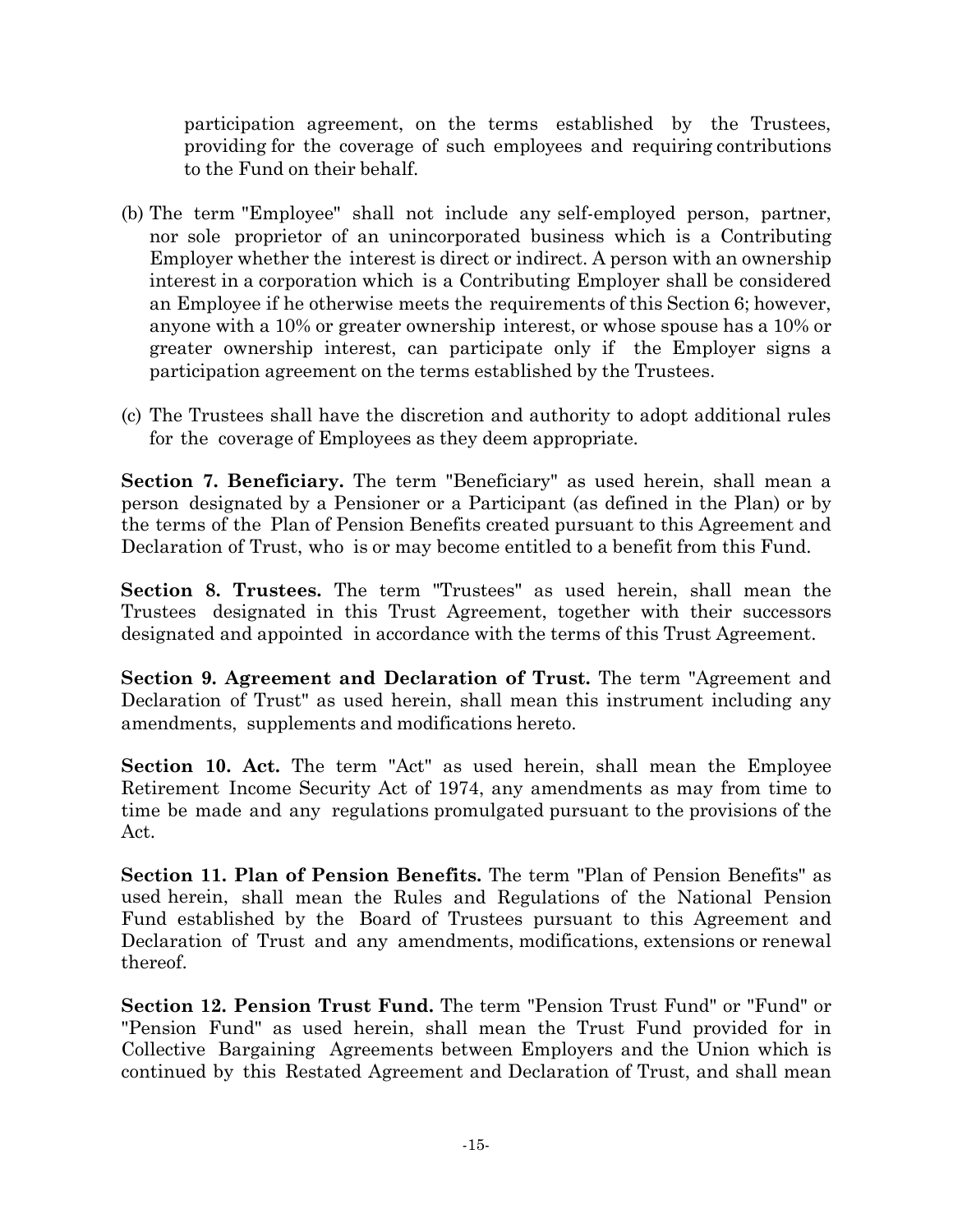participation agreement, on the terms established by the Trustees, providing for the coverage of such employees and requiring contributions to the Fund on their behalf.

(b) The term "Employee" shall not include any self-employed person, partner, nor sole proprietor of an unincorporated business which is a Contributing Employer whether the interest is direct or indirect. A person with an ownership interest in a corporation which is a Contributing Employer shall be considered an Employee if he otherwise meets the requirements of this Section 6; however, anyone with a 10% or greater ownership interest, or whose spouse has a 10% or greater ownership interest, can participate only if the Employer signs a participation agreement on the terms established by the Trustees.

(c) The Trustees shall have the discretion and authority to adopt additional rules for the coverage of Employees as they deem appropriate.

**Section 7. Beneficiary.** The term "Beneficiary" as used herein, shall mean a person designated by a Pensioner or a Participant (as defined in the Plan) or by the terms of the Plan of Pension Benefits created pursuant to this Agreement and Declaration of Trust, who is or may become entitled to a benefit from this Fund.

**Section 8. Trustees.** The term "Trustees" as used herein, shall mean the Trustees designated in this Trust Agreement, together with their successors designated and appointed in accordance with the terms of this Trust Agreement.

**Section 9. Agreement and Declaration of Trust.** The term "Agreement and Declaration of Trust" as used herein, shall mean this instrument including any amendments, supplements and modifications hereto.

**Section 10. Act.** The term "Act" as used herein, shall mean the Employee Retirement Income Security Act of 1974, any amendments as may from time to time be made and any regulations promulgated pursuant to the provisions of the Act.

**Section 11. Plan of Pension Benefits.** The term "Plan of Pension Benefits" as used herein, shall mean the Rules and Regulations of the National Pension Fund established by the Board of Trustees pursuant to this Agreement and Declaration of Trust and any amendments, modifications, extensions or renewal thereof.

**Section 12. Pension Trust Fund.** The term "Pension Trust Fund" or "Fund" or "Pension Fund" as used herein, shall mean the Trust Fund provided for in Collective Bargaining Agreements between Employers and the Union which is continued by this Restated Agreement and Declaration of Trust, and shall mean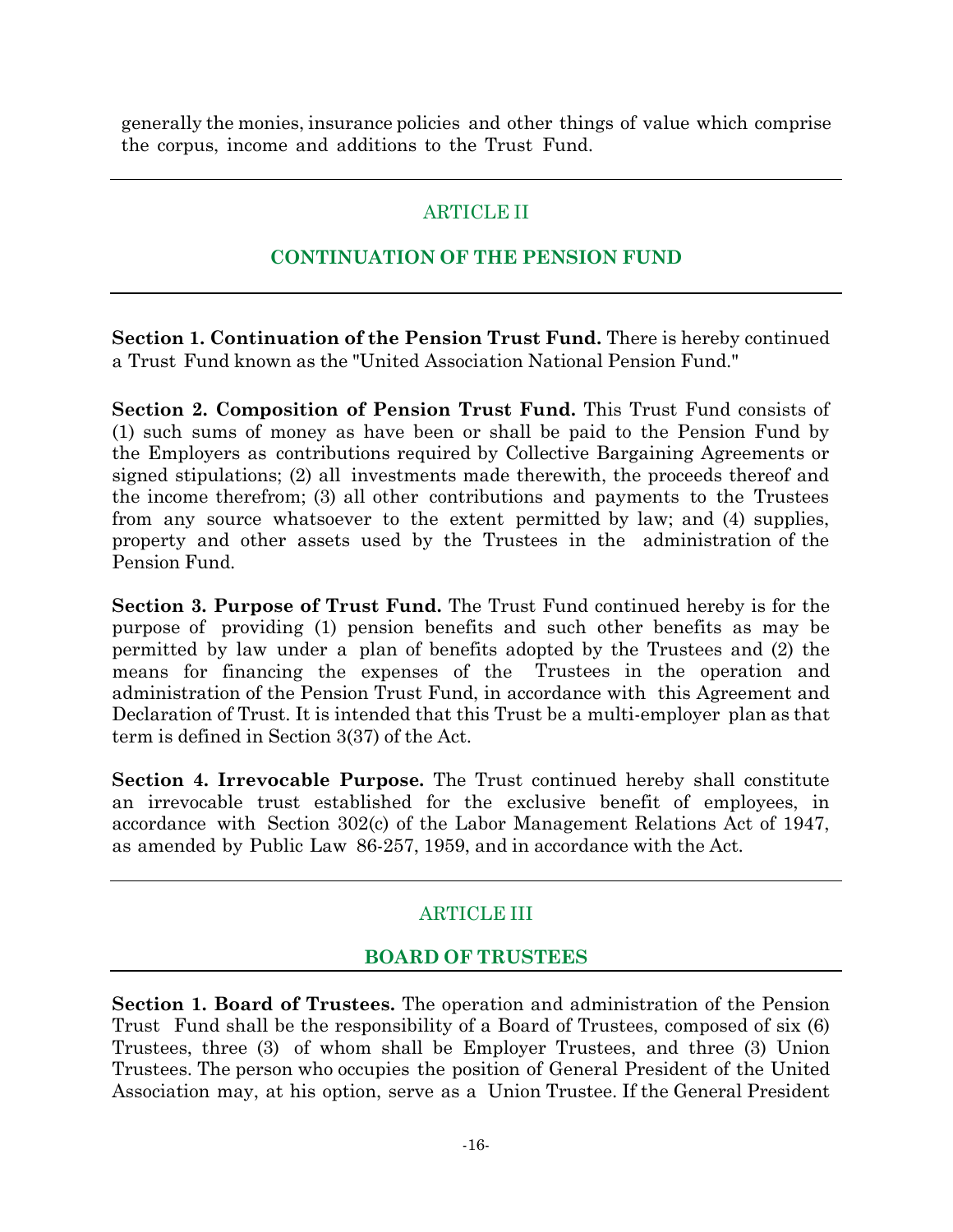generally the monies, insurance policies and other things of value which comprise the corpus, income and additions to the Trust Fund.

## ARTICLE II

## CONTINUATION OF THE PENSION FUND

**Section 1. Continuation of the Pension Trust Fund.** There is hereby continued a Trust Fund known as the "United Association National Pension Fund."

**Section 2. Composition of Pension Trust Fund.** This Trust Fund consists of (1) such sums of money as have been or shall be paid to the Pension Fund by the Employers as contributions required by Collective Bargaining Agreements or signed stipulations; (2) all investments made therewith, the proceeds thereof and the income therefrom; (3) all other contributions and payments to the Trustees from any source whatsoever to the extent permitted by law; and (4) supplies, property and other assets used by the Trustees in the administration of the Pension Fund.

**Section 3. Purpose of Trust Fund.** The Trust Fund continued hereby is for the purpose of providing (1) pension benefits and such other benefits as may be permitted by law under a plan of benefits adopted by the Trustees and (2) the means for financing the expenses of the Trustees in the operation and administration of the Pension Trust Fund, in accordance with this Agreement and Declaration of Trust. It is intended that this Trust be a multi-employer plan as that term is defined in Section 3(37) of the Act.

**Section 4. Irrevocable Purpose.** The Trust continued hereby shall constitute an irrevocable trust established for the exclusive benefit of employees, in accordance with Section 302(c) of the Labor Management Relations Act of 1947, as amended by Public Law 86-257, 1959, and in accordance with the Act.

## ARTICLE III

## BOARD OF TRUSTEES

**Section 1. Board of Trustees.** The operation and administration of the Pension Trust Fund shall be the responsibility of a Board of Trustees, composed of six (6) Trustees, three (3) of whom shall be Employer Trustees, and three (3) Union Trustees. The person who occupies the position of General President of the United Association may, at his option, serve as a Union Trustee. If the General President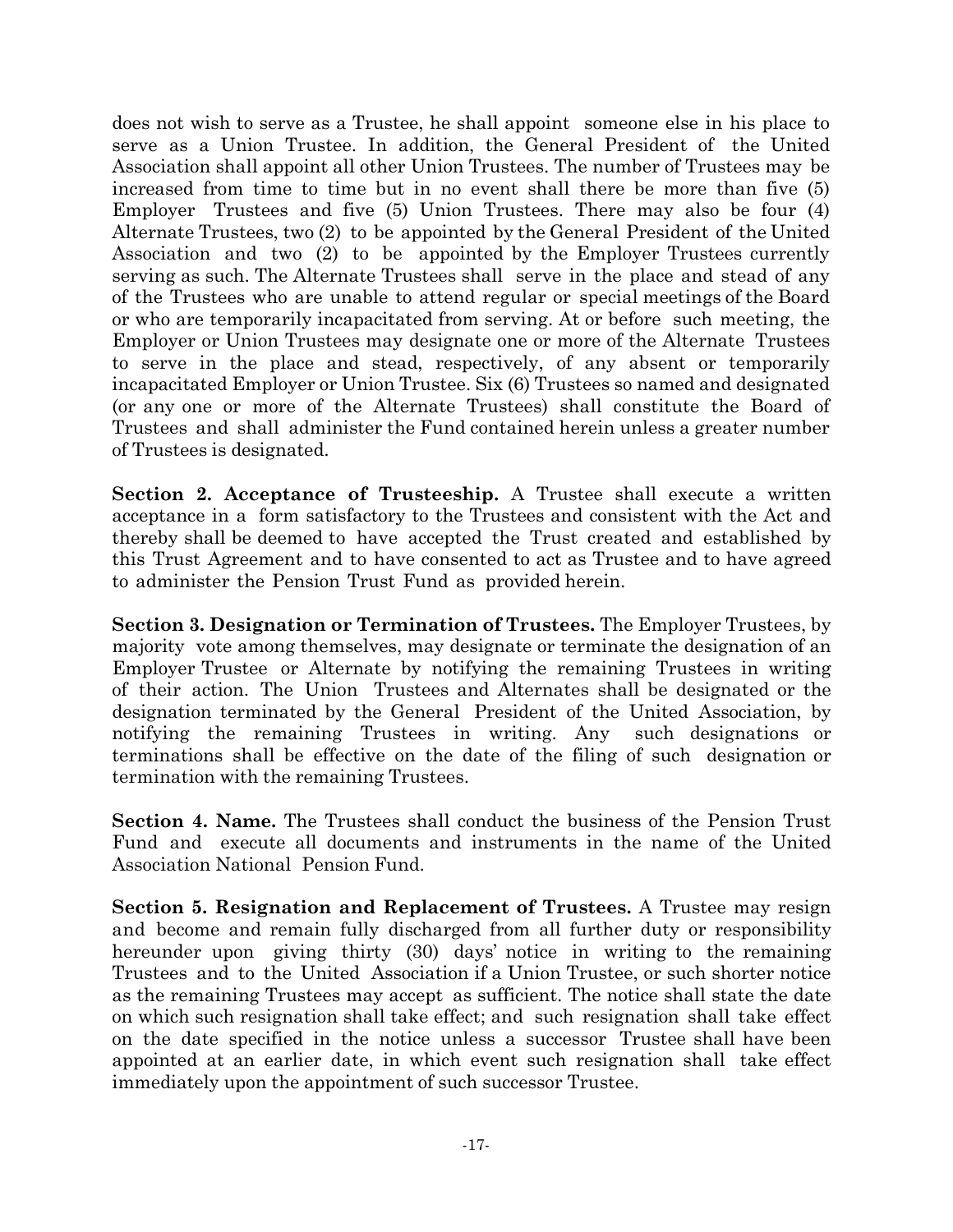does not wish to serve as a Trustee, he shall appoint someone else in his place to serve as a Union Trustee. In addition, the General President of the United Association shall appoint all other Union Trustees. The number of Trustees may be increased from time to time but in no event shall there be more than five (5) Employer Trustees and five (5) Union Trustees. There may also be four (4) Alternate Trustees, two (2) to be appointed by the General President of the United Association and two (2) to be appointed by the Employer Trustees currently serving as such. The Alternate Trustees shall serve in the place and stead of any of the Trustees who are unable to attend regular or special meetings of the Board or who are temporarily incapacitated from serving. At or before such meeting, the Employer or Union Trustees may designate one or more of the Alternate Trustees to serve in the place and stead, respectively, of any absent or temporarily incapacitated Employer or Union Trustee. Six (6) Trustees so named and designated (or any one or more of the Alternate Trustees) shall constitute the Board of Trustees and shall administer the Fund contained herein unless a greater number of Trustees is designated.

**Section 2. Acceptance of Trusteeship.** A Trustee shall execute a written acceptance in a form satisfactory to the Trustees and consistent with the Act and thereby shall be deemed to have accepted the Trust created and established by this Trust Agreement and to have consented to act as Trustee and to have agreed to administer the Pension Trust Fund as provided herein.

**Section 3. Designation or Termination of Trustees.** The Employer Trustees, by majority vote among themselves, may designate or terminate the designation of an Employer Trustee or Alternate by notifying the remaining Trustees in writing of their action. The Union Trustees and Alternates shall be designated or the designation terminated by the General President of the United Association, by notifying the remaining Trustees in writing. Any such designations or terminations shall be effective on the date of the filing of such designation or termination with the remaining Trustees.

**Section 4. Name.** The Trustees shall conduct the business of the Pension Trust Fund and execute all documents and instruments in the name of the United Association National Pension Fund.

**Section 5. Resignation and Replacement of Trustees.** A Trustee may resign and become and remain fully discharged from all further duty or responsibility hereunder upon giving thirty (30) days' notice in writing to the remaining Trustees and to the United Association if a Union Trustee, or such shorter notice as the remaining Trustees may accept as sufficient. The notice shall state the date on which such resignation shall take effect; and such resignation shall take effect on the date specified in the notice unless a successor Trustee shall have been appointed at an earlier date, in which event such resignation shall take effect immediately upon the appointment of such successor Trustee.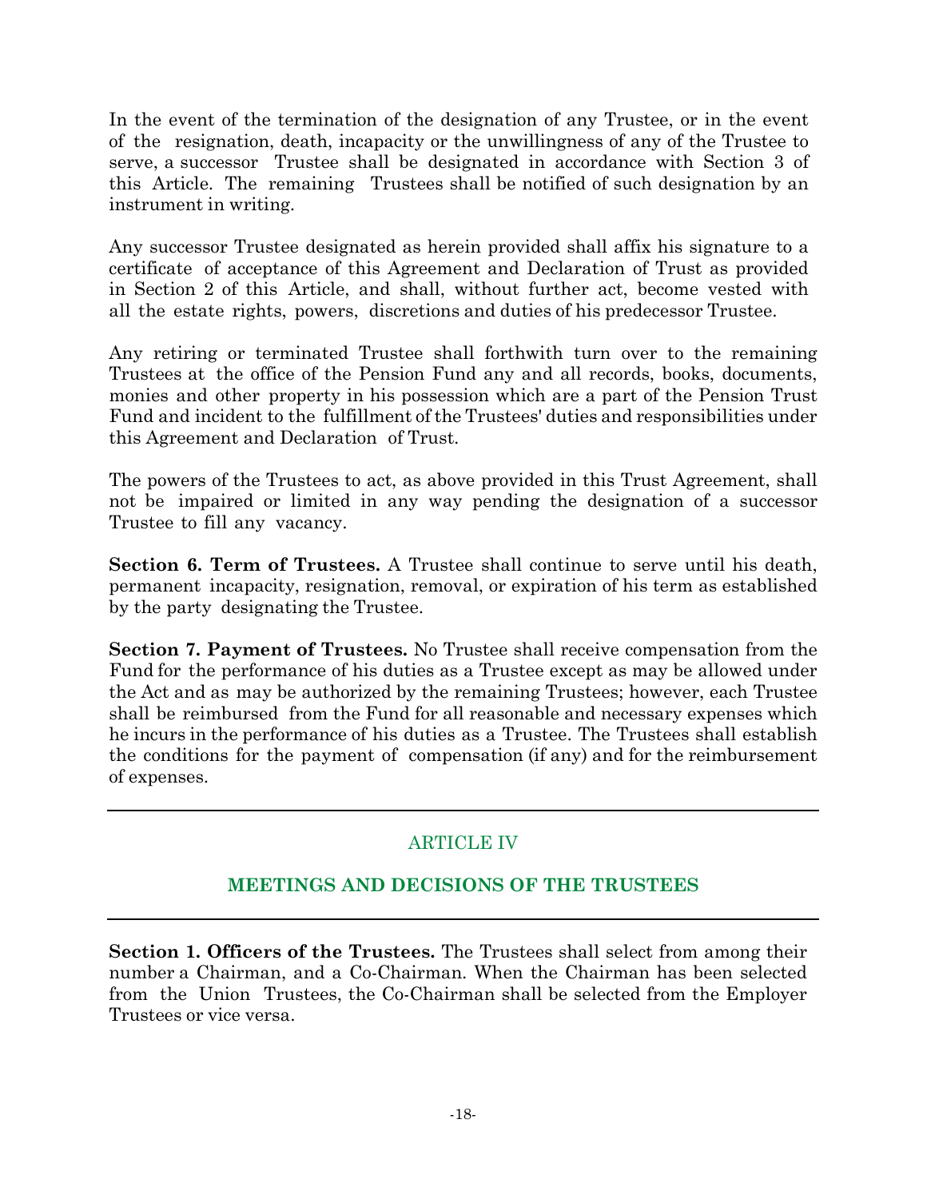In the event of the termination of the designation of any Trustee, or in the event of the resignation, death, incapacity or the unwillingness of any of the Trustee to serve, a successor Trustee shall be designated in accordance with Section 3 of this Article. The remaining Trustees shall be notified of such designation by an instrument in writing.

Any successor Trustee designated as herein provided shall affix his signature to a certificate of acceptance of this Agreement and Declaration of Trust as provided in Section 2 of this Article, and shall, without further act, become vested with all the estate rights, powers, discretions and duties of his predecessor Trustee.

Any retiring or terminated Trustee shall forthwith turn over to the remaining Trustees at the office of the Pension Fund any and all records, books, documents, monies and other property in his possession which are a part of the Pension Trust Fund and incident to the fulfillment of the Trustees' duties and responsibilities under this Agreement and Declaration of Trust.

The powers of the Trustees to act, as above provided in this Trust Agreement, shall not be impaired or limited in any way pending the designation of a successor Trustee to fill any vacancy.

**Section 6. Term of Trustees.** A Trustee shall continue to serve until his death, permanent incapacity, resignation, removal, or expiration of his term as established by the party designating the Trustee.

**Section 7. Payment of Trustees.** No Trustee shall receive compensation from the Fund for the performance of his duties as a Trustee except as may be allowed under the Act and as may be authorized by the remaining Trustees; however, each Trustee shall be reimbursed from the Fund for all reasonable and necessary expenses which he incurs in the performance of his duties as a Trustee. The Trustees shall establish the conditions for the payment of compensation (if any) and for the reimbursement of expenses.

---

## ARTICLE IV

## MEETINGS AND DECISIONS OF THE TRUSTEES

---

**Section 1. Officers of the Trustees.** The Trustees shall select from among their number a Chairman, and a Co-Chairman. When the Chairman has been selected from the Union Trustees, the Co-Chairman shall be selected from the Employer Trustees or vice versa.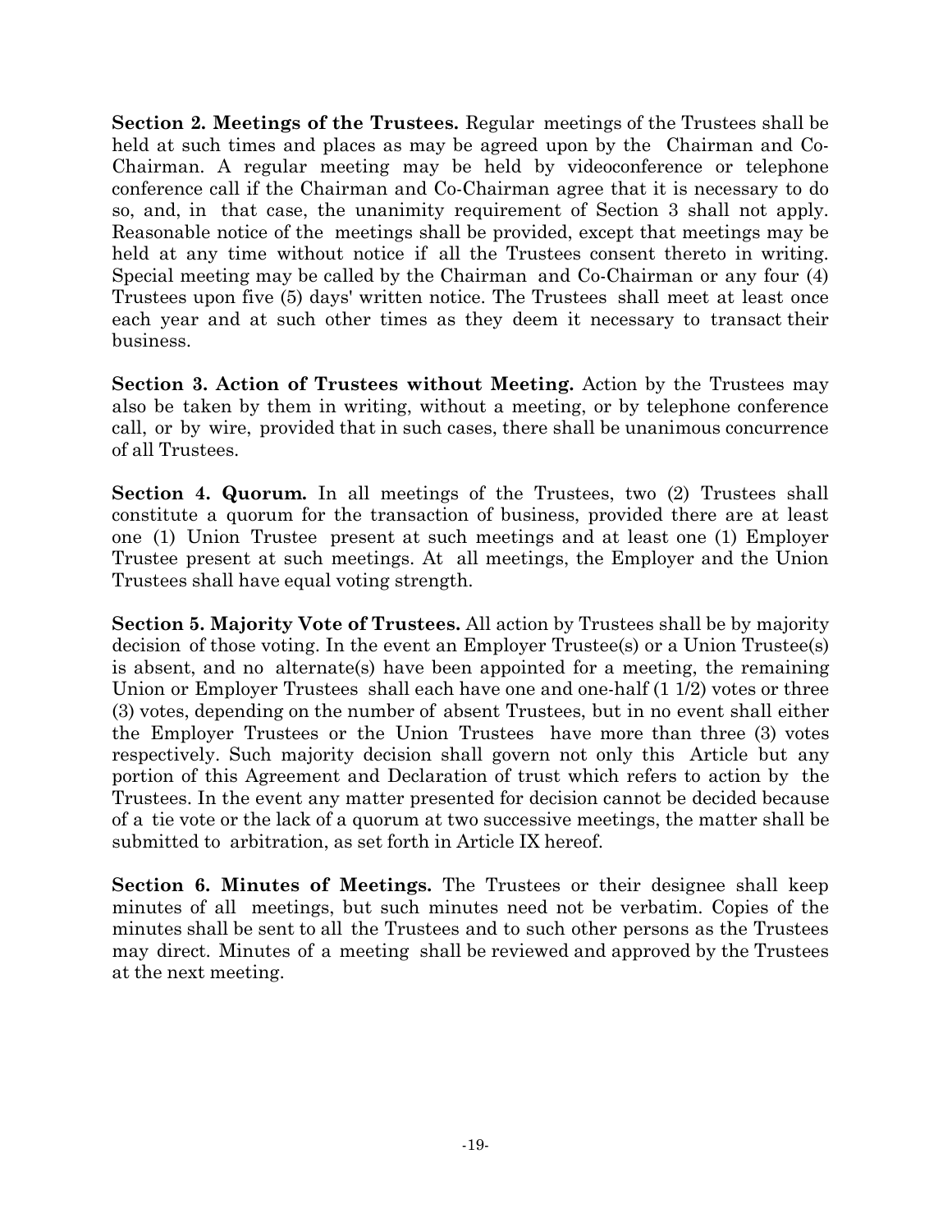**Section 2. Meetings of the Trustees.** Regular meetings of the Trustees shall be held at such times and places as may be agreed upon by the Chairman and Co-Chairman. A regular meeting may be held by videoconference or telephone conference call if the Chairman and Co-Chairman agree that it is necessary to do so, and, in that case, the unanimity requirement of Section 3 shall not apply. Reasonable notice of the meetings shall be provided, except that meetings may be held at any time without notice if all the Trustees consent thereto in writing. Special meeting may be called by the Chairman and Co-Chairman or any four (4) Trustees upon five (5) days' written notice. The Trustees shall meet at least once each year and at such other times as they deem it necessary to transact their business.

**Section 3. Action of Trustees without Meeting.** Action by the Trustees may also be taken by them in writing, without a meeting, or by telephone conference call, or by wire, provided that in such cases, there shall be unanimous concurrence of all Trustees.

**Section 4. Quorum.** In all meetings of the Trustees, two (2) Trustees shall constitute a quorum for the transaction of business, provided there are at least one (1) Union Trustee present at such meetings and at least one (1) Employer Trustee present at such meetings. At all meetings, the Employer and the Union Trustees shall have equal voting strength.

**Section 5. Majority Vote of Trustees.** All action by Trustees shall be by majority decision of those voting. In the event an Employer Trustee(s) or a Union Trustee(s) is absent, and no alternate(s) have been appointed for a meeting, the remaining Union or Employer Trustees shall each have one and one-half (1 1/2) votes or three (3) votes, depending on the number of absent Trustees, but in no event shall either the Employer Trustees or the Union Trustees have more than three (3) votes respectively. Such majority decision shall govern not only this Article but any portion of this Agreement and Declaration of trust which refers to action by the Trustees. In the event any matter presented for decision cannot be decided because of a tie vote or the lack of a quorum at two successive meetings, the matter shall be submitted to arbitration, as set forth in Article IX hereof.

**Section 6. Minutes of Meetings.** The Trustees or their designee shall keep minutes of all meetings, but such minutes need not be verbatim. Copies of the minutes shall be sent to all the Trustees and to such other persons as the Trustees may direct. Minutes of a meeting shall be reviewed and approved by the Trustees at the next meeting.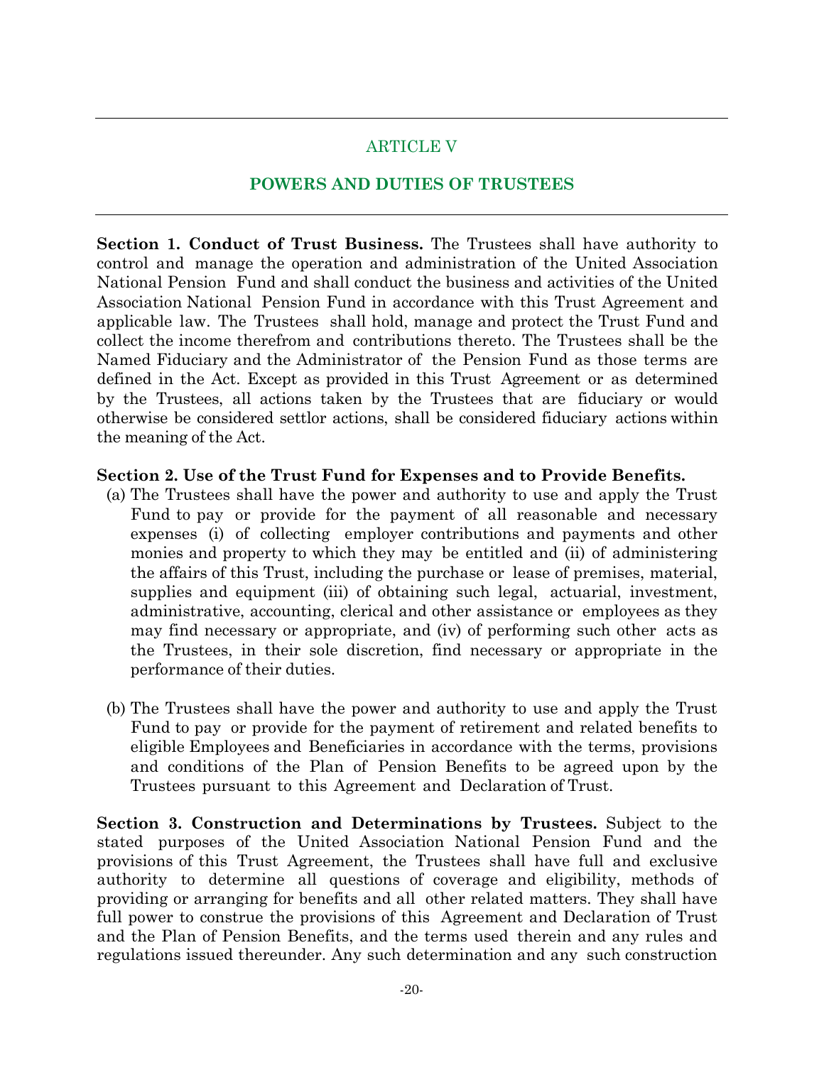## ARTICLE V

## POWERS AND DUTIES OF TRUSTEES

**Section 1. Conduct of Trust Business.** The Trustees shall have authority to control and manage the operation and administration of the United Association National Pension Fund and shall conduct the business and activities of the United Association National Pension Fund in accordance with this Trust Agreement and applicable law. The Trustees shall hold, manage and protect the Trust Fund and collect the income therefrom and contributions thereto. The Trustees shall be the Named Fiduciary and the Administrator of the Pension Fund as those terms are defined in the Act. Except as provided in this Trust Agreement or as determined by the Trustees, all actions taken by the Trustees that are fiduciary or would otherwise be considered settlor actions, shall be considered fiduciary actions within the meaning of the Act.

**Section 2. Use of the Trust Fund for Expenses and to Provide Benefits.**

(a) The Trustees shall have the power and authority to use and apply the Trust Fund to pay or provide for the payment of all reasonable and necessary expenses (i) of collecting employer contributions and payments and other monies and property to which they may be entitled and (ii) of administering the affairs of this Trust, including the purchase or lease of premises, material, supplies and equipment (iii) of obtaining such legal, actuarial, investment, administrative, accounting, clerical and other assistance or employees as they may find necessary or appropriate, and (iv) of performing such other acts as the Trustees, in their sole discretion, find necessary or appropriate in the performance of their duties.

(b) The Trustees shall have the power and authority to use and apply the Trust Fund to pay or provide for the payment of retirement and related benefits to eligible Employees and Beneficiaries in accordance with the terms, provisions and conditions of the Plan of Pension Benefits to be agreed upon by the Trustees pursuant to this Agreement and Declaration of Trust.

**Section 3. Construction and Determinations by Trustees.** Subject to the stated purposes of the United Association National Pension Fund and the provisions of this Trust Agreement, the Trustees shall have full and exclusive authority to determine all questions of coverage and eligibility, methods of providing or arranging for benefits and all other related matters. They shall have full power to construe the provisions of this Agreement and Declaration of Trust and the Plan of Pension Benefits, and the terms used therein and any rules and regulations issued thereunder. Any such determination and any such construction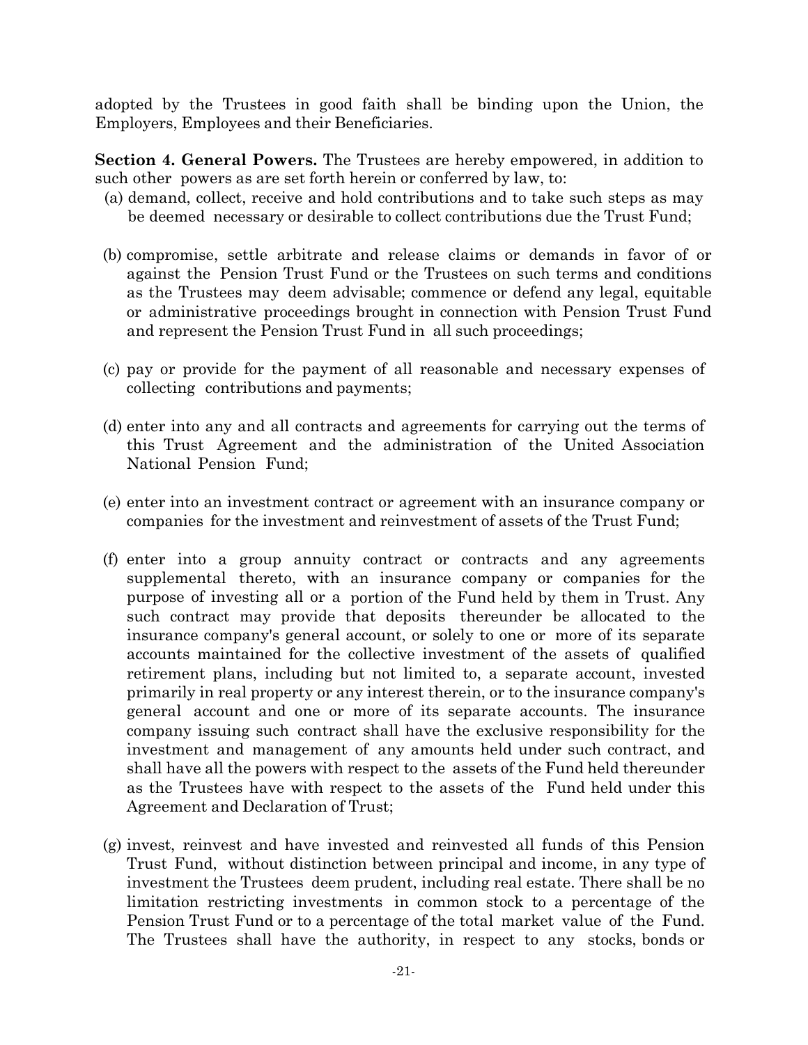adopted by the Trustees in good faith shall be binding upon the Union, the Employers, Employees and their Beneficiaries.

**Section 4. General Powers.** The Trustees are hereby empowered, in addition to such other powers as are set forth herein or conferred by law, to:

(a) demand, collect, receive and hold contributions and to take such steps as may be deemed necessary or desirable to collect contributions due the Trust Fund;

(b) compromise, settle arbitrate and release claims or demands in favor of or against the Pension Trust Fund or the Trustees on such terms and conditions as the Trustees may deem advisable; commence or defend any legal, equitable or administrative proceedings brought in connection with Pension Trust Fund and represent the Pension Trust Fund in all such proceedings;

(c) pay or provide for the payment of all reasonable and necessary expenses of collecting contributions and payments;

(d) enter into any and all contracts and agreements for carrying out the terms of this Trust Agreement and the administration of the United Association National Pension Fund;

(e) enter into an investment contract or agreement with an insurance company or companies for the investment and reinvestment of assets of the Trust Fund;

(f) enter into a group annuity contract or contracts and any agreements supplemental thereto, with an insurance company or companies for the purpose of investing all or a portion of the Fund held by them in Trust. Any such contract may provide that deposits thereunder be allocated to the insurance company's general account, or solely to one or more of its separate accounts maintained for the collective investment of the assets of qualified retirement plans, including but not limited to, a separate account, invested primarily in real property or any interest therein, or to the insurance company's general account and one or more of its separate accounts. The insurance company issuing such contract shall have the exclusive responsibility for the investment and management of any amounts held under such contract, and shall have all the powers with respect to the assets of the Fund held thereunder as the Trustees have with respect to the assets of the Fund held under this Agreement and Declaration of Trust;

(g) invest, reinvest and have invested and reinvested all funds of this Pension Trust Fund, without distinction between principal and income, in any type of investment the Trustees deem prudent, including real estate. There shall be no limitation restricting investments in common stock to a percentage of the Pension Trust Fund or to a percentage of the total market value of the Fund. The Trustees shall have the authority, in respect to any stocks, bonds or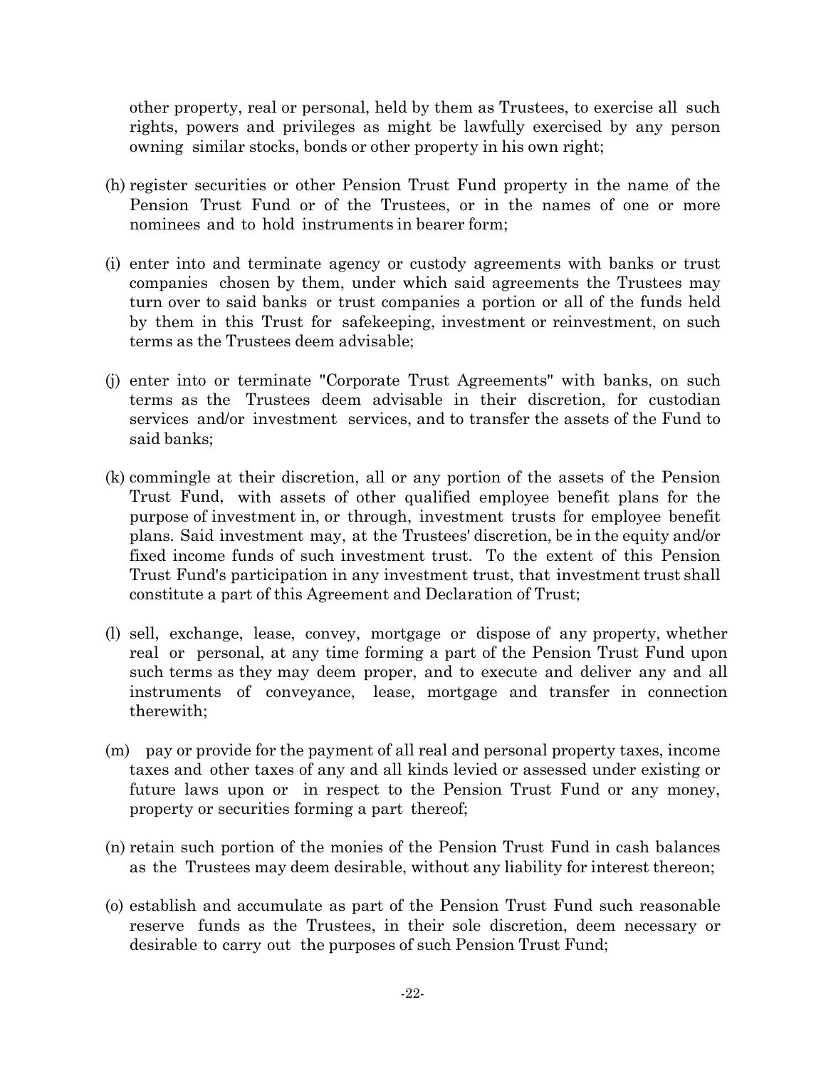other property, real or personal, held by them as Trustees, to exercise all such rights, powers and privileges as might be lawfully exercised by any person owning similar stocks, bonds or other property in his own right;

(h) register securities or other Pension Trust Fund property in the name of the Pension Trust Fund or of the Trustees, or in the names of one or more nominees and to hold instruments in bearer form;

(i) enter into and terminate agency or custody agreements with banks or trust companies chosen by them, under which said agreements the Trustees may turn over to said banks or trust companies a portion or all of the funds held by them in this Trust for safekeeping, investment or reinvestment, on such terms as the Trustees deem advisable;

(j) enter into or terminate "Corporate Trust Agreements" with banks, on such terms as the Trustees deem advisable in their discretion, for custodian services and/or investment services, and to transfer the assets of the Fund to said banks;

(k) commingle at their discretion, all or any portion of the assets of the Pension Trust Fund, with assets of other qualified employee benefit plans for the purpose of investment in, or through, investment trusts for employee benefit plans. Said investment may, at the Trustees' discretion, be in the equity and/or fixed income funds of such investment trust. To the extent of this Pension Trust Fund's participation in any investment trust, that investment trust shall constitute a part of this Agreement and Declaration of Trust;

(l) sell, exchange, lease, convey, mortgage or dispose of any property, whether real or personal, at any time forming a part of the Pension Trust Fund upon such terms as they may deem proper, and to execute and deliver any and all instruments of conveyance, lease, mortgage and transfer in connection therewith;

(m) pay or provide for the payment of all real and personal property taxes, income taxes and other taxes of any and all kinds levied or assessed under existing or future laws upon or in respect to the Pension Trust Fund or any money, property or securities forming a part thereof;

(n) retain such portion of the monies of the Pension Trust Fund in cash balances as the Trustees may deem desirable, without any liability for interest thereon;

(o) establish and accumulate as part of the Pension Trust Fund such reasonable reserve funds as the Trustees, in their sole discretion, deem necessary or desirable to carry out the purposes of such Pension Trust Fund;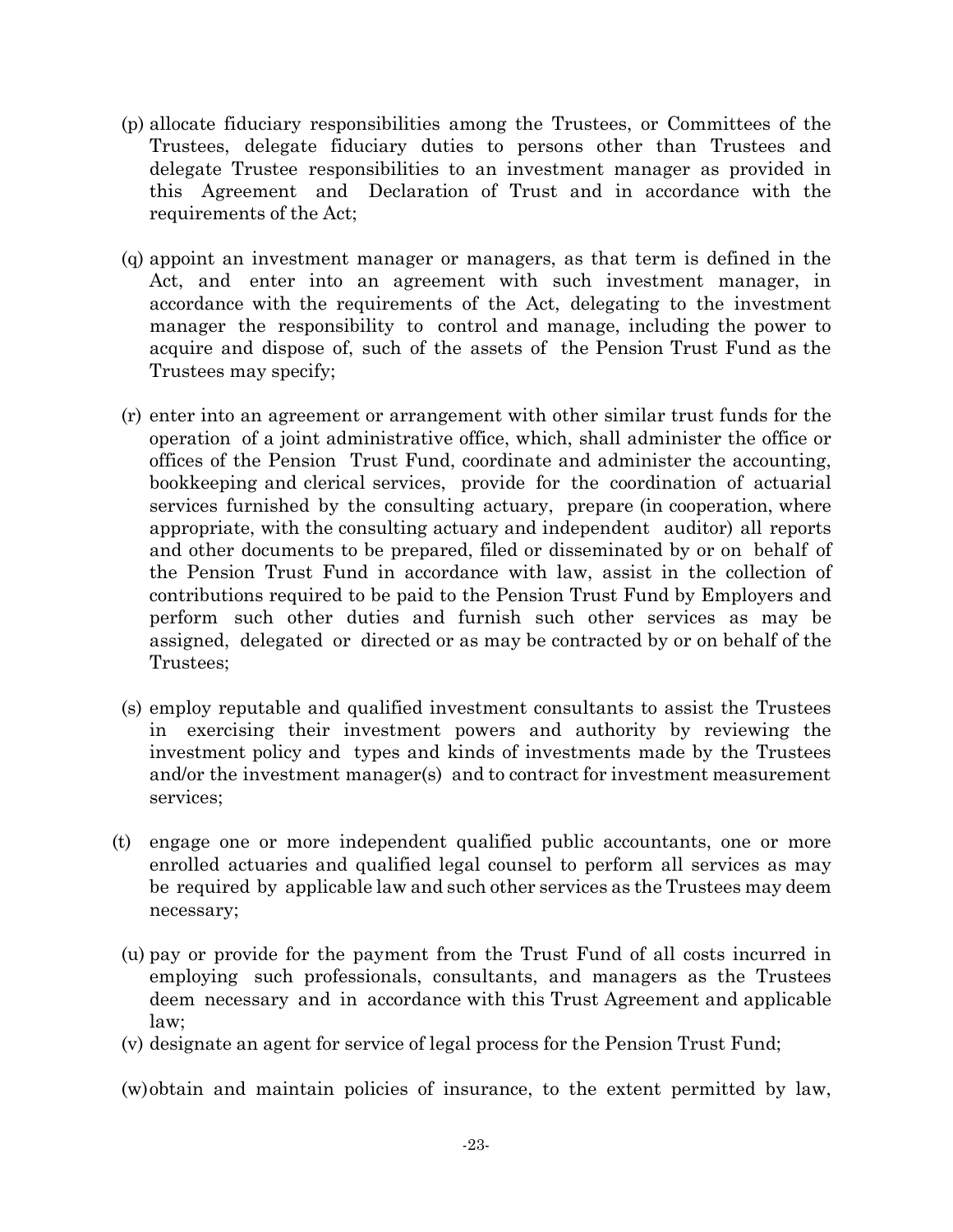(p) allocate fiduciary responsibilities among the Trustees, or Committees of the Trustees, delegate fiduciary duties to persons other than Trustees and delegate Trustee responsibilities to an investment manager as provided in this Agreement and Declaration of Trust and in accordance with the requirements of the Act;

(q) appoint an investment manager or managers, as that term is defined in the Act, and enter into an agreement with such investment manager, in accordance with the requirements of the Act, delegating to the investment manager the responsibility to control and manage, including the power to acquire and dispose of, such of the assets of the Pension Trust Fund as the Trustees may specify;

(r) enter into an agreement or arrangement with other similar trust funds for the operation of a joint administrative office, which, shall administer the office or offices of the Pension Trust Fund, coordinate and administer the accounting, bookkeeping and clerical services, provide for the coordination of actuarial services furnished by the consulting actuary, prepare (in cooperation, where appropriate, with the consulting actuary and independent auditor) all reports and other documents to be prepared, filed or disseminated by or on behalf of the Pension Trust Fund in accordance with law, assist in the collection of contributions required to be paid to the Pension Trust Fund by Employers and perform such other duties and furnish such other services as may be assigned, delegated or directed or as may be contracted by or on behalf of the Trustees;

(s) employ reputable and qualified investment consultants to assist the Trustees in exercising their investment powers and authority by reviewing the investment policy and types and kinds of investments made by the Trustees and/or the investment manager(s) and to contract for investment measurement services;

(t) engage one or more independent qualified public accountants, one or more enrolled actuaries and qualified legal counsel to perform all services as may be required by applicable law and such other services as the Trustees may deem necessary;

(u) pay or provide for the payment from the Trust Fund of all costs incurred in employing such professionals, consultants, and managers as the Trustees deem necessary and in accordance with this Trust Agreement and applicable law;

(v) designate an agent for service of legal process for the Pension Trust Fund;

(w) obtain and maintain policies of insurance, to the extent permitted by law,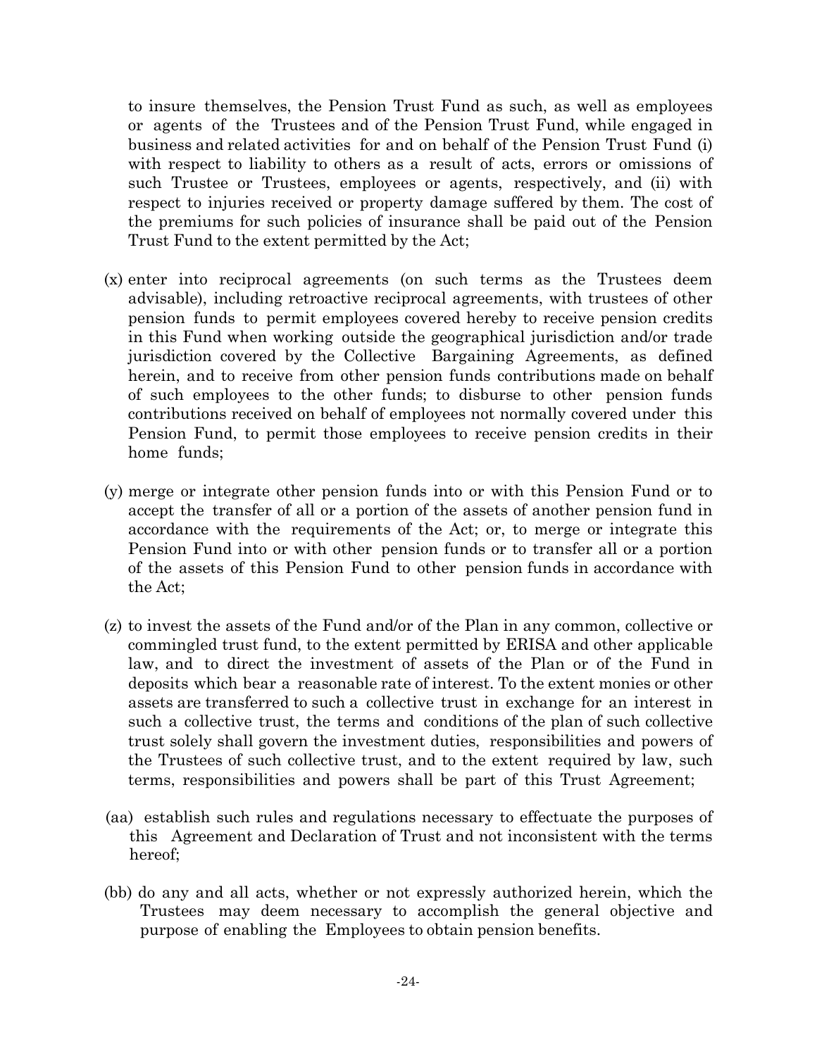to insure themselves, the Pension Trust Fund as such, as well as employees or agents of the Trustees and of the Pension Trust Fund, while engaged in business and related activities for and on behalf of the Pension Trust Fund (i) with respect to liability to others as a result of acts, errors or omissions of such Trustee or Trustees, employees or agents, respectively, and (ii) with respect to injuries received or property damage suffered by them. The cost of the premiums for such policies of insurance shall be paid out of the Pension Trust Fund to the extent permitted by the Act;

(x) enter into reciprocal agreements (on such terms as the Trustees deem advisable), including retroactive reciprocal agreements, with trustees of other pension funds to permit employees covered hereby to receive pension credits in this Fund when working outside the geographical jurisdiction and/or trade jurisdiction covered by the Collective Bargaining Agreements, as defined herein, and to receive from other pension funds contributions made on behalf of such employees to the other funds; to disburse to other pension funds contributions received on behalf of employees not normally covered under this Pension Fund, to permit those employees to receive pension credits in their home funds;

(y) merge or integrate other pension funds into or with this Pension Fund or to accept the transfer of all or a portion of the assets of another pension fund in accordance with the requirements of the Act; or, to merge or integrate this Pension Fund into or with other pension funds or to transfer all or a portion of the assets of this Pension Fund to other pension funds in accordance with the Act;

(z) to invest the assets of the Fund and/or of the Plan in any common, collective or commingled trust fund, to the extent permitted by ERISA and other applicable law, and to direct the investment of assets of the Plan or of the Fund in deposits which bear a reasonable rate of interest. To the extent monies or other assets are transferred to such a collective trust in exchange for an interest in such a collective trust, the terms and conditions of the plan of such collective trust solely shall govern the investment duties, responsibilities and powers of the Trustees of such collective trust, and to the extent required by law, such terms, responsibilities and powers shall be part of this Trust Agreement;

(aa) establish such rules and regulations necessary to effectuate the purposes of this Agreement and Declaration of Trust and not inconsistent with the terms hereof;

(bb) do any and all acts, whether or not expressly authorized herein, which the Trustees may deem necessary to accomplish the general objective and purpose of enabling the Employees to obtain pension benefits.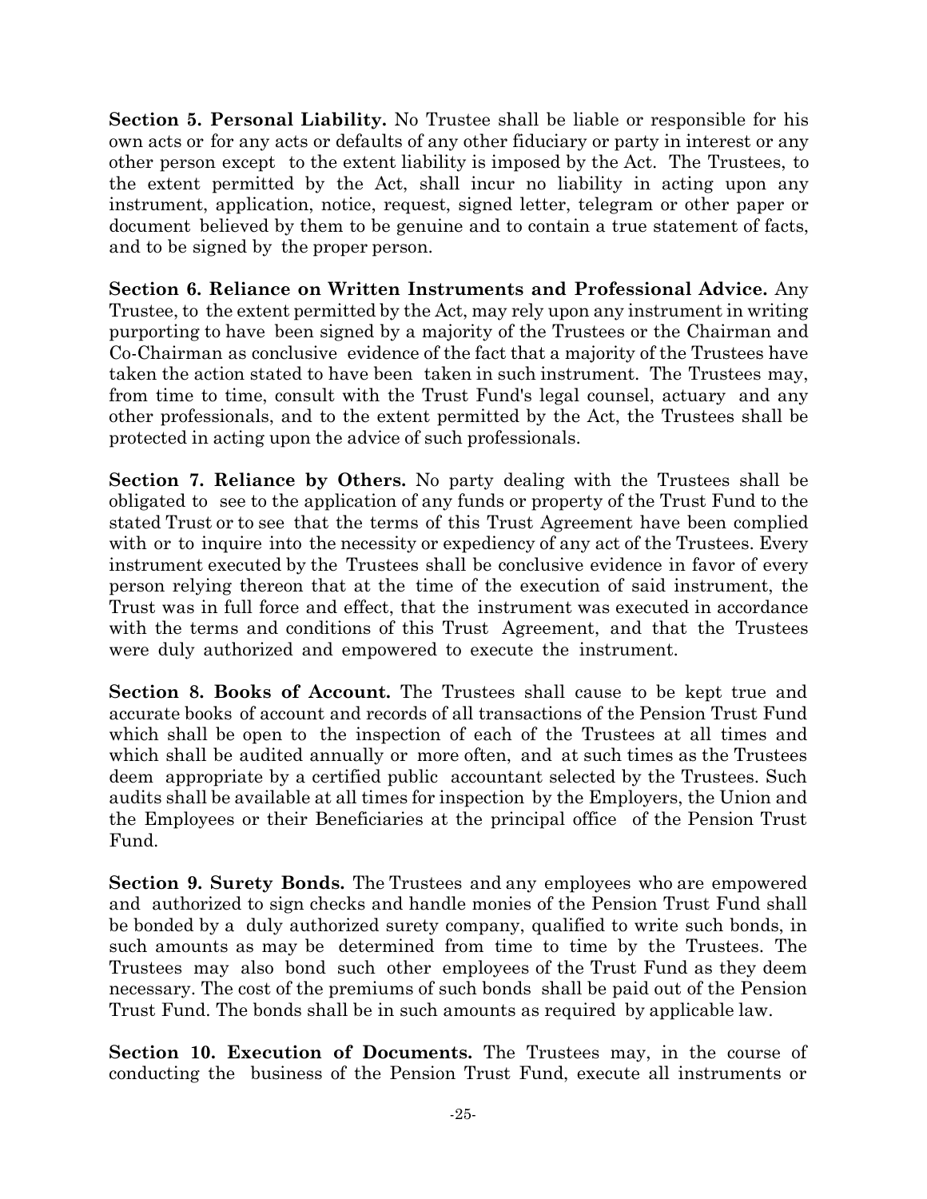**Section 5. Personal Liability.** No Trustee shall be liable or responsible for his own acts or for any acts or defaults of any other fiduciary or party in interest or any other person except to the extent liability is imposed by the Act. The Trustees, to the extent permitted by the Act, shall incur no liability in acting upon any instrument, application, notice, request, signed letter, telegram or other paper or document believed by them to be genuine and to contain a true statement of facts, and to be signed by the proper person.

**Section 6. Reliance on Written Instruments and Professional Advice.** Any Trustee, to the extent permitted by the Act, may rely upon any instrument in writing purporting to have been signed by a majority of the Trustees or the Chairman and Co-Chairman as conclusive evidence of the fact that a majority of the Trustees have taken the action stated to have been taken in such instrument. The Trustees may, from time to time, consult with the Trust Fund's legal counsel, actuary and any other professionals, and to the extent permitted by the Act, the Trustees shall be protected in acting upon the advice of such professionals.

**Section 7. Reliance by Others.** No party dealing with the Trustees shall be obligated to see to the application of any funds or property of the Trust Fund to the stated Trust or to see that the terms of this Trust Agreement have been complied with or to inquire into the necessity or expediency of any act of the Trustees. Every instrument executed by the Trustees shall be conclusive evidence in favor of every person relying thereon that at the time of the execution of said instrument, the Trust was in full force and effect, that the instrument was executed in accordance with the terms and conditions of this Trust Agreement, and that the Trustees were duly authorized and empowered to execute the instrument.

**Section 8. Books of Account.** The Trustees shall cause to be kept true and accurate books of account and records of all transactions of the Pension Trust Fund which shall be open to the inspection of each of the Trustees at all times and which shall be audited annually or more often, and at such times as the Trustees deem appropriate by a certified public accountant selected by the Trustees. Such audits shall be available at all times for inspection by the Employers, the Union and the Employees or their Beneficiaries at the principal office of the Pension Trust Fund.

**Section 9. Surety Bonds.** The Trustees and any employees who are empowered and authorized to sign checks and handle monies of the Pension Trust Fund shall be bonded by a duly authorized surety company, qualified to write such bonds, in such amounts as may be determined from time to time by the Trustees. The Trustees may also bond such other employees of the Trust Fund as they deem necessary. The cost of the premiums of such bonds shall be paid out of the Pension Trust Fund. The bonds shall be in such amounts as required by applicable law.

**Section 10. Execution of Documents.** The Trustees may, in the course of conducting the business of the Pension Trust Fund, execute all instruments or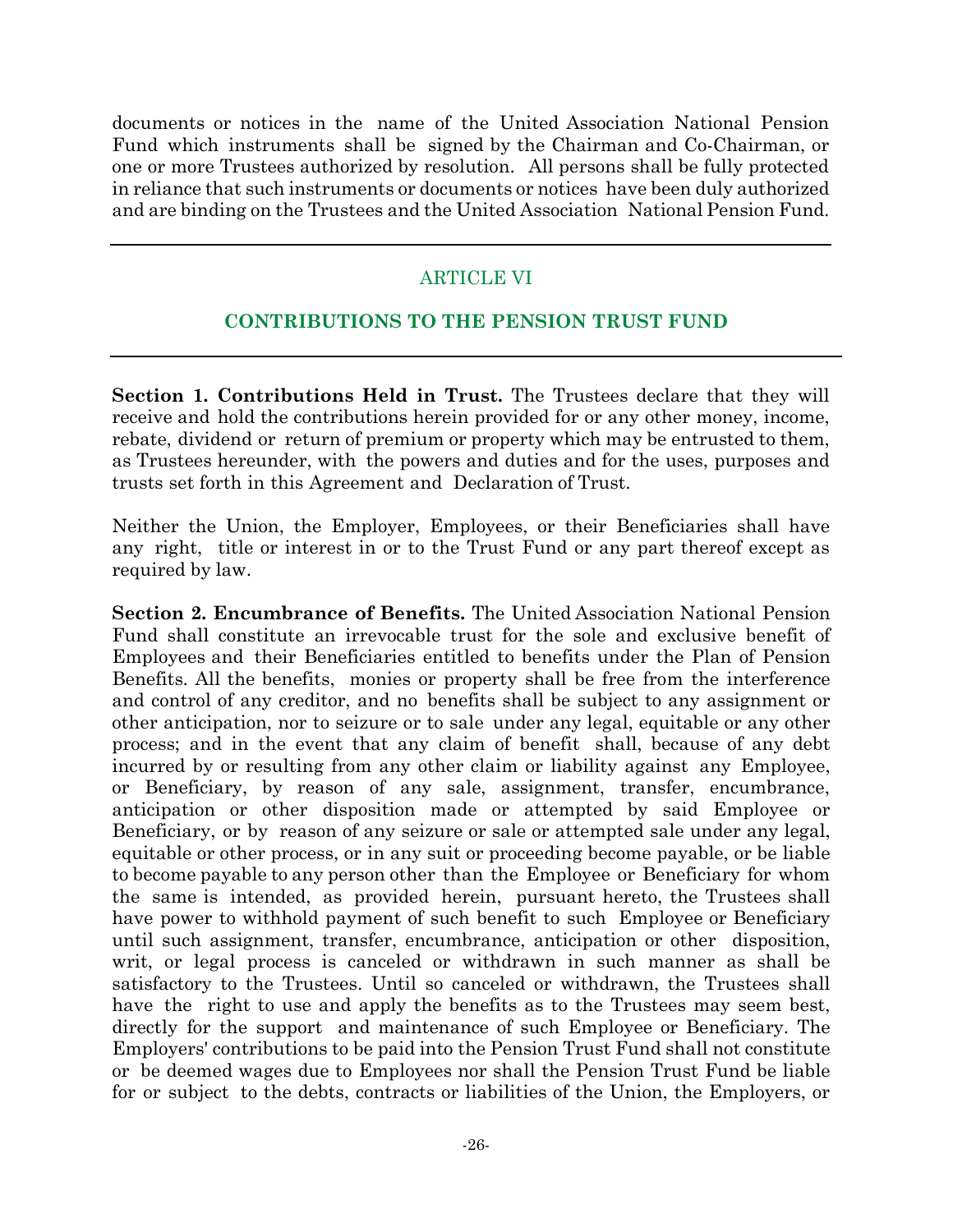documents or notices in the name of the United Association National Pension Fund which instruments shall be signed by the Chairman and Co-Chairman, or one or more Trustees authorized by resolution. All persons shall be fully protected in reliance that such instruments or documents or notices have been duly authorized and are binding on the Trustees and the United Association National Pension Fund.

---

## ARTICLE VI

## CONTRIBUTIONS TO THE PENSION TRUST FUND

---

**Section 1. Contributions Held in Trust.** The Trustees declare that they will receive and hold the contributions herein provided for or any other money, income, rebate, dividend or return of premium or property which may be entrusted to them, as Trustees hereunder, with the powers and duties and for the uses, purposes and trusts set forth in this Agreement and Declaration of Trust.

Neither the Union, the Employer, Employees, or their Beneficiaries shall have any right, title or interest in or to the Trust Fund or any part thereof except as required by law.

**Section 2. Encumbrance of Benefits.** The United Association National Pension Fund shall constitute an irrevocable trust for the sole and exclusive benefit of Employees and their Beneficiaries entitled to benefits under the Plan of Pension Benefits. All the benefits, monies or property shall be free from the interference and control of any creditor, and no benefits shall be subject to any assignment or other anticipation, nor to seizure or to sale under any legal, equitable or any other process; and in the event that any claim of benefit shall, because of any debt incurred by or resulting from any other claim or liability against any Employee, or Beneficiary, by reason of any sale, assignment, transfer, encumbrance, anticipation or other disposition made or attempted by said Employee or Beneficiary, or by reason of any seizure or sale or attempted sale under any legal, equitable or other process, or in any suit or proceeding become payable, or be liable to become payable to any person other than the Employee or Beneficiary for whom the same is intended, as provided herein, pursuant hereto, the Trustees shall have power to withhold payment of such benefit to such Employee or Beneficiary until such assignment, transfer, encumbrance, anticipation or other disposition, writ, or legal process is canceled or withdrawn in such manner as shall be satisfactory to the Trustees. Until so canceled or withdrawn, the Trustees shall have the right to use and apply the benefits as to the Trustees may seem best, directly for the support and maintenance of such Employee or Beneficiary. The Employers' contributions to be paid into the Pension Trust Fund shall not constitute or be deemed wages due to Employees nor shall the Pension Trust Fund be liable for or subject to the debts, contracts or liabilities of the Union, the Employers, or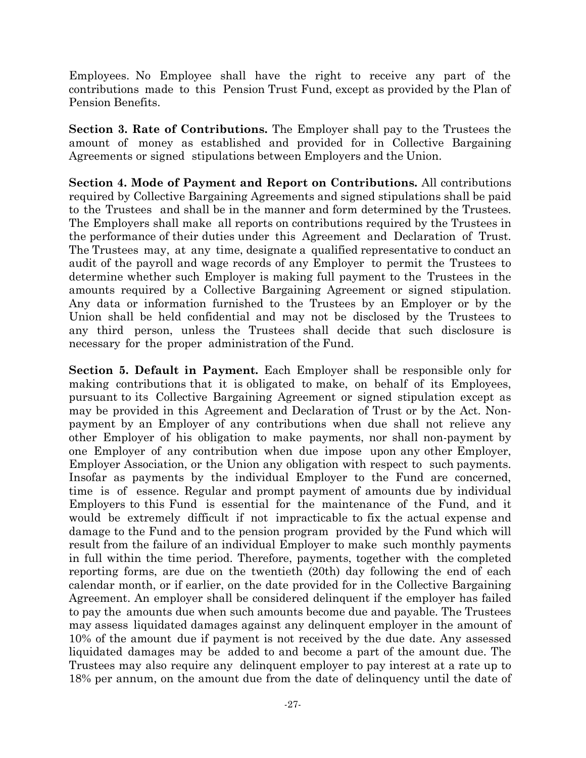Employees. No Employee shall have the right to receive any part of the contributions made to this Pension Trust Fund, except as provided by the Plan of Pension Benefits.

**Section 3. Rate of Contributions.** The Employer shall pay to the Trustees the amount of money as established and provided for in Collective Bargaining Agreements or signed stipulations between Employers and the Union.

**Section 4. Mode of Payment and Report on Contributions.** All contributions required by Collective Bargaining Agreements and signed stipulations shall be paid to the Trustees and shall be in the manner and form determined by the Trustees. The Employers shall make all reports on contributions required by the Trustees in the performance of their duties under this Agreement and Declaration of Trust. The Trustees may, at any time, designate a qualified representative to conduct an audit of the payroll and wage records of any Employer to permit the Trustees to determine whether such Employer is making full payment to the Trustees in the amounts required by a Collective Bargaining Agreement or signed stipulation. Any data or information furnished to the Trustees by an Employer or by the Union shall be held confidential and may not be disclosed by the Trustees to any third person, unless the Trustees shall decide that such disclosure is necessary for the proper administration of the Fund.

**Section 5. Default in Payment.** Each Employer shall be responsible only for making contributions that it is obligated to make, on behalf of its Employees, pursuant to its Collective Bargaining Agreement or signed stipulation except as may be provided in this Agreement and Declaration of Trust or by the Act. Non-payment by an Employer of any contributions when due shall not relieve any other Employer of his obligation to make payments, nor shall non-payment by one Employer of any contribution when due impose upon any other Employer, Employer Association, or the Union any obligation with respect to such payments. Insofar as payments by the individual Employer to the Fund are concerned, time is of essence. Regular and prompt payment of amounts due by individual Employers to this Fund is essential for the maintenance of the Fund, and it would be extremely difficult if not impracticable to fix the actual expense and damage to the Fund and to the pension program provided by the Fund which will result from the failure of an individual Employer to make such monthly payments in full within the time period. Therefore, payments, together with the completed reporting forms, are due on the twentieth (20th) day following the end of each calendar month, or if earlier, on the date provided for in the Collective Bargaining Agreement. An employer shall be considered delinquent if the employer has failed to pay the amounts due when such amounts become due and payable. The Trustees may assess liquidated damages against any delinquent employer in the amount of 10% of the amount due if payment is not received by the due date. Any assessed liquidated damages may be added to and become a part of the amount due. The Trustees may also require any delinquent employer to pay interest at a rate up to 18% per annum, on the amount due from the date of delinquency until the date of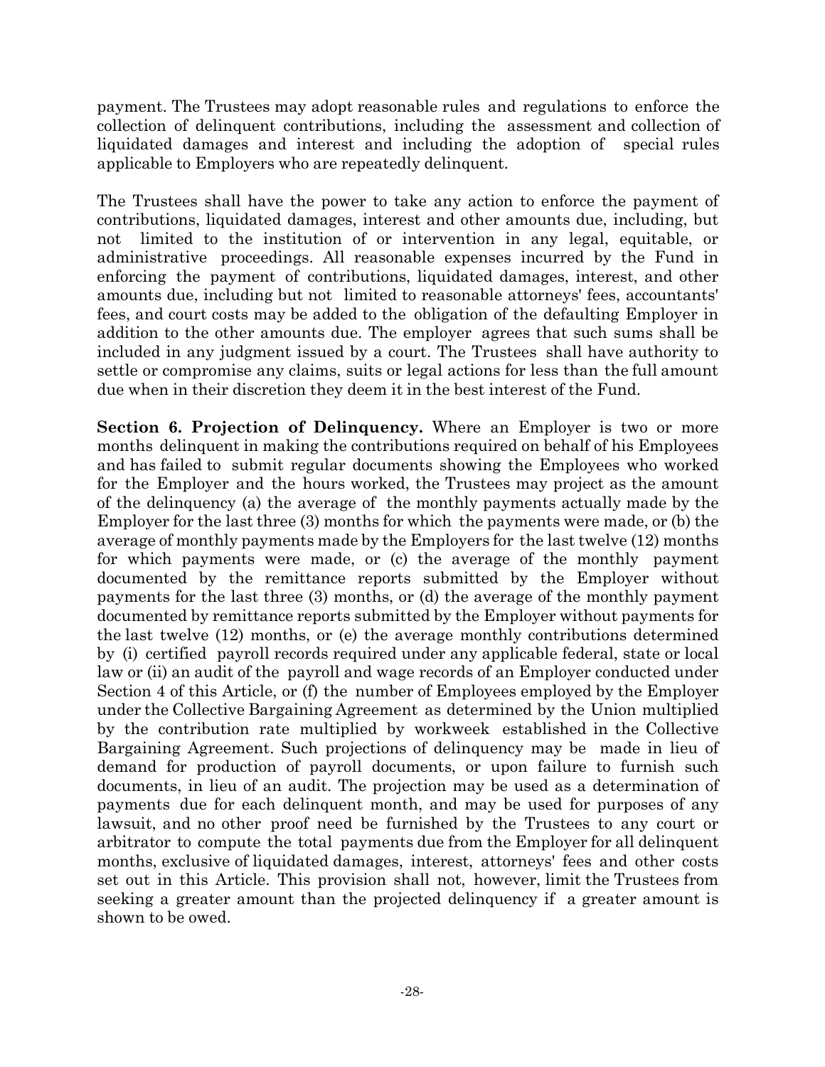payment. The Trustees may adopt reasonable rules and regulations to enforce the collection of delinquent contributions, including the assessment and collection of liquidated damages and interest and including the adoption of special rules applicable to Employers who are repeatedly delinquent.

The Trustees shall have the power to take any action to enforce the payment of contributions, liquidated damages, interest and other amounts due, including, but not limited to the institution of or intervention in any legal, equitable, or administrative proceedings. All reasonable expenses incurred by the Fund in enforcing the payment of contributions, liquidated damages, interest, and other amounts due, including but not limited to reasonable attorneys' fees, accountants' fees, and court costs may be added to the obligation of the defaulting Employer in addition to the other amounts due. The employer agrees that such sums shall be included in any judgment issued by a court. The Trustees shall have authority to settle or compromise any claims, suits or legal actions for less than the full amount due when in their discretion they deem it in the best interest of the Fund.

**Section 6. Projection of Delinquency.** Where an Employer is two or more months delinquent in making the contributions required on behalf of his Employees and has failed to submit regular documents showing the Employees who worked for the Employer and the hours worked, the Trustees may project as the amount of the delinquency (a) the average of the monthly payments actually made by the Employer for the last three (3) months for which the payments were made, or (b) the average of monthly payments made by the Employers for the last twelve (12) months for which payments were made, or (c) the average of the monthly payment documented by the remittance reports submitted by the Employer without payments for the last three (3) months, or (d) the average of the monthly payment documented by remittance reports submitted by the Employer without payments for the last twelve (12) months, or (e) the average monthly contributions determined by (i) certified payroll records required under any applicable federal, state or local law or (ii) an audit of the payroll and wage records of an Employer conducted under Section 4 of this Article, or (f) the number of Employees employed by the Employer under the Collective Bargaining Agreement as determined by the Union multiplied by the contribution rate multiplied by workweek established in the Collective Bargaining Agreement. Such projections of delinquency may be made in lieu of demand for production of payroll documents, or upon failure to furnish such documents, in lieu of an audit. The projection may be used as a determination of payments due for each delinquent month, and may be used for purposes of any lawsuit, and no other proof need be furnished by the Trustees to any court or arbitrator to compute the total payments due from the Employer for all delinquent months, exclusive of liquidated damages, interest, attorneys' fees and other costs set out in this Article. This provision shall not, however, limit the Trustees from seeking a greater amount than the projected delinquency if a greater amount is shown to be owed.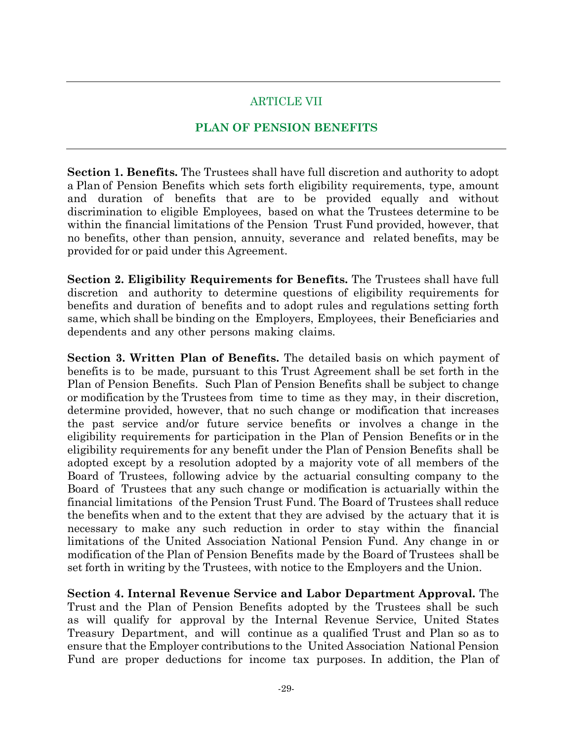## ARTICLE VII

## PLAN OF PENSION BENEFITS

**Section 1. Benefits.** The Trustees shall have full discretion and authority to adopt a Plan of Pension Benefits which sets forth eligibility requirements, type, amount and duration of benefits that are to be provided equally and without discrimination to eligible Employees, based on what the Trustees determine to be within the financial limitations of the Pension Trust Fund provided, however, that no benefits, other than pension, annuity, severance and related benefits, may be provided for or paid under this Agreement.

**Section 2. Eligibility Requirements for Benefits.** The Trustees shall have full discretion and authority to determine questions of eligibility requirements for benefits and duration of benefits and to adopt rules and regulations setting forth same, which shall be binding on the Employers, Employees, their Beneficiaries and dependents and any other persons making claims.

**Section 3. Written Plan of Benefits.** The detailed basis on which payment of benefits is to be made, pursuant to this Trust Agreement shall be set forth in the Plan of Pension Benefits. Such Plan of Pension Benefits shall be subject to change or modification by the Trustees from time to time as they may, in their discretion, determine provided, however, that no such change or modification that increases the past service and/or future service benefits or involves a change in the eligibility requirements for participation in the Plan of Pension Benefits or in the eligibility requirements for any benefit under the Plan of Pension Benefits shall be adopted except by a resolution adopted by a majority vote of all members of the Board of Trustees, following advice by the actuarial consulting company to the Board of Trustees that any such change or modification is actuarially within the financial limitations of the Pension Trust Fund. The Board of Trustees shall reduce the benefits when and to the extent that they are advised by the actuary that it is necessary to make any such reduction in order to stay within the financial limitations of the United Association National Pension Fund. Any change in or modification of the Plan of Pension Benefits made by the Board of Trustees shall be set forth in writing by the Trustees, with notice to the Employers and the Union.

**Section 4. Internal Revenue Service and Labor Department Approval.** The Trust and the Plan of Pension Benefits adopted by the Trustees shall be such as will qualify for approval by the Internal Revenue Service, United States Treasury Department, and will continue as a qualified Trust and Plan so as to ensure that the Employer contributions to the United Association National Pension Fund are proper deductions for income tax purposes. In addition, the Plan of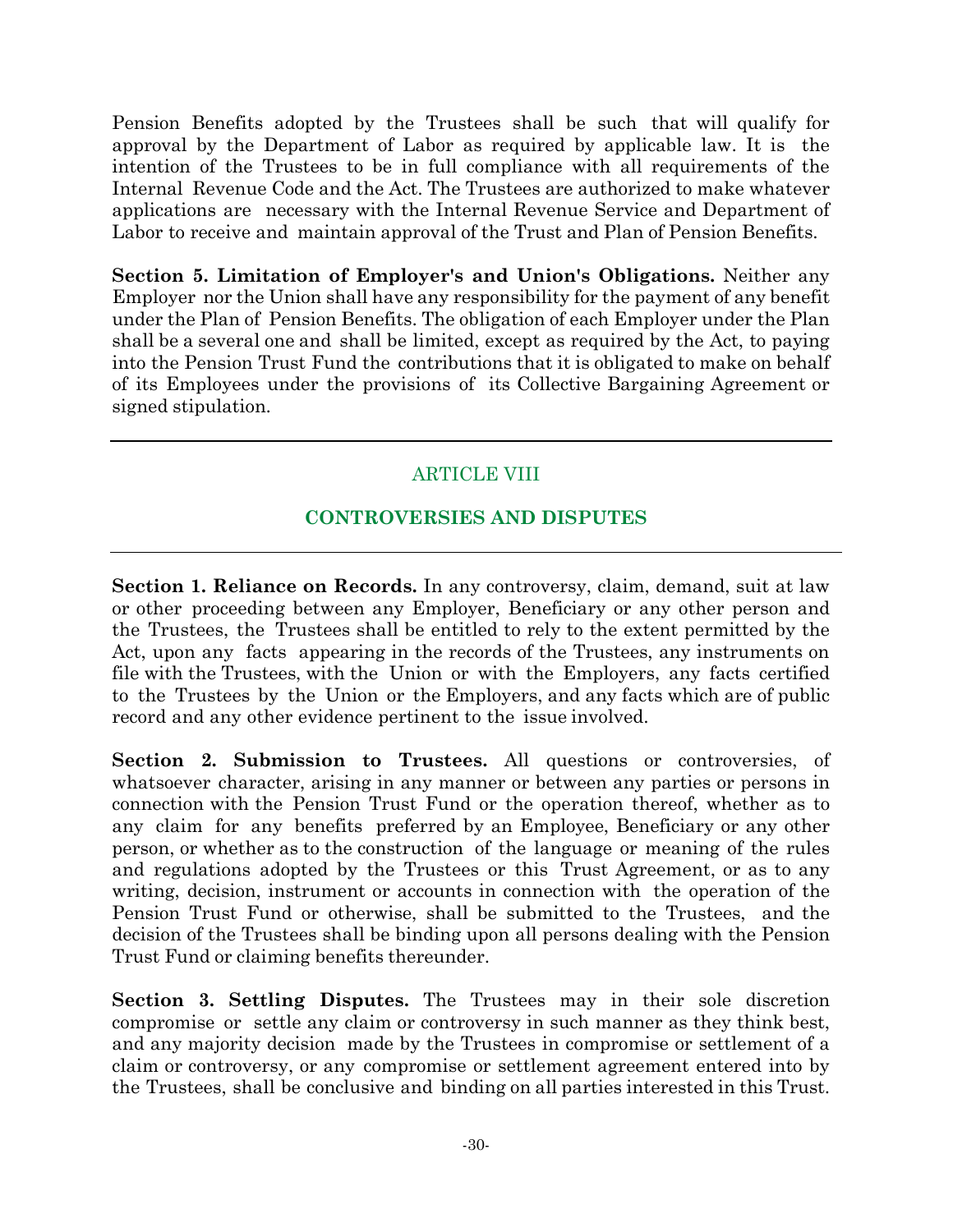Pension Benefits adopted by the Trustees shall be such that will qualify for approval by the Department of Labor as required by applicable law. It is the intention of the Trustees to be in full compliance with all requirements of the Internal Revenue Code and the Act. The Trustees are authorized to make whatever applications are necessary with the Internal Revenue Service and Department of Labor to receive and maintain approval of the Trust and Plan of Pension Benefits.

**Section 5. Limitation of Employer's and Union's Obligations.** Neither any Employer nor the Union shall have any responsibility for the payment of any benefit under the Plan of Pension Benefits. The obligation of each Employer under the Plan shall be a several one and shall be limited, except as required by the Act, to paying into the Pension Trust Fund the contributions that it is obligated to make on behalf of its Employees under the provisions of its Collective Bargaining Agreement or signed stipulation.

---

## ARTICLE VIII

## CONTROVERSIES AND DISPUTES

---

**Section 1. Reliance on Records.** In any controversy, claim, demand, suit at law or other proceeding between any Employer, Beneficiary or any other person and the Trustees, the Trustees shall be entitled to rely to the extent permitted by the Act, upon any facts appearing in the records of the Trustees, any instruments on file with the Trustees, with the Union or with the Employers, any facts certified to the Trustees by the Union or the Employers, and any facts which are of public record and any other evidence pertinent to the issue involved.

**Section 2. Submission to Trustees.** All questions or controversies, of whatsoever character, arising in any manner or between any parties or persons in connection with the Pension Trust Fund or the operation thereof, whether as to any claim for any benefits preferred by an Employee, Beneficiary or any other person, or whether as to the construction of the language or meaning of the rules and regulations adopted by the Trustees or this Trust Agreement, or as to any writing, decision, instrument or accounts in connection with the operation of the Pension Trust Fund or otherwise, shall be submitted to the Trustees, and the decision of the Trustees shall be binding upon all persons dealing with the Pension Trust Fund or claiming benefits thereunder.

**Section 3. Settling Disputes.** The Trustees may in their sole discretion compromise or settle any claim or controversy in such manner as they think best, and any majority decision made by the Trustees in compromise or settlement of a claim or controversy, or any compromise or settlement agreement entered into by the Trustees, shall be conclusive and binding on all parties interested in this Trust.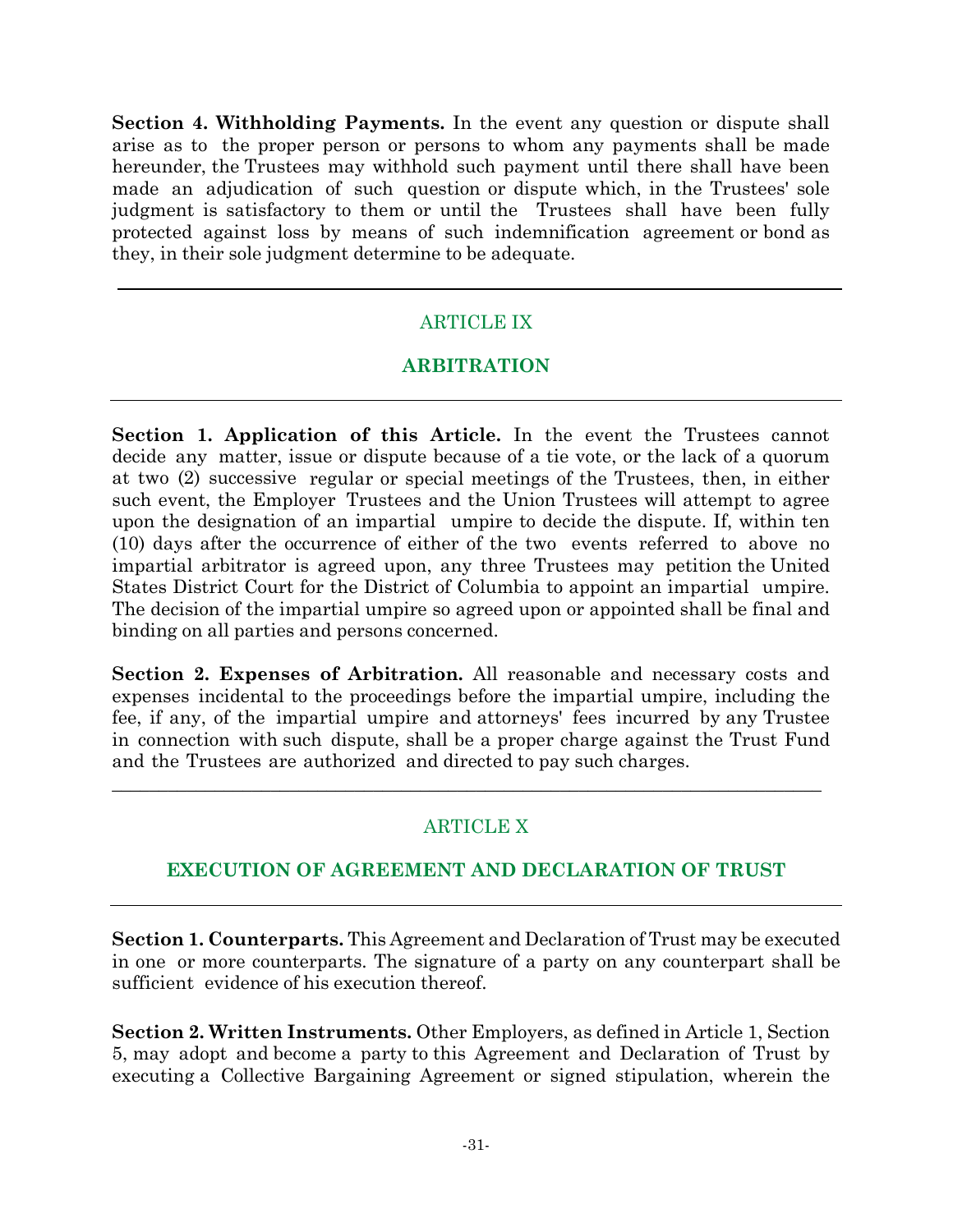**Section 4. Withholding Payments.** In the event any question or dispute shall arise as to the proper person or persons to whom any payments shall be made hereunder, the Trustees may withhold such payment until there shall have been made an adjudication of such question or dispute which, in the Trustees' sole judgment is satisfactory to them or until the Trustees shall have been fully protected against loss by means of such indemnification agreement or bond as they, in their sole judgment determine to be adequate.

---

## ARTICLE IX

## ARBITRATION

---

**Section 1. Application of this Article.** In the event the Trustees cannot decide any matter, issue or dispute because of a tie vote, or the lack of a quorum at two (2) successive regular or special meetings of the Trustees, then, in either such event, the Employer Trustees and the Union Trustees will attempt to agree upon the designation of an impartial umpire to decide the dispute. If, within ten (10) days after the occurrence of either of the two events referred to above no impartial arbitrator is agreed upon, any three Trustees may petition the United States District Court for the District of Columbia to appoint an impartial umpire. The decision of the impartial umpire so agreed upon or appointed shall be final and binding on all parties and persons concerned.

**Section 2. Expenses of Arbitration.** All reasonable and necessary costs and expenses incidental to the proceedings before the impartial umpire, including the fee, if any, of the impartial umpire and attorneys' fees incurred by any Trustee in connection with such dispute, shall be a proper charge against the Trust Fund and the Trustees are authorized and directed to pay such charges.

---

## ARTICLE X

## EXECUTION OF AGREEMENT AND DECLARATION OF TRUST

---

**Section 1. Counterparts.** This Agreement and Declaration of Trust may be executed in one or more counterparts. The signature of a party on any counterpart shall be sufficient evidence of his execution thereof.

**Section 2. Written Instruments.** Other Employers, as defined in Article 1, Section 5, may adopt and become a party to this Agreement and Declaration of Trust by executing a Collective Bargaining Agreement or signed stipulation, wherein the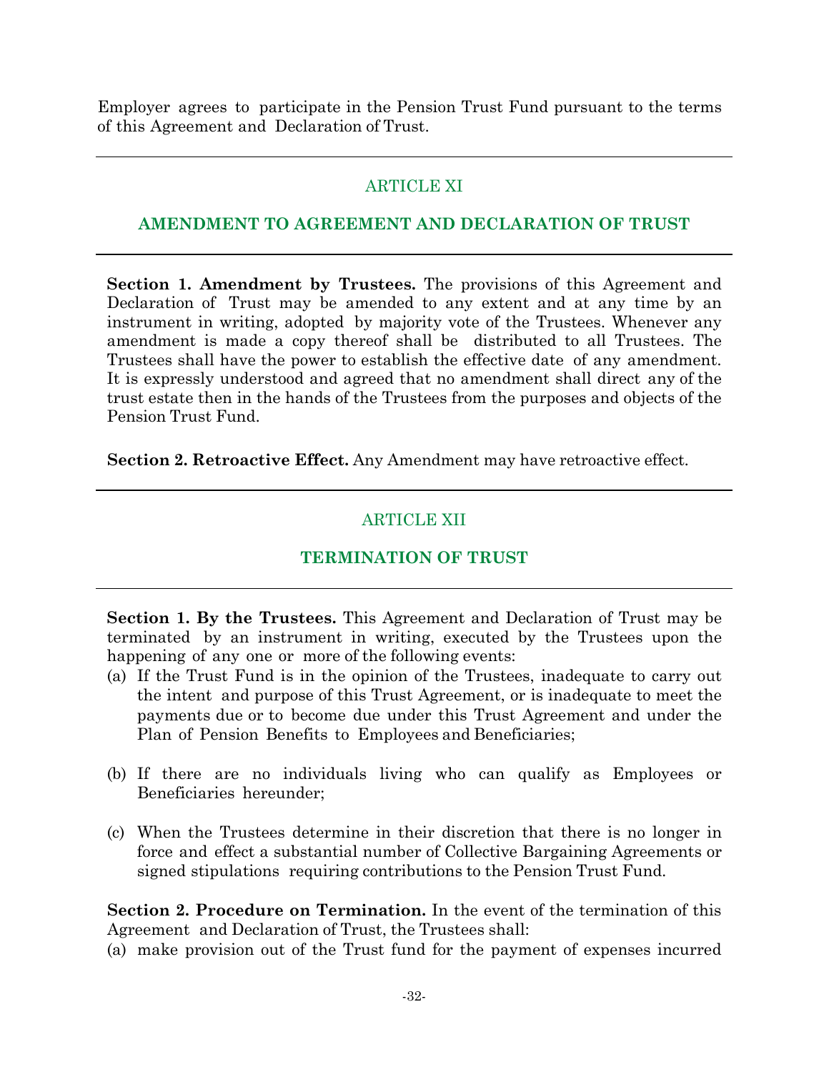Employer agrees to participate in the Pension Trust Fund pursuant to the terms of this Agreement and Declaration of Trust.

## ARTICLE XI

## AMENDMENT TO AGREEMENT AND DECLARATION OF TRUST

**Section 1. Amendment by Trustees.** The provisions of this Agreement and Declaration of Trust may be amended to any extent and at any time by an instrument in writing, adopted by majority vote of the Trustees. Whenever any amendment is made a copy thereof shall be distributed to all Trustees. The Trustees shall have the power to establish the effective date of any amendment. It is expressly understood and agreed that no amendment shall direct any of the trust estate then in the hands of the Trustees from the purposes and objects of the Pension Trust Fund.

**Section 2. Retroactive Effect.** Any Amendment may have retroactive effect.

## ARTICLE XII

## TERMINATION OF TRUST

**Section 1. By the Trustees.** This Agreement and Declaration of Trust may be terminated by an instrument in writing, executed by the Trustees upon the happening of any one or more of the following events:

(a) If the Trust Fund is in the opinion of the Trustees, inadequate to carry out the intent and purpose of this Trust Agreement, or is inadequate to meet the payments due or to become due under this Trust Agreement and under the Plan of Pension Benefits to Employees and Beneficiaries;

(b) If there are no individuals living who can qualify as Employees or Beneficiaries hereunder;

(c) When the Trustees determine in their discretion that there is no longer in force and effect a substantial number of Collective Bargaining Agreements or signed stipulations requiring contributions to the Pension Trust Fund.

**Section 2. Procedure on Termination.** In the event of the termination of this Agreement and Declaration of Trust, the Trustees shall:

(a) make provision out of the Trust fund for the payment of expenses incurred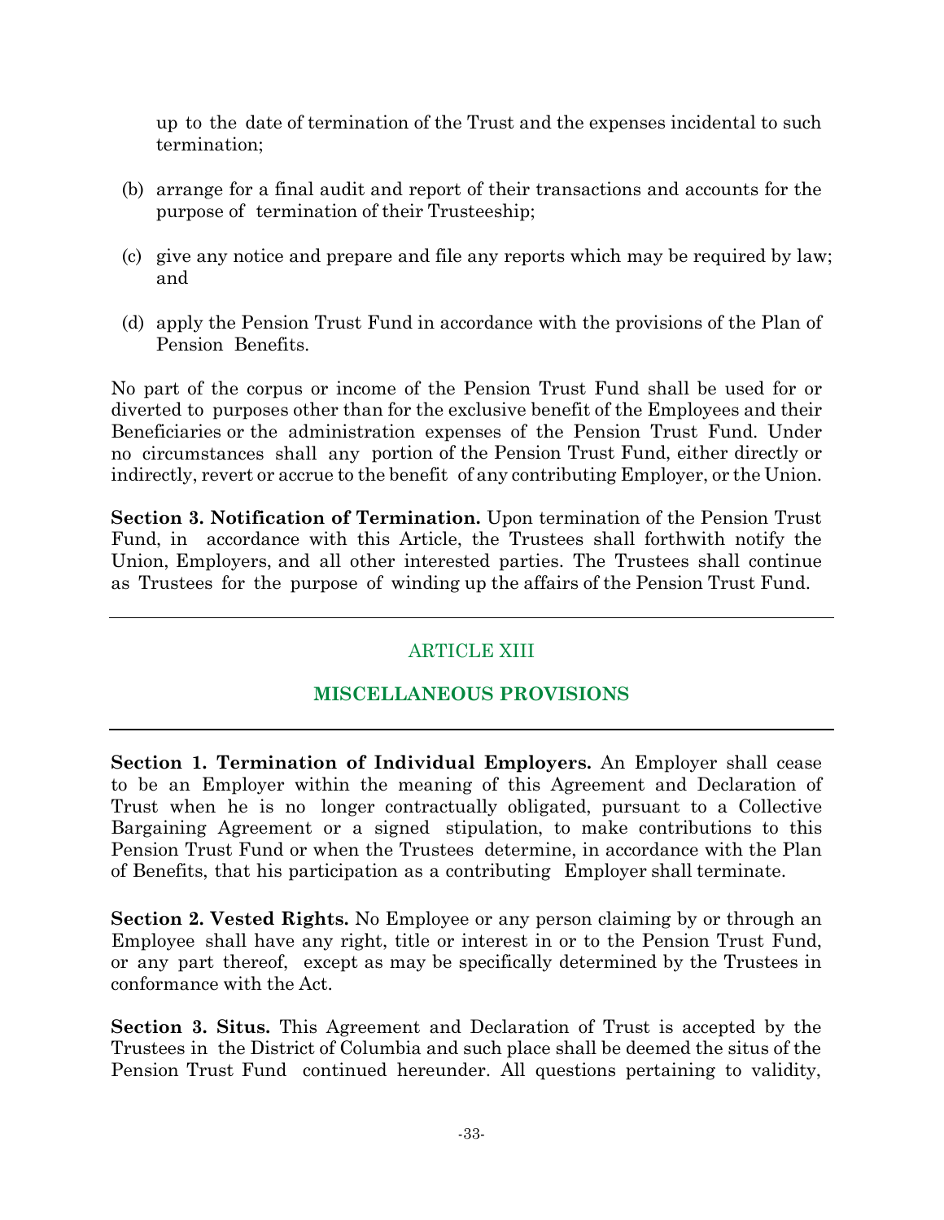up to the date of termination of the Trust and the expenses incidental to such termination;

(b) arrange for a final audit and report of their transactions and accounts for the purpose of termination of their Trusteeship;

(c) give any notice and prepare and file any reports which may be required by law; and

(d) apply the Pension Trust Fund in accordance with the provisions of the Plan of Pension Benefits.

No part of the corpus or income of the Pension Trust Fund shall be used for or diverted to purposes other than for the exclusive benefit of the Employees and their Beneficiaries or the administration expenses of the Pension Trust Fund. Under no circumstances shall any portion of the Pension Trust Fund, either directly or indirectly, revert or accrue to the benefit of any contributing Employer, or the Union.

**Section 3. Notification of Termination.** Upon termination of the Pension Trust Fund, in accordance with this Article, the Trustees shall forthwith notify the Union, Employers, and all other interested parties. The Trustees shall continue as Trustees for the purpose of winding up the affairs of the Pension Trust Fund.

---

## ARTICLE XIII

## MISCELLANEOUS PROVISIONS

---

**Section 1. Termination of Individual Employers.** An Employer shall cease to be an Employer within the meaning of this Agreement and Declaration of Trust when he is no longer contractually obligated, pursuant to a Collective Bargaining Agreement or a signed stipulation, to make contributions to this Pension Trust Fund or when the Trustees determine, in accordance with the Plan of Benefits, that his participation as a contributing Employer shall terminate.

**Section 2. Vested Rights.** No Employee or any person claiming by or through an Employee shall have any right, title or interest in or to the Pension Trust Fund, or any part thereof, except as may be specifically determined by the Trustees in conformance with the Act.

**Section 3. Situs.** This Agreement and Declaration of Trust is accepted by the Trustees in the District of Columbia and such place shall be deemed the situs of the Pension Trust Fund continued hereunder. All questions pertaining to validity,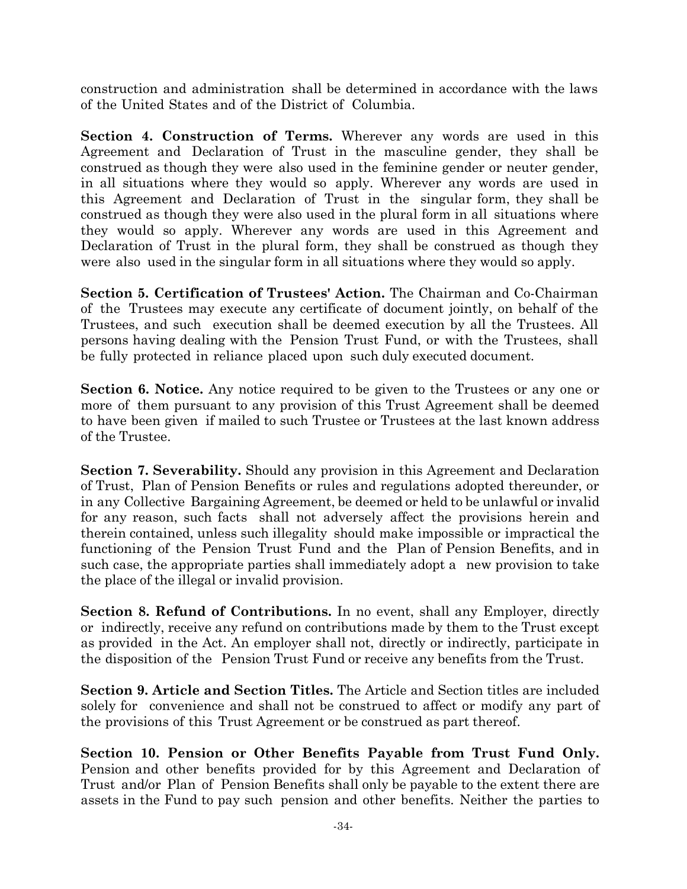construction and administration shall be determined in accordance with the laws of the United States and of the District of Columbia.

**Section 4. Construction of Terms.** Wherever any words are used in this Agreement and Declaration of Trust in the masculine gender, they shall be construed as though they were also used in the feminine gender or neuter gender, in all situations where they would so apply. Wherever any words are used in this Agreement and Declaration of Trust in the singular form, they shall be construed as though they were also used in the plural form in all situations where they would so apply. Wherever any words are used in this Agreement and Declaration of Trust in the plural form, they shall be construed as though they were also used in the singular form in all situations where they would so apply.

**Section 5. Certification of Trustees' Action.** The Chairman and Co-Chairman of the Trustees may execute any certificate of document jointly, on behalf of the Trustees, and such execution shall be deemed execution by all the Trustees. All persons having dealing with the Pension Trust Fund, or with the Trustees, shall be fully protected in reliance placed upon such duly executed document.

**Section 6. Notice.** Any notice required to be given to the Trustees or any one or more of them pursuant to any provision of this Trust Agreement shall be deemed to have been given if mailed to such Trustee or Trustees at the last known address of the Trustee.

**Section 7. Severability.** Should any provision in this Agreement and Declaration of Trust, Plan of Pension Benefits or rules and regulations adopted thereunder, or in any Collective Bargaining Agreement, be deemed or held to be unlawful or invalid for any reason, such facts shall not adversely affect the provisions herein and therein contained, unless such illegality should make impossible or impractical the functioning of the Pension Trust Fund and the Plan of Pension Benefits, and in such case, the appropriate parties shall immediately adopt a new provision to take the place of the illegal or invalid provision.

**Section 8. Refund of Contributions.** In no event, shall any Employer, directly or indirectly, receive any refund on contributions made by them to the Trust except as provided in the Act. An employer shall not, directly or indirectly, participate in the disposition of the Pension Trust Fund or receive any benefits from the Trust.

**Section 9. Article and Section Titles.** The Article and Section titles are included solely for convenience and shall not be construed to affect or modify any part of the provisions of this Trust Agreement or be construed as part thereof.

**Section 10. Pension or Other Benefits Payable from Trust Fund Only.** Pension and other benefits provided for by this Agreement and Declaration of Trust and/or Plan of Pension Benefits shall only be payable to the extent there are assets in the Fund to pay such pension and other benefits. Neither the parties to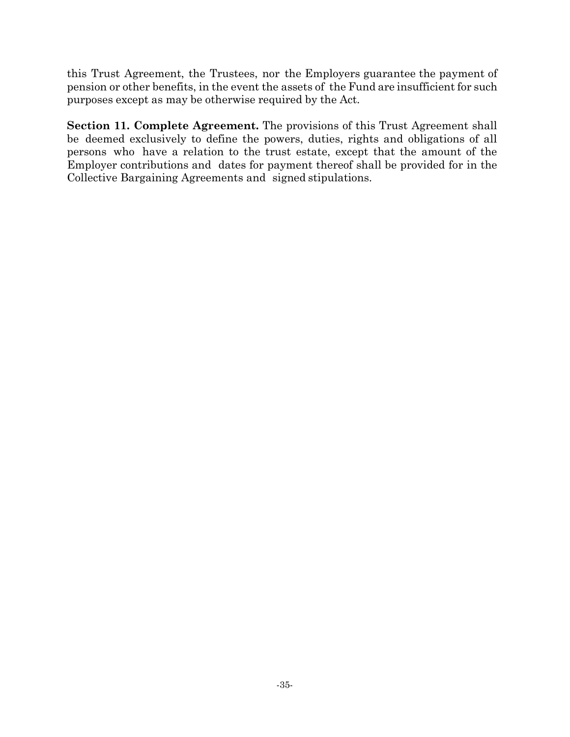this Trust Agreement, the Trustees, nor the Employers guarantee the payment of pension or other benefits, in the event the assets of the Fund are insufficient for such purposes except as may be otherwise required by the Act.

**Section 11. Complete Agreement.** The provisions of this Trust Agreement shall be deemed exclusively to define the powers, duties, rights and obligations of all persons who have a relation to the trust estate, except that the amount of the Employer contributions and dates for payment thereof shall be provided for in the Collective Bargaining Agreements and signed stipulations.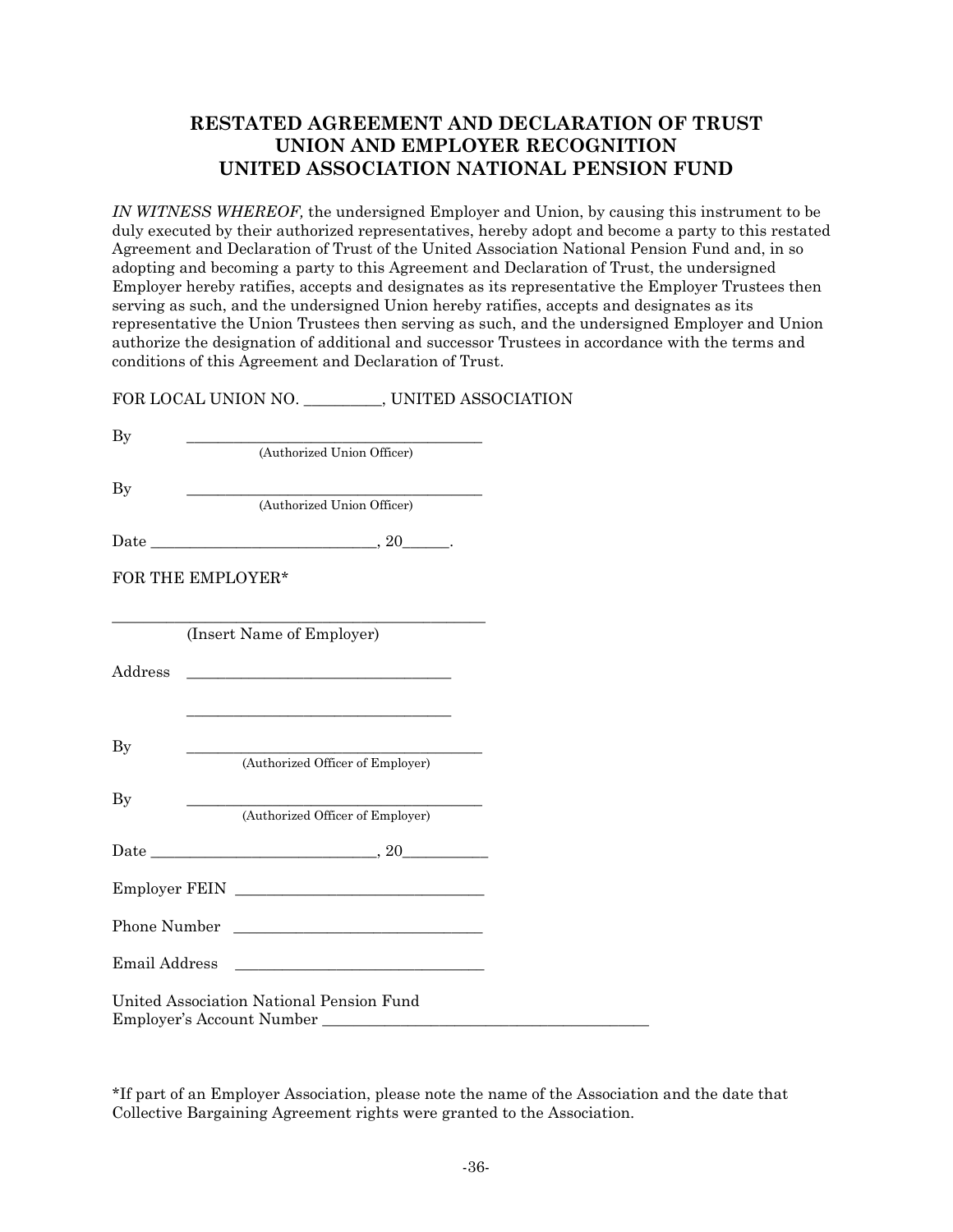# RESTATED AGREEMENT AND DECLARATION OF TRUST
# UNION AND EMPLOYER RECOGNITION
# UNITED ASSOCIATION NATIONAL PENSION FUND

*IN WITNESS WHEREOF,* the undersigned Employer and Union, by causing this instrument to be duly executed by their authorized representatives, hereby adopt and become a party to this restated Agreement and Declaration of Trust of the United Association National Pension Fund and, in so adopting and becoming a party to this Agreement and Declaration of Trust, the undersigned Employer hereby ratifies, accepts and designates as its representative the Employer Trustees then serving as such, and the undersigned Union hereby ratifies, accepts and designates as its representative the Union Trustees then serving as such, and the undersigned Employer and Union authorize the designation of additional and successor Trustees in accordance with the terms and conditions of this Agreement and Declaration of Trust.

FOR LOCAL UNION NO. __________, UNITED ASSOCIATION

By ______________________________________
(Authorized Union Officer)

By ______________________________________
(Authorized Union Officer)

Date ______________________________, 20______.

FOR THE EMPLOYER*

__________________________________________________
(Insert Name of Employer)

Address __________________________________

__________________________________

By ______________________________________
(Authorized Officer of Employer)

By ______________________________________
(Authorized Officer of Employer)

Date ______________________________, 20___________

Employer FEIN ________________________________

Phone Number ________________________________

Email Address ________________________________

United Association National Pension Fund
Employer's Account Number ___________________________________________

*If part of an Employer Association, please note the name of the Association and the date that Collective Bargaining Agreement rights were granted to the Association.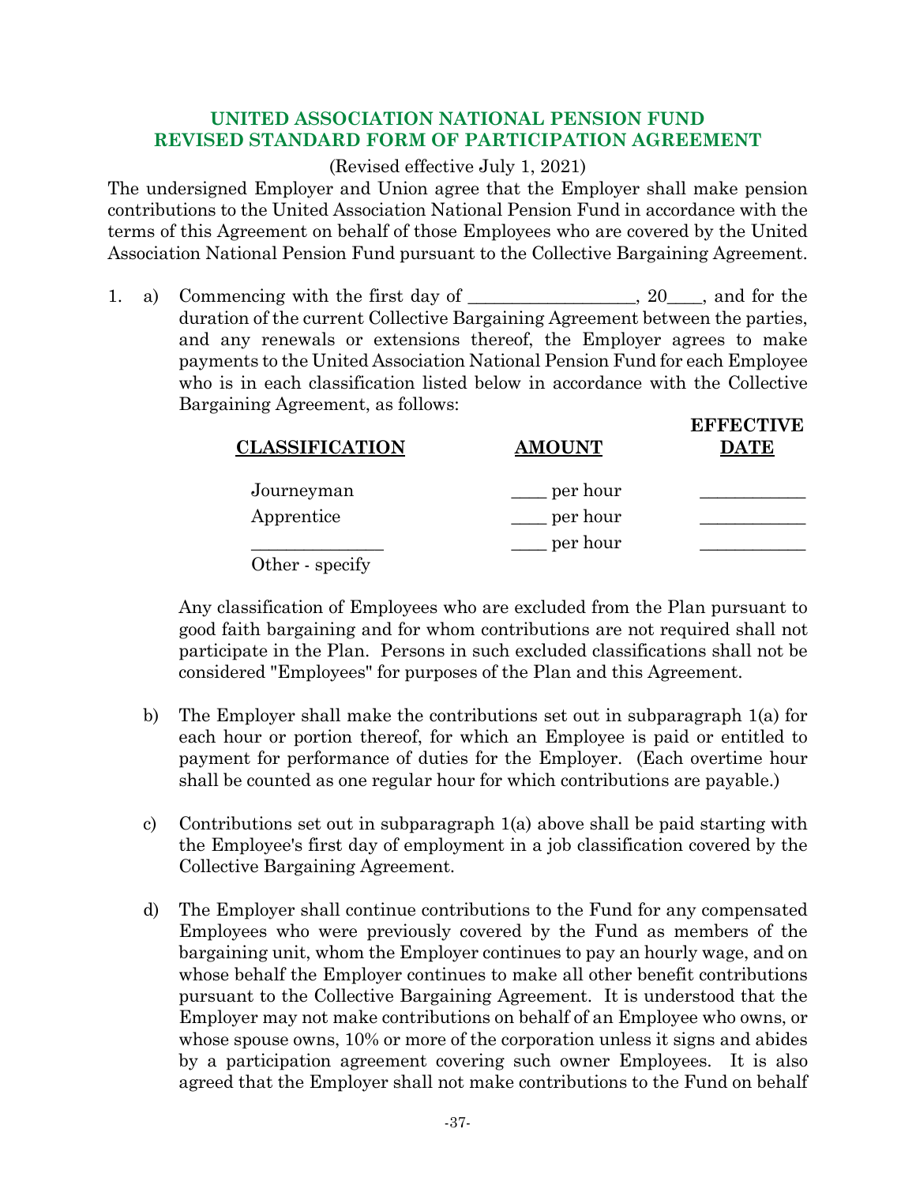# UNITED ASSOCIATION NATIONAL PENSION FUND
# REVISED STANDARD FORM OF PARTICIPATION AGREEMENT

(Revised effective July 1, 2021)

The undersigned Employer and Union agree that the Employer shall make pension contributions to the United Association National Pension Fund in accordance with the terms of this Agreement on behalf of those Employees who are covered by the United Association National Pension Fund pursuant to the Collective Bargaining Agreement.

1. a) Commencing with the first day of __________________, 20____, and for the duration of the current Collective Bargaining Agreement between the parties, and any renewals or extensions thereof, the Employer agrees to make payments to the United Association National Pension Fund for each Employee who is in each classification listed below in accordance with the Collective Bargaining Agreement, as follows:

| CLASSIFICATION | AMOUNT | EFFECTIVE DATE |
|---|---|---|
| Journeyman | ____ per hour | ____________ |
| Apprentice | ____ per hour | ____________ |
| ______________ Other - specify | ____ per hour | ____________ |

Any classification of Employees who are excluded from the Plan pursuant to good faith bargaining and for whom contributions are not required shall not participate in the Plan. Persons in such excluded classifications shall not be considered "Employees" for purposes of the Plan and this Agreement.

b) The Employer shall make the contributions set out in subparagraph 1(a) for each hour or portion thereof, for which an Employee is paid or entitled to payment for performance of duties for the Employer. (Each overtime hour shall be counted as one regular hour for which contributions are payable.)

c) Contributions set out in subparagraph 1(a) above shall be paid starting with the Employee's first day of employment in a job classification covered by the Collective Bargaining Agreement.

d) The Employer shall continue contributions to the Fund for any compensated Employees who were previously covered by the Fund as members of the bargaining unit, whom the Employer continues to pay an hourly wage, and on whose behalf the Employer continues to make all other benefit contributions pursuant to the Collective Bargaining Agreement. It is understood that the Employer may not make contributions on behalf of an Employee who owns, or whose spouse owns, 10% or more of the corporation unless it signs and abides by a participation agreement covering such owner Employees. It is also agreed that the Employer shall not make contributions to the Fund on behalf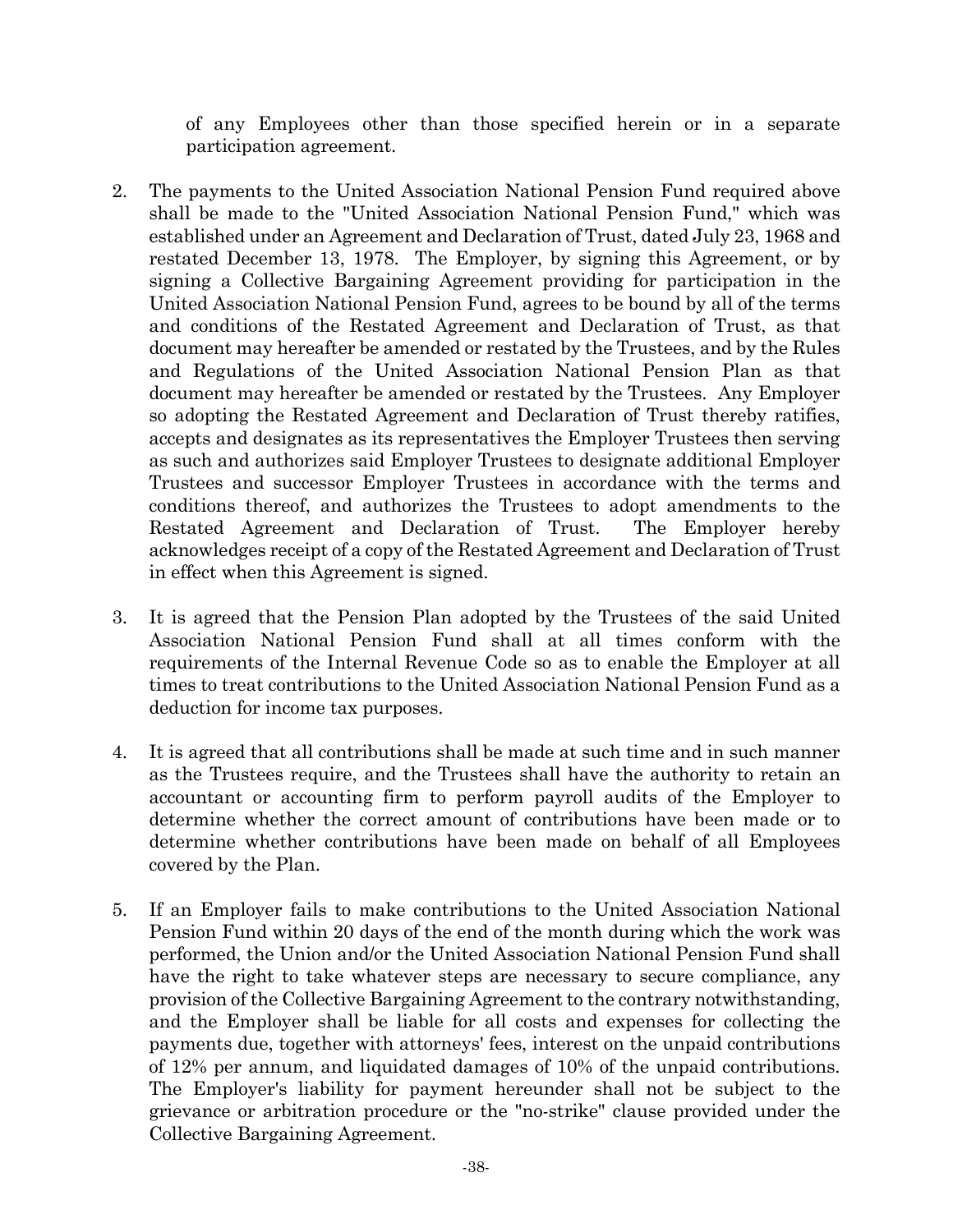of any Employees other than those specified herein or in a separate participation agreement.

2. The payments to the United Association National Pension Fund required above shall be made to the "United Association National Pension Fund," which was established under an Agreement and Declaration of Trust, dated July 23, 1968 and restated December 13, 1978. The Employer, by signing this Agreement, or by signing a Collective Bargaining Agreement providing for participation in the United Association National Pension Fund, agrees to be bound by all of the terms and conditions of the Restated Agreement and Declaration of Trust, as that document may hereafter be amended or restated by the Trustees, and by the Rules and Regulations of the United Association National Pension Plan as that document may hereafter be amended or restated by the Trustees. Any Employer so adopting the Restated Agreement and Declaration of Trust thereby ratifies, accepts and designates as its representatives the Employer Trustees then serving as such and authorizes said Employer Trustees to designate additional Employer Trustees and successor Employer Trustees in accordance with the terms and conditions thereof, and authorizes the Trustees to adopt amendments to the Restated Agreement and Declaration of Trust. The Employer hereby acknowledges receipt of a copy of the Restated Agreement and Declaration of Trust in effect when this Agreement is signed.

3. It is agreed that the Pension Plan adopted by the Trustees of the said United Association National Pension Fund shall at all times conform with the requirements of the Internal Revenue Code so as to enable the Employer at all times to treat contributions to the United Association National Pension Fund as a deduction for income tax purposes.

4. It is agreed that all contributions shall be made at such time and in such manner as the Trustees require, and the Trustees shall have the authority to retain an accountant or accounting firm to perform payroll audits of the Employer to determine whether the correct amount of contributions have been made or to determine whether contributions have been made on behalf of all Employees covered by the Plan.

5. If an Employer fails to make contributions to the United Association National Pension Fund within 20 days of the end of the month during which the work was performed, the Union and/or the United Association National Pension Fund shall have the right to take whatever steps are necessary to secure compliance, any provision of the Collective Bargaining Agreement to the contrary notwithstanding, and the Employer shall be liable for all costs and expenses for collecting the payments due, together with attorneys' fees, interest on the unpaid contributions of 12% per annum, and liquidated damages of 10% of the unpaid contributions. The Employer's liability for payment hereunder shall not be subject to the grievance or arbitration procedure or the "no-strike" clause provided under the Collective Bargaining Agreement.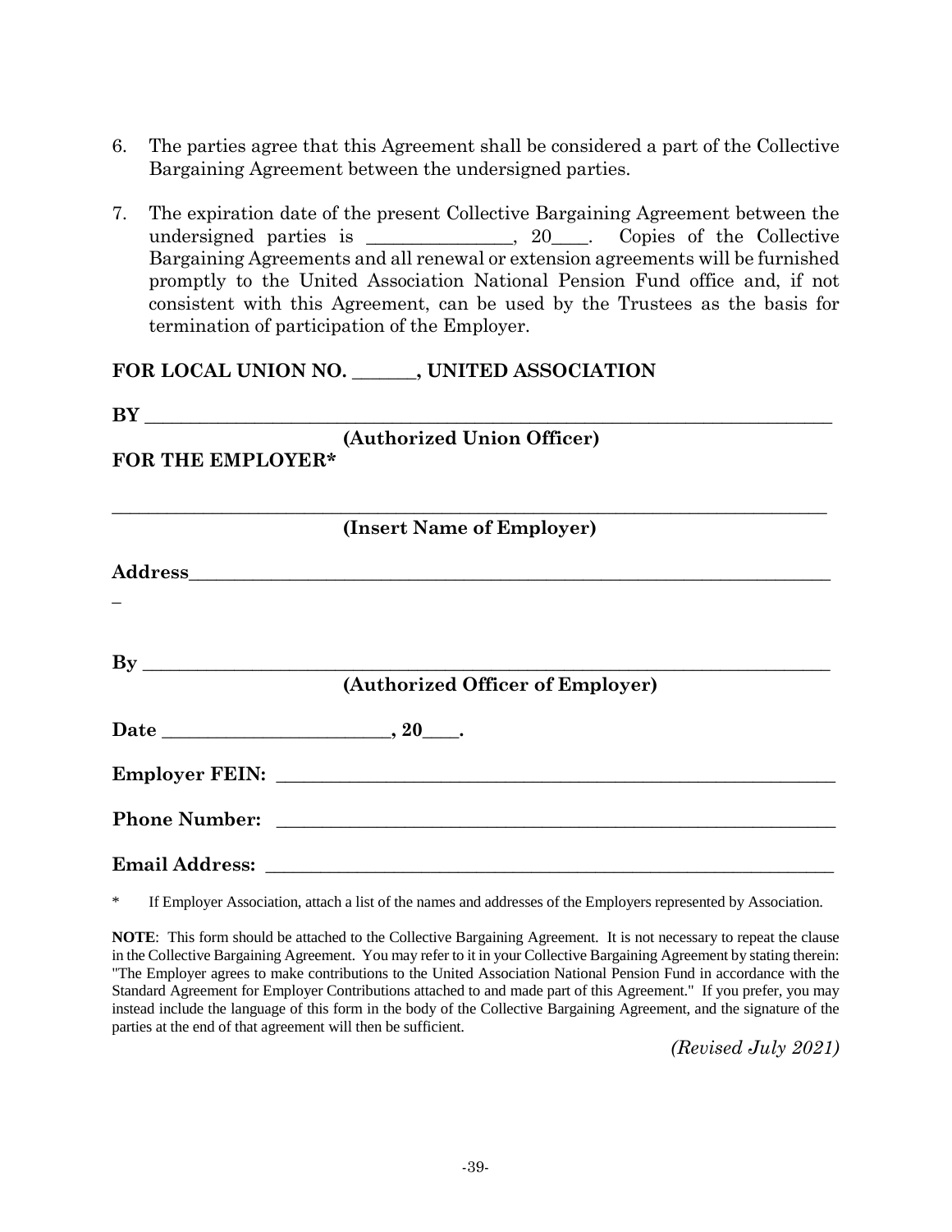6. The parties agree that this Agreement shall be considered a part of the Collective Bargaining Agreement between the undersigned parties.

7. The expiration date of the present Collective Bargaining Agreement between the undersigned parties is ________________, 20____. Copies of the Collective Bargaining Agreements and all renewal or extension agreements will be furnished promptly to the United Association National Pension Fund office and, if not consistent with this Agreement, can be used by the Trustees as the basis for termination of participation of the Employer.

**FOR LOCAL UNION NO. _______, UNITED ASSOCIATION**

**BY** ________________________________________________________________________________

**(Authorized Union Officer)**

**FOR THE EMPLOYER***

________________________________________________________________________________

**(Insert Name of Employer)**

**Address**_________________________________________________________________________

_

**By** ________________________________________________________________________________

**(Authorized Officer of Employer)**

**Date** _________________________, **20**____.

**Employer FEIN:** _________________________________________________________________

**Phone Number:** _________________________________________________________________

**Email Address:** _________________________________________________________________

\* If Employer Association, attach a list of the names and addresses of the Employers represented by Association.

**NOTE**: This form should be attached to the Collective Bargaining Agreement. It is not necessary to repeat the clause in the Collective Bargaining Agreement. You may refer to it in your Collective Bargaining Agreement by stating therein: "The Employer agrees to make contributions to the United Association National Pension Fund in accordance with the Standard Agreement for Employer Contributions attached to and made part of this Agreement." If you prefer, you may instead include the language of this form in the body of the Collective Bargaining Agreement, and the signature of the parties at the end of that agreement will then be sufficient.

*(Revised July 2021)*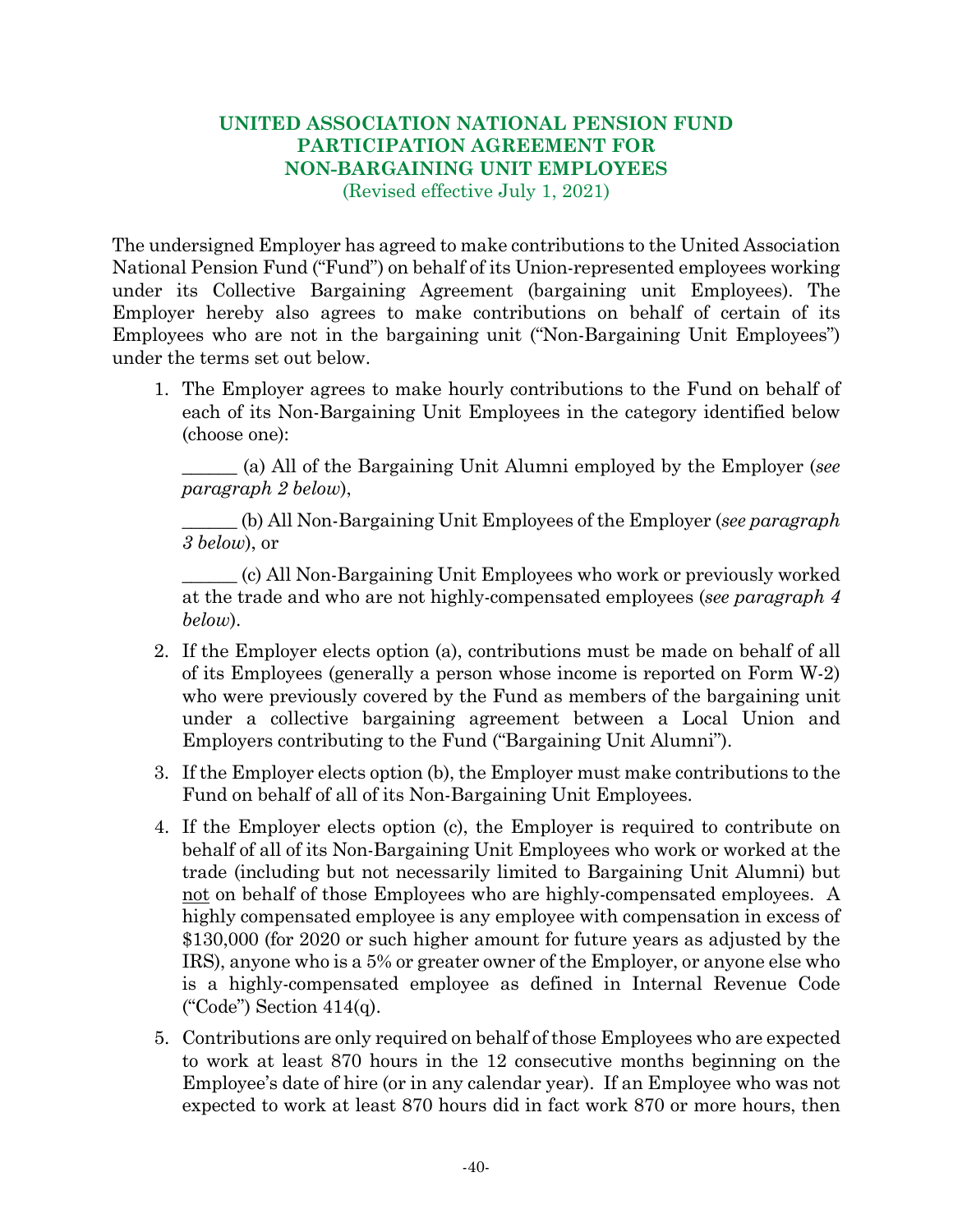# UNITED ASSOCIATION NATIONAL PENSION FUND PARTICIPATION AGREEMENT FOR NON-BARGAINING UNIT EMPLOYEES

(Revised effective July 1, 2021)

The undersigned Employer has agreed to make contributions to the United Association National Pension Fund ("Fund") on behalf of its Union-represented employees working under its Collective Bargaining Agreement (bargaining unit Employees). The Employer hereby also agrees to make contributions on behalf of certain of its Employees who are not in the bargaining unit ("Non-Bargaining Unit Employees") under the terms set out below.

1. The Employer agrees to make hourly contributions to the Fund on behalf of each of its Non-Bargaining Unit Employees in the category identified below (choose one):

   ______ (a) All of the Bargaining Unit Alumni employed by the Employer (*see paragraph 2 below*),

   ______ (b) All Non-Bargaining Unit Employees of the Employer (*see paragraph 3 below*), or

   ______ (c) All Non-Bargaining Unit Employees who work or previously worked at the trade and who are not highly-compensated employees (*see paragraph 4 below*).

2. If the Employer elects option (a), contributions must be made on behalf of all of its Employees (generally a person whose income is reported on Form W-2) who were previously covered by the Fund as members of the bargaining unit under a collective bargaining agreement between a Local Union and Employers contributing to the Fund ("Bargaining Unit Alumni").

3. If the Employer elects option (b), the Employer must make contributions to the Fund on behalf of all of its Non-Bargaining Unit Employees.

4. If the Employer elects option (c), the Employer is required to contribute on behalf of all of its Non-Bargaining Unit Employees who work or worked at the trade (including but not necessarily limited to Bargaining Unit Alumni) but <u>not</u> on behalf of those Employees who are highly-compensated employees. A highly compensated employee is any employee with compensation in excess of $130,000 (for 2020 or such higher amount for future years as adjusted by the IRS), anyone who is a 5% or greater owner of the Employer, or anyone else who is a highly-compensated employee as defined in Internal Revenue Code ("Code") Section 414(q).

5. Contributions are only required on behalf of those Employees who are expected to work at least 870 hours in the 12 consecutive months beginning on the Employee's date of hire (or in any calendar year). If an Employee who was not expected to work at least 870 hours did in fact work 870 or more hours, then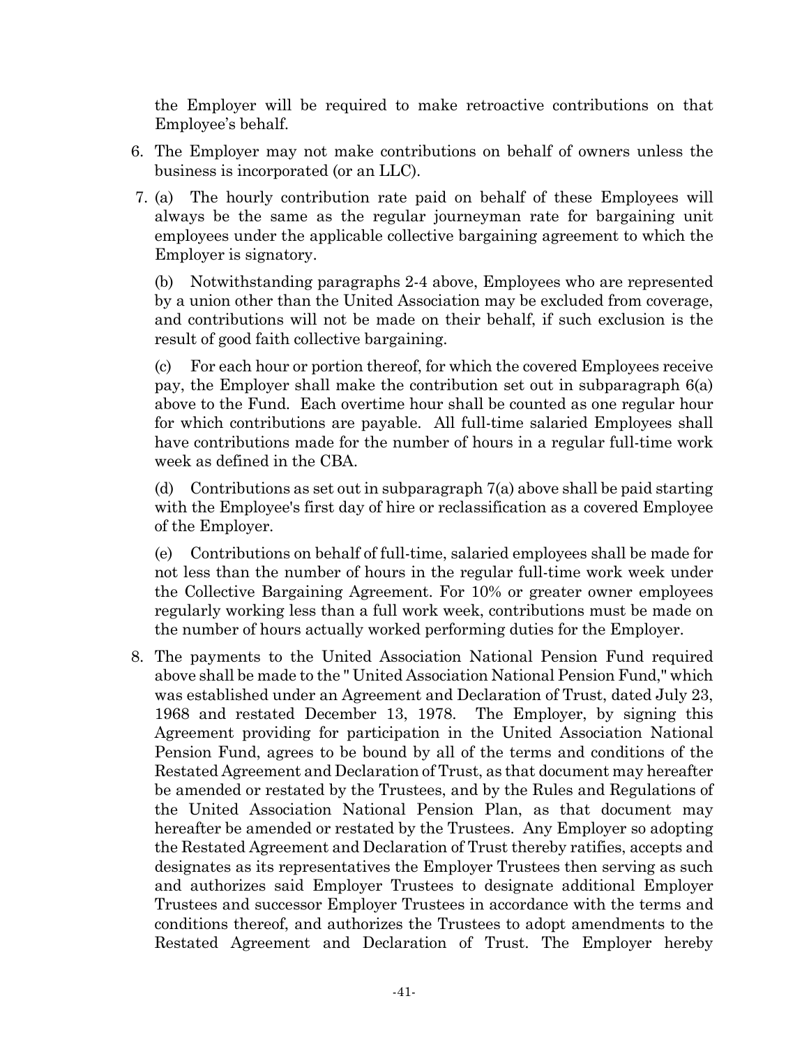the Employer will be required to make retroactive contributions on that Employee's behalf.

6. The Employer may not make contributions on behalf of owners unless the business is incorporated (or an LLC).

7. (a) The hourly contribution rate paid on behalf of these Employees will always be the same as the regular journeyman rate for bargaining unit employees under the applicable collective bargaining agreement to which the Employer is signatory.

   (b) Notwithstanding paragraphs 2-4 above, Employees who are represented by a union other than the United Association may be excluded from coverage, and contributions will not be made on their behalf, if such exclusion is the result of good faith collective bargaining.

   (c) For each hour or portion thereof, for which the covered Employees receive pay, the Employer shall make the contribution set out in subparagraph 6(a) above to the Fund. Each overtime hour shall be counted as one regular hour for which contributions are payable. All full-time salaried Employees shall have contributions made for the number of hours in a regular full-time work week as defined in the CBA.

   (d) Contributions as set out in subparagraph 7(a) above shall be paid starting with the Employee's first day of hire or reclassification as a covered Employee of the Employer.

   (e) Contributions on behalf of full-time, salaried employees shall be made for not less than the number of hours in the regular full-time work week under the Collective Bargaining Agreement. For 10% or greater owner employees regularly working less than a full work week, contributions must be made on the number of hours actually worked performing duties for the Employer.

8. The payments to the United Association National Pension Fund required above shall be made to the " United Association National Pension Fund," which was established under an Agreement and Declaration of Trust, dated July 23, 1968 and restated December 13, 1978. The Employer, by signing this Agreement providing for participation in the United Association National Pension Fund, agrees to be bound by all of the terms and conditions of the Restated Agreement and Declaration of Trust, as that document may hereafter be amended or restated by the Trustees, and by the Rules and Regulations of the United Association National Pension Plan, as that document may hereafter be amended or restated by the Trustees. Any Employer so adopting the Restated Agreement and Declaration of Trust thereby ratifies, accepts and designates as its representatives the Employer Trustees then serving as such and authorizes said Employer Trustees to designate additional Employer Trustees and successor Employer Trustees in accordance with the terms and conditions thereof, and authorizes the Trustees to adopt amendments to the Restated Agreement and Declaration of Trust. The Employer hereby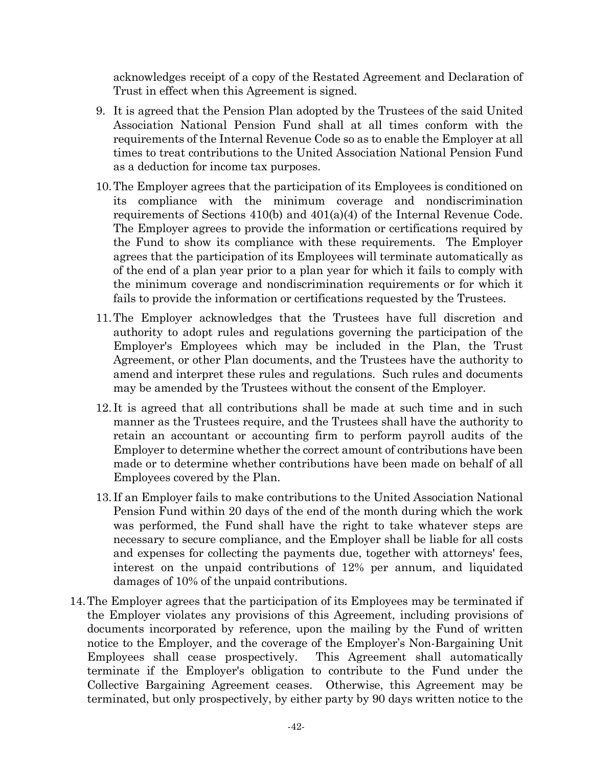acknowledges receipt of a copy of the Restated Agreement and Declaration of Trust in effect when this Agreement is signed.

9. It is agreed that the Pension Plan adopted by the Trustees of the said United Association National Pension Fund shall at all times conform with the requirements of the Internal Revenue Code so as to enable the Employer at all times to treat contributions to the United Association National Pension Fund as a deduction for income tax purposes.

10. The Employer agrees that the participation of its Employees is conditioned on its compliance with the minimum coverage and nondiscrimination requirements of Sections 410(b) and 401(a)(4) of the Internal Revenue Code. The Employer agrees to provide the information or certifications required by the Fund to show its compliance with these requirements. The Employer agrees that the participation of its Employees will terminate automatically as of the end of a plan year prior to a plan year for which it fails to comply with the minimum coverage and nondiscrimination requirements or for which it fails to provide the information or certifications requested by the Trustees.

11. The Employer acknowledges that the Trustees have full discretion and authority to adopt rules and regulations governing the participation of the Employer's Employees which may be included in the Plan, the Trust Agreement, or other Plan documents, and the Trustees have the authority to amend and interpret these rules and regulations. Such rules and documents may be amended by the Trustees without the consent of the Employer.

12. It is agreed that all contributions shall be made at such time and in such manner as the Trustees require, and the Trustees shall have the authority to retain an accountant or accounting firm to perform payroll audits of the Employer to determine whether the correct amount of contributions have been made or to determine whether contributions have been made on behalf of all Employees covered by the Plan.

13. If an Employer fails to make contributions to the United Association National Pension Fund within 20 days of the end of the month during which the work was performed, the Fund shall have the right to take whatever steps are necessary to secure compliance, and the Employer shall be liable for all costs and expenses for collecting the payments due, together with attorneys' fees, interest on the unpaid contributions of 12% per annum, and liquidated damages of 10% of the unpaid contributions.

14. The Employer agrees that the participation of its Employees may be terminated if the Employer violates any provisions of this Agreement, including provisions of documents incorporated by reference, upon the mailing by the Fund of written notice to the Employer, and the coverage of the Employer's Non-Bargaining Unit Employees shall cease prospectively. This Agreement shall automatically terminate if the Employer's obligation to contribute to the Fund under the Collective Bargaining Agreement ceases. Otherwise, this Agreement may be terminated, but only prospectively, by either party by 90 days written notice to the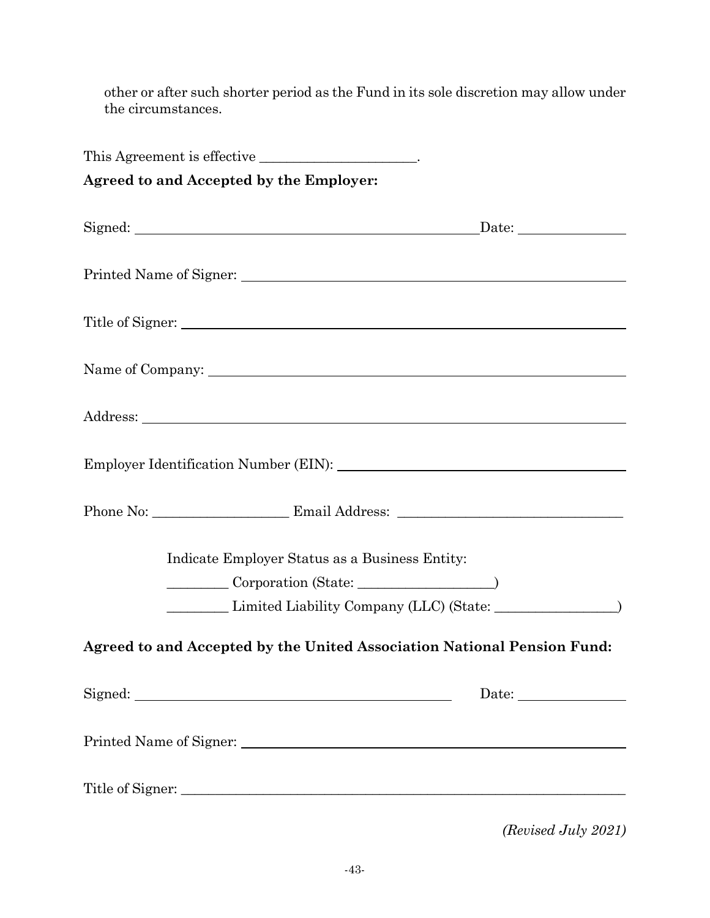other or after such shorter period as the Fund in its sole discretion may allow under the circumstances.

This Agreement is effective ______________________.

**Agreed to and Accepted by the Employer:**

Signed: ______________________________________________ Date: ______________

Printed Name of Signer: ______________________________________________

Title of Signer: ______________________________________________

Name of Company: ______________________________________________

Address: ______________________________________________

Employer Identification Number (EIN): ______________________________________________

Phone No: ___________________ Email Address: _______________________________

Indicate Employer Status as a Business Entity:

________ Corporation (State: ___________________)

________ Limited Liability Company (LLC) (State: _________________)

**Agreed to and Accepted by the United Association National Pension Fund:**

Signed: ______________________________________________ Date: ______________

Printed Name of Signer: ______________________________________________

Title of Signer: ______________________________________________

*(Revised July 2021)*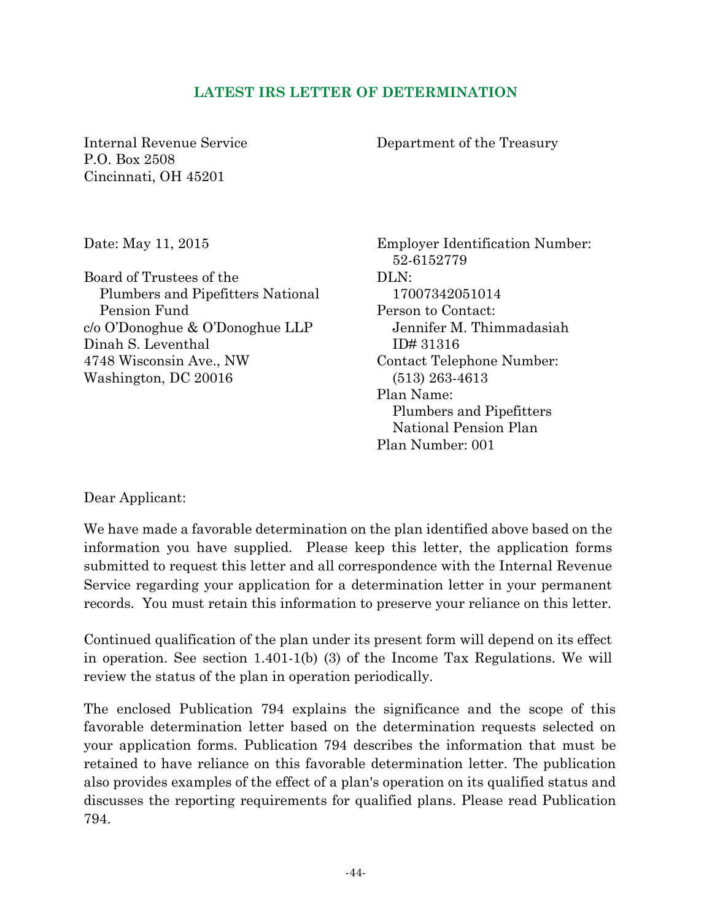## LATEST IRS LETTER OF DETERMINATION

Internal Revenue Service
P.O. Box 2508
Cincinnati, OH 45201

Department of the Treasury

Date: May 11, 2015

Board of Trustees of the
Plumbers and Pipefitters National
Pension Fund
c/o O'Donoghue & O'Donoghue LLP
Dinah S. Leventhal
4748 Wisconsin Ave., NW
Washington, DC 20016

Employer Identification Number:
52-6152779
DLN:
17007342051014
Person to Contact:
Jennifer M. Thimmadasiah
ID# 31316
Contact Telephone Number:
(513) 263-4613
Plan Name:
Plumbers and Pipefitters
National Pension Plan
Plan Number: 001

Dear Applicant:

We have made a favorable determination on the plan identified above based on the information you have supplied. Please keep this letter, the application forms submitted to request this letter and all correspondence with the Internal Revenue Service regarding your application for a determination letter in your permanent records. You must retain this information to preserve your reliance on this letter.

Continued qualification of the plan under its present form will depend on its effect in operation. See section 1.401-1(b) (3) of the Income Tax Regulations. We will review the status of the plan in operation periodically.

The enclosed Publication 794 explains the significance and the scope of this favorable determination letter based on the determination requests selected on your application forms. Publication 794 describes the information that must be retained to have reliance on this favorable determination letter. The publication also provides examples of the effect of a plan's operation on its qualified status and discusses the reporting requirements for qualified plans. Please read Publication 794.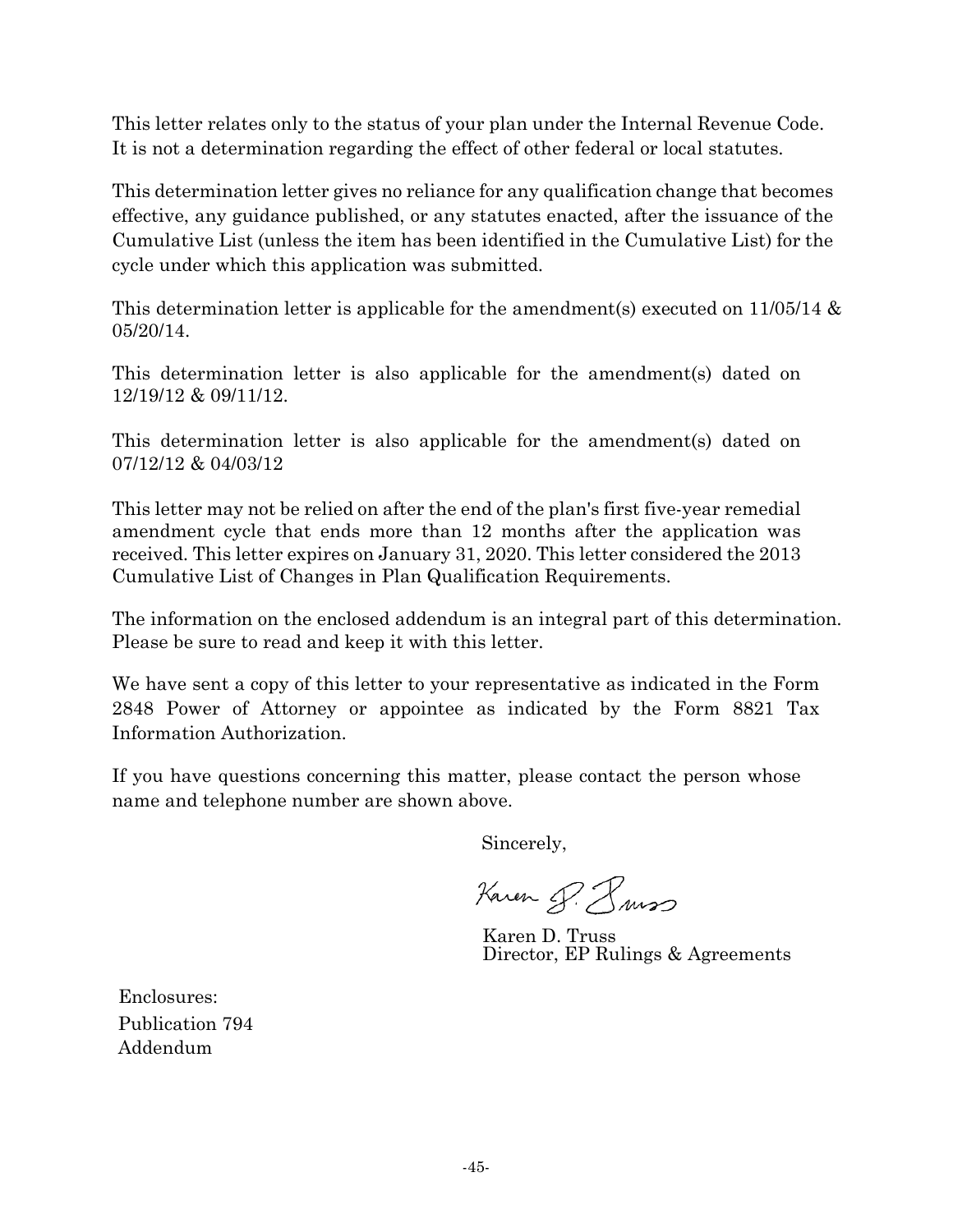This letter relates only to the status of your plan under the Internal Revenue Code. It is not a determination regarding the effect of other federal or local statutes.

This determination letter gives no reliance for any qualification change that becomes effective, any guidance published, or any statutes enacted, after the issuance of the Cumulative List (unless the item has been identified in the Cumulative List) for the cycle under which this application was submitted.

This determination letter is applicable for the amendment(s) executed on 11/05/14 & 05/20/14.

This determination letter is also applicable for the amendment(s) dated on 12/19/12 & 09/11/12.

This determination letter is also applicable for the amendment(s) dated on 07/12/12 & 04/03/12

This letter may not be relied on after the end of the plan's first five-year remedial amendment cycle that ends more than 12 months after the application was received. This letter expires on January 31, 2020. This letter considered the 2013 Cumulative List of Changes in Plan Qualification Requirements.

The information on the enclosed addendum is an integral part of this determination. Please be sure to read and keep it with this letter.

We have sent a copy of this letter to your representative as indicated in the Form 2848 Power of Attorney or appointee as indicated by the Form 8821 Tax Information Authorization.

If you have questions concerning this matter, please contact the person whose name and telephone number are shown above.

Sincerely,

Karen D. Truss

Karen D. Truss
Director, EP Rulings & Agreements

Enclosures:
Publication 794
Addendum